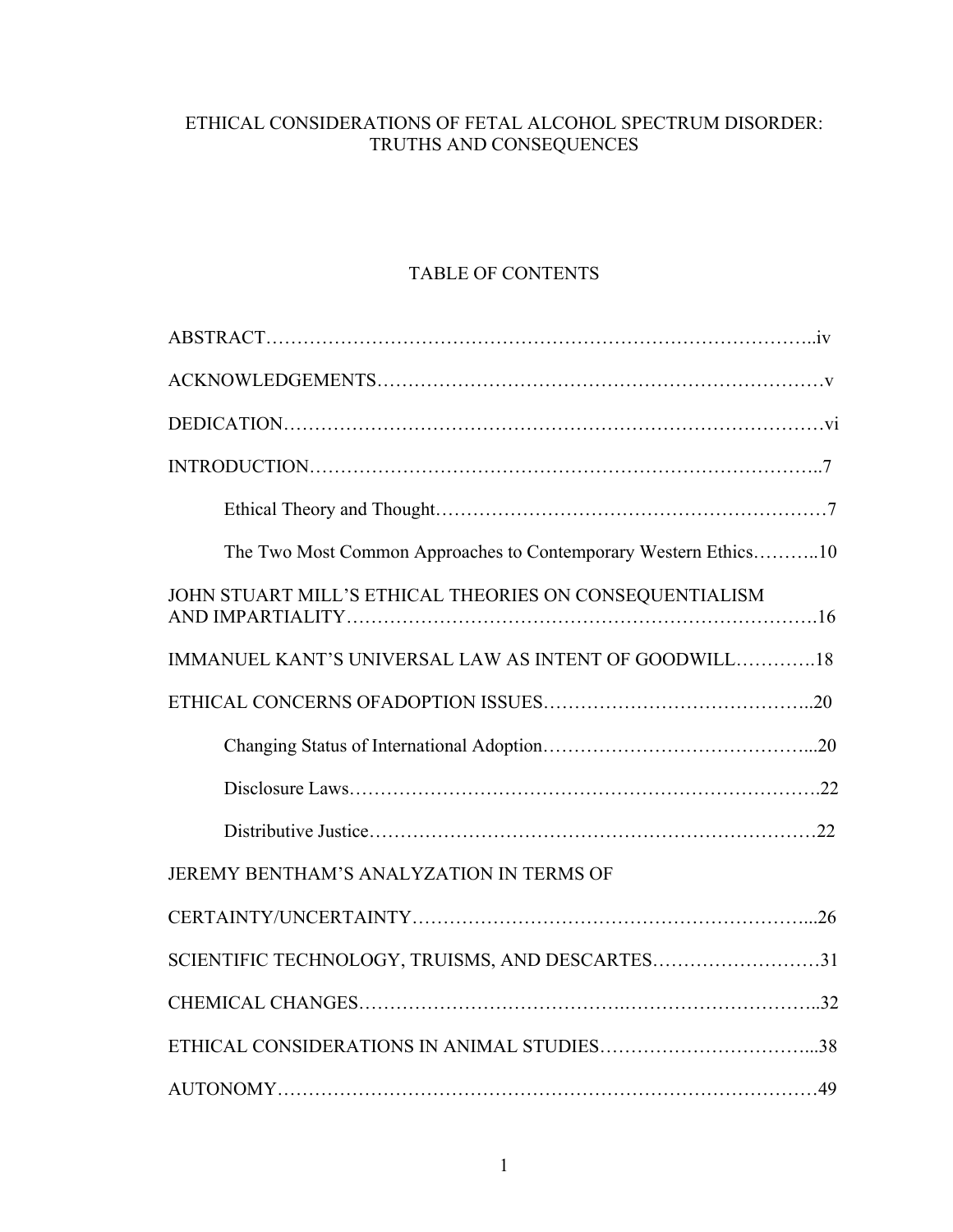# ETHICAL CONSIDERATIONS OF FETAL ALCOHOL SPECTRUM DISORDER: TRUTHS AND CONSEQUENCES

## TABLE OF CONTENTS

ABSTRACT……………………………………………………………………………..iv

ACKNOWLEDGEMENTS……………………………………………………………v

DEDICATION…………………………………………………………………………vi

INTRODUCTION……………………………………………………………………..7

  Ethical Theory and Thought……………………………………………………7

  The Two Most Common Approaches to Contemporary Western Ethics………..10

JOHN STUART MILL'S ETHICAL THEORIES ON CONSEQUENTIALISM AND IMPARTIALITY……………………………………………………………….16

IMMANUEL KANT'S UNIVERSAL LAW AS INTENT OF GOODWILL………….18

ETHICAL CONCERNS OFADOPTION ISSUES…………………………………..20

  Changing Status of International Adoption…………………………………...20

  Disclosure Laws………………………………………………………………….22

  Distributive Justice……………………………………………………………22

JEREMY BENTHAM'S ANALYZATION IN TERMS OF

CERTAINTY/UNCERTAINTY…………………………………………………...26

SCIENTIFIC TECHNOLOGY, TRUISMS, AND DESCARTES………………………31

CHEMICAL CHANGES……………………………………………………………..32

ETHICAL CONSIDERATIONS IN ANIMAL STUDIES……………………………...38

AUTONOMY…………………………………………………………………………49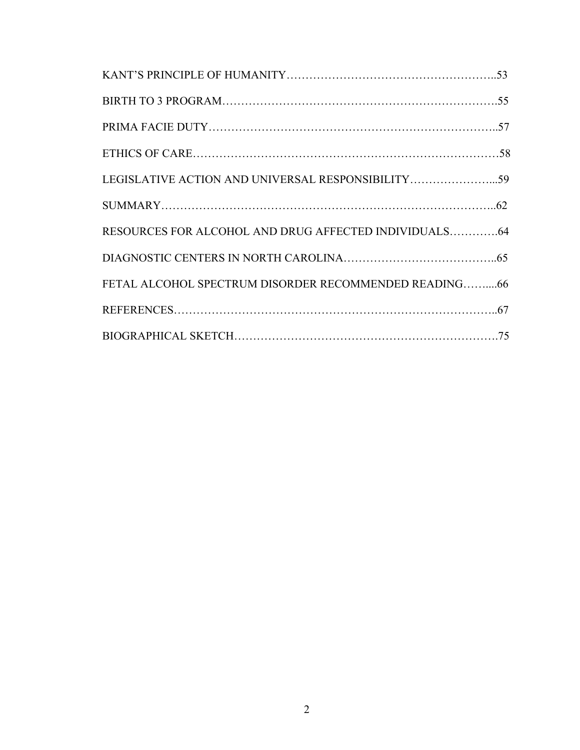KANT'S PRINCIPLE OF HUMANITY……………………………………………………..53

BIRTH TO 3 PROGRAM……………………………………………………………….55

PRIMA FACIE DUTY…………………………………………………………………..57

ETHICS OF CARE………………………………………………………………………58

LEGISLATIVE ACTION AND UNIVERSAL RESPONSIBILITY…………………...59

SUMMARY……………………………………………………………………………..62

RESOURCES FOR ALCOHOL AND DRUG AFFECTED INDIVIDUALS………….64

DIAGNOSTIC CENTERS IN NORTH CAROLINA…………………………………..65

FETAL ALCOHOL SPECTRUM DISORDER RECOMMENDED READING……....66

REFERENCES…………………………………………………………………………..67

BIOGRAPHICAL SKETCH…………………………………………………………….75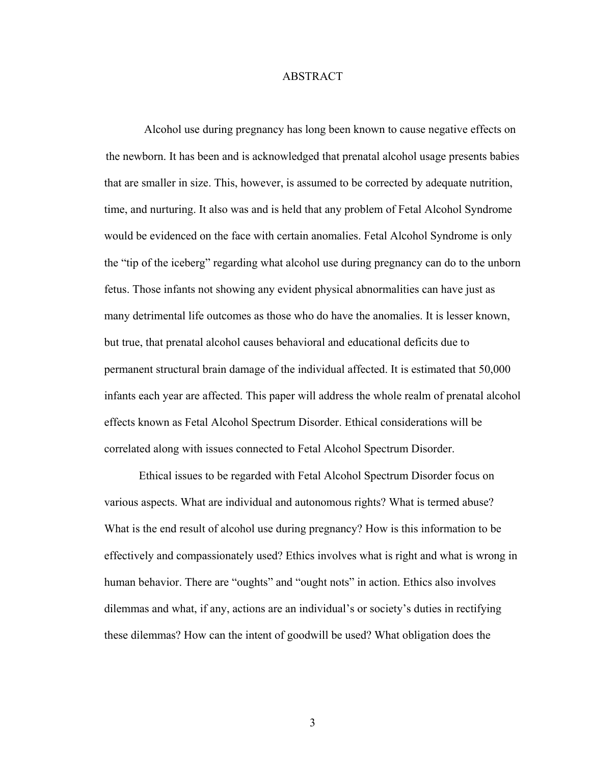# ABSTRACT

Alcohol use during pregnancy has long been known to cause negative effects on the newborn. It has been and is acknowledged that prenatal alcohol usage presents babies that are smaller in size. This, however, is assumed to be corrected by adequate nutrition, time, and nurturing. It also was and is held that any problem of Fetal Alcohol Syndrome would be evidenced on the face with certain anomalies. Fetal Alcohol Syndrome is only the "tip of the iceberg" regarding what alcohol use during pregnancy can do to the unborn fetus. Those infants not showing any evident physical abnormalities can have just as many detrimental life outcomes as those who do have the anomalies. It is lesser known, but true, that prenatal alcohol causes behavioral and educational deficits due to permanent structural brain damage of the individual affected. It is estimated that 50,000 infants each year are affected. This paper will address the whole realm of prenatal alcohol effects known as Fetal Alcohol Spectrum Disorder. Ethical considerations will be correlated along with issues connected to Fetal Alcohol Spectrum Disorder.

Ethical issues to be regarded with Fetal Alcohol Spectrum Disorder focus on various aspects. What are individual and autonomous rights? What is termed abuse? What is the end result of alcohol use during pregnancy? How is this information to be effectively and compassionately used? Ethics involves what is right and what is wrong in human behavior. There are "oughts" and "ought nots" in action. Ethics also involves dilemmas and what, if any, actions are an individual's or society's duties in rectifying these dilemmas? How can the intent of goodwill be used? What obligation does the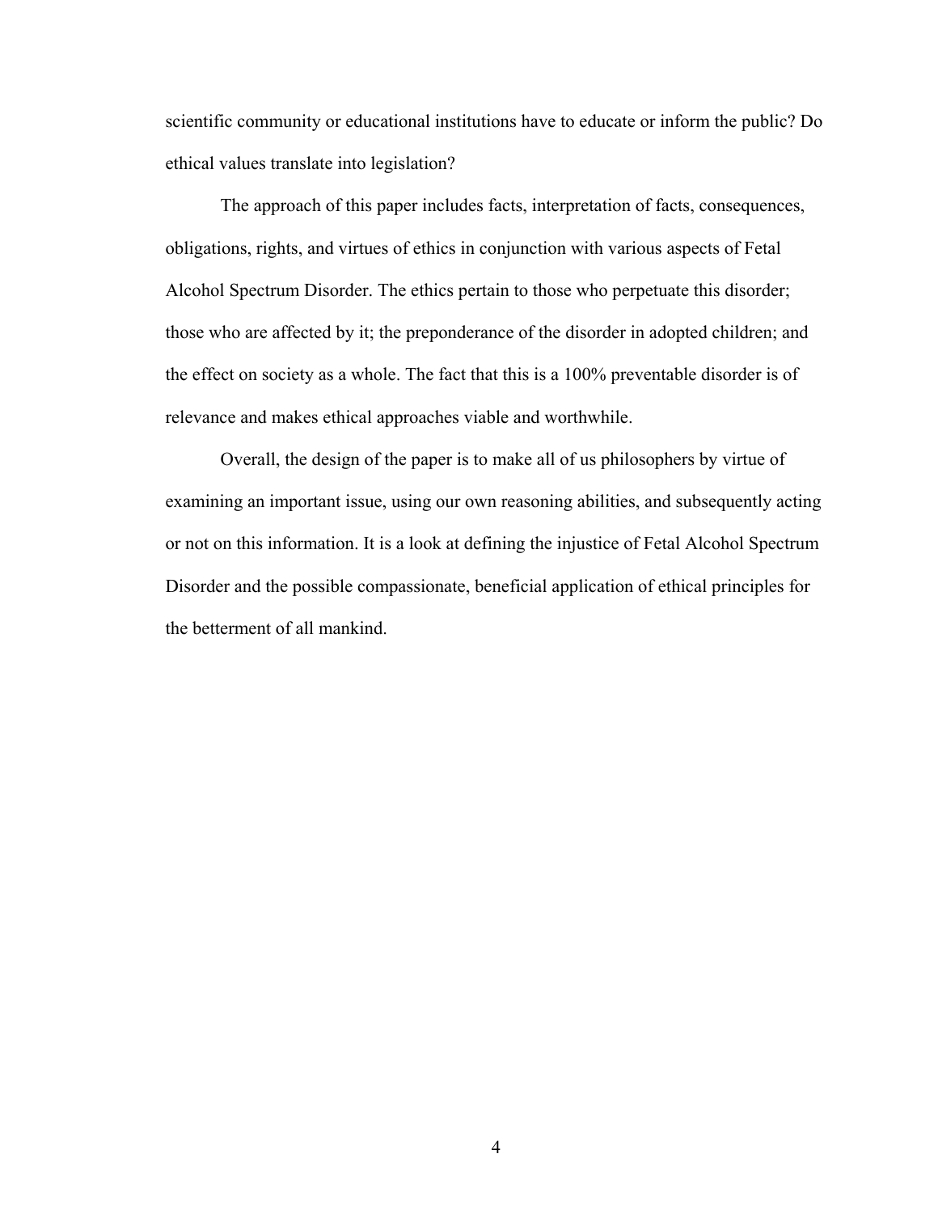scientific community or educational institutions have to educate or inform the public? Do ethical values translate into legislation?

The approach of this paper includes facts, interpretation of facts, consequences, obligations, rights, and virtues of ethics in conjunction with various aspects of Fetal Alcohol Spectrum Disorder. The ethics pertain to those who perpetuate this disorder; those who are affected by it; the preponderance of the disorder in adopted children; and the effect on society as a whole. The fact that this is a 100% preventable disorder is of relevance and makes ethical approaches viable and worthwhile.

Overall, the design of the paper is to make all of us philosophers by virtue of examining an important issue, using our own reasoning abilities, and subsequently acting or not on this information. It is a look at defining the injustice of Fetal Alcohol Spectrum Disorder and the possible compassionate, beneficial application of ethical principles for the betterment of all mankind.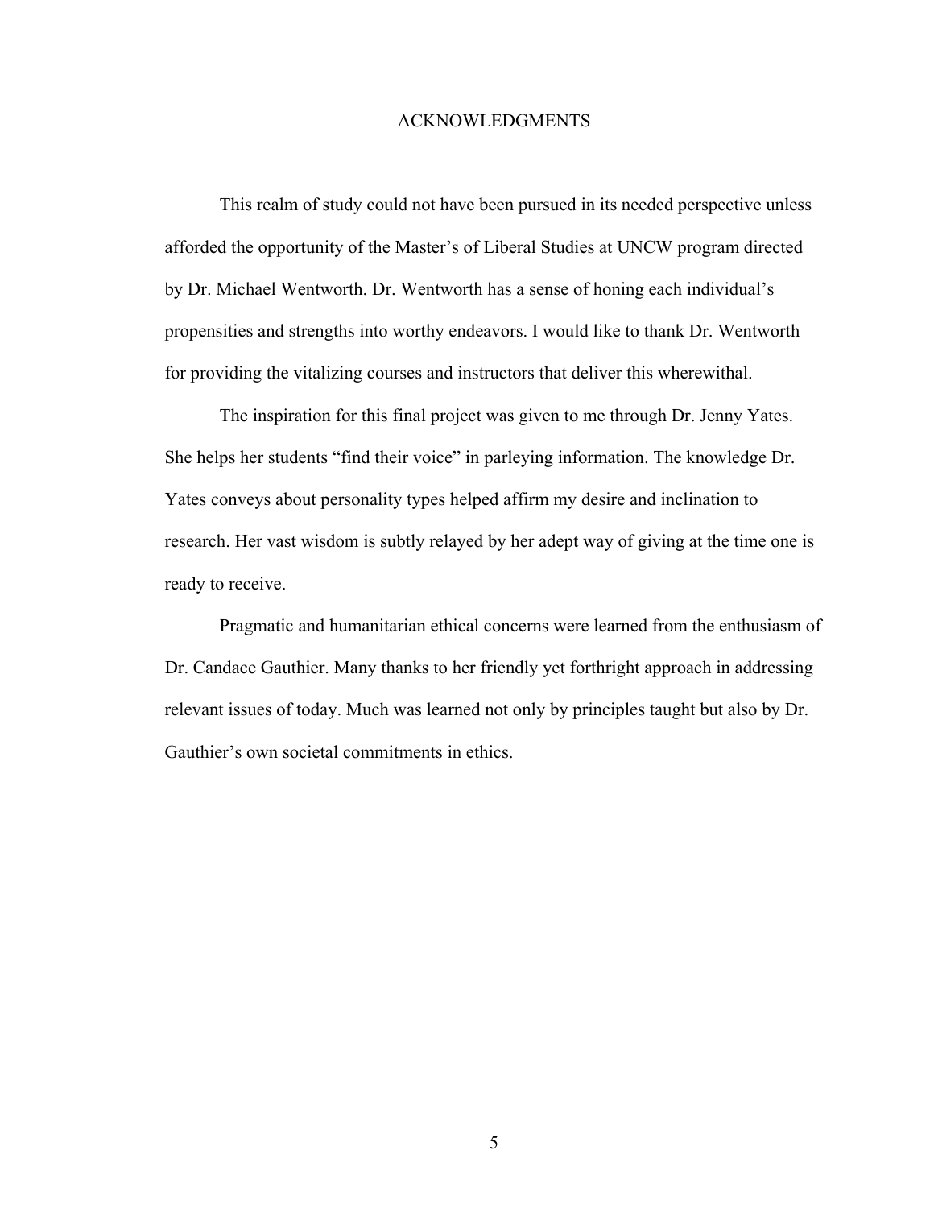# ACKNOWLEDGMENTS

This realm of study could not have been pursued in its needed perspective unless afforded the opportunity of the Master's of Liberal Studies at UNCW program directed by Dr. Michael Wentworth. Dr. Wentworth has a sense of honing each individual's propensities and strengths into worthy endeavors. I would like to thank Dr. Wentworth for providing the vitalizing courses and instructors that deliver this wherewithal.

The inspiration for this final project was given to me through Dr. Jenny Yates. She helps her students "find their voice" in parleying information. The knowledge Dr. Yates conveys about personality types helped affirm my desire and inclination to research. Her vast wisdom is subtly relayed by her adept way of giving at the time one is ready to receive.

Pragmatic and humanitarian ethical concerns were learned from the enthusiasm of Dr. Candace Gauthier. Many thanks to her friendly yet forthright approach in addressing relevant issues of today. Much was learned not only by principles taught but also by Dr. Gauthier's own societal commitments in ethics.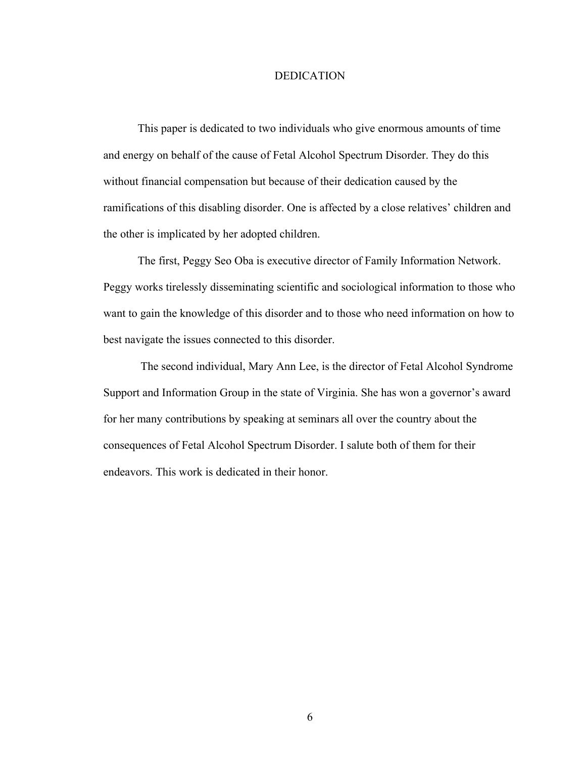# DEDICATION

This paper is dedicated to two individuals who give enormous amounts of time and energy on behalf of the cause of Fetal Alcohol Spectrum Disorder. They do this without financial compensation but because of their dedication caused by the ramifications of this disabling disorder. One is affected by a close relatives' children and the other is implicated by her adopted children.

The first, Peggy Seo Oba is executive director of Family Information Network. Peggy works tirelessly disseminating scientific and sociological information to those who want to gain the knowledge of this disorder and to those who need information on how to best navigate the issues connected to this disorder.

The second individual, Mary Ann Lee, is the director of Fetal Alcohol Syndrome Support and Information Group in the state of Virginia. She has won a governor's award for her many contributions by speaking at seminars all over the country about the consequences of Fetal Alcohol Spectrum Disorder. I salute both of them for their endeavors. This work is dedicated in their honor.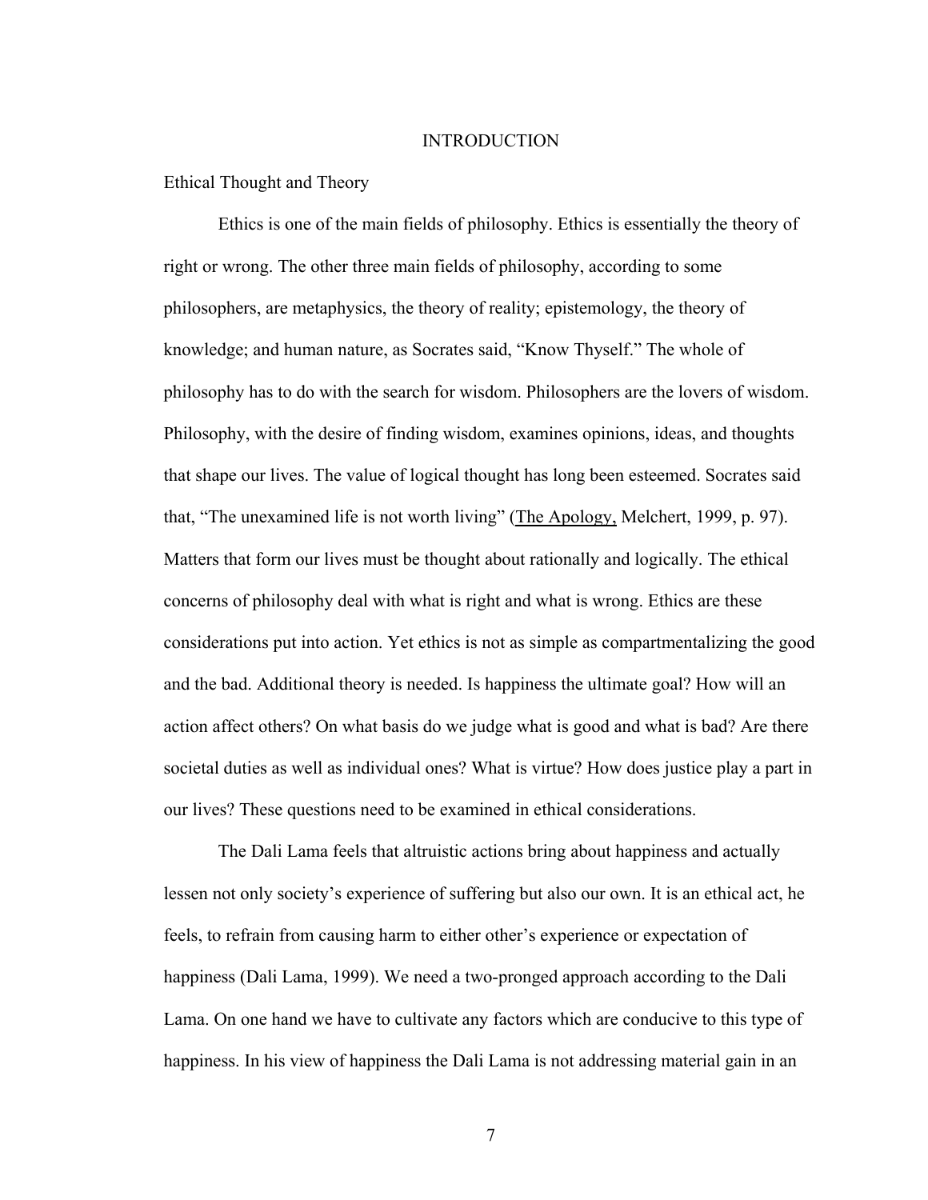# INTRODUCTION

## Ethical Thought and Theory

Ethics is one of the main fields of philosophy. Ethics is essentially the theory of right or wrong. The other three main fields of philosophy, according to some philosophers, are metaphysics, the theory of reality; epistemology, the theory of knowledge; and human nature, as Socrates said, "Know Thyself." The whole of philosophy has to do with the search for wisdom. Philosophers are the lovers of wisdom. Philosophy, with the desire of finding wisdom, examines opinions, ideas, and thoughts that shape our lives. The value of logical thought has long been esteemed. Socrates said that, "The unexamined life is not worth living" (The Apology, Melchert, 1999, p. 97). Matters that form our lives must be thought about rationally and logically. The ethical concerns of philosophy deal with what is right and what is wrong. Ethics are these considerations put into action. Yet ethics is not as simple as compartmentalizing the good and the bad. Additional theory is needed. Is happiness the ultimate goal? How will an action affect others? On what basis do we judge what is good and what is bad? Are there societal duties as well as individual ones? What is virtue? How does justice play a part in our lives? These questions need to be examined in ethical considerations.

The Dali Lama feels that altruistic actions bring about happiness and actually lessen not only society's experience of suffering but also our own. It is an ethical act, he feels, to refrain from causing harm to either other's experience or expectation of happiness (Dali Lama, 1999). We need a two-pronged approach according to the Dali Lama. On one hand we have to cultivate any factors which are conducive to this type of happiness. In his view of happiness the Dali Lama is not addressing material gain in an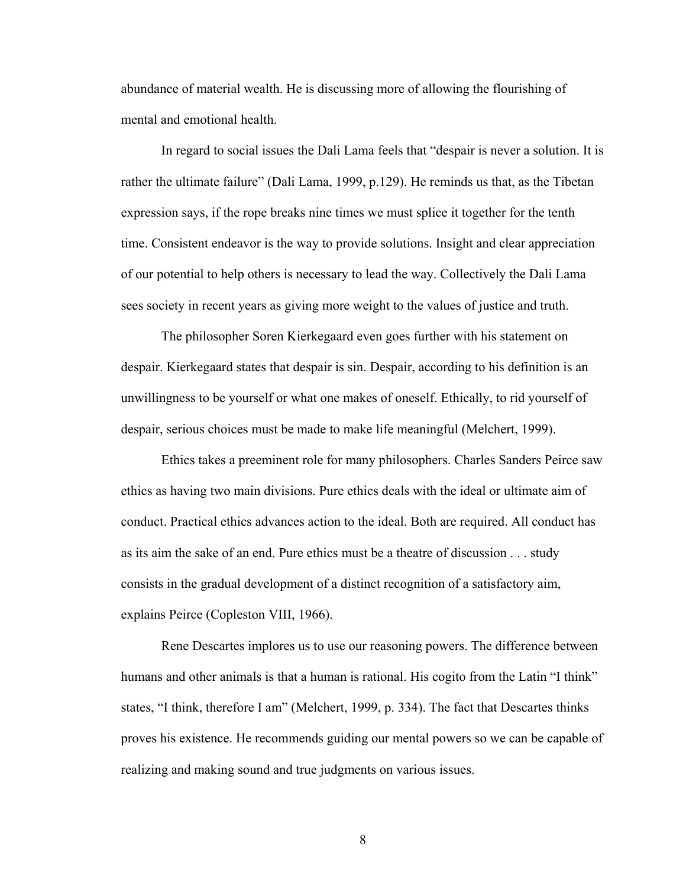abundance of material wealth. He is discussing more of allowing the flourishing of mental and emotional health.

In regard to social issues the Dali Lama feels that "despair is never a solution. It is rather the ultimate failure" (Dali Lama, 1999, p.129). He reminds us that, as the Tibetan expression says, if the rope breaks nine times we must splice it together for the tenth time. Consistent endeavor is the way to provide solutions. Insight and clear appreciation of our potential to help others is necessary to lead the way. Collectively the Dali Lama sees society in recent years as giving more weight to the values of justice and truth.

The philosopher Soren Kierkegaard even goes further with his statement on despair. Kierkegaard states that despair is sin. Despair, according to his definition is an unwillingness to be yourself or what one makes of oneself. Ethically, to rid yourself of despair, serious choices must be made to make life meaningful (Melchert, 1999).

Ethics takes a preeminent role for many philosophers. Charles Sanders Peirce saw ethics as having two main divisions. Pure ethics deals with the ideal or ultimate aim of conduct. Practical ethics advances action to the ideal. Both are required. All conduct has as its aim the sake of an end. Pure ethics must be a theatre of discussion . . . study consists in the gradual development of a distinct recognition of a satisfactory aim, explains Peirce (Copleston VIII, 1966).

Rene Descartes implores us to use our reasoning powers. The difference between humans and other animals is that a human is rational. His cogito from the Latin "I think" states, "I think, therefore I am" (Melchert, 1999, p. 334). The fact that Descartes thinks proves his existence. He recommends guiding our mental powers so we can be capable of realizing and making sound and true judgments on various issues.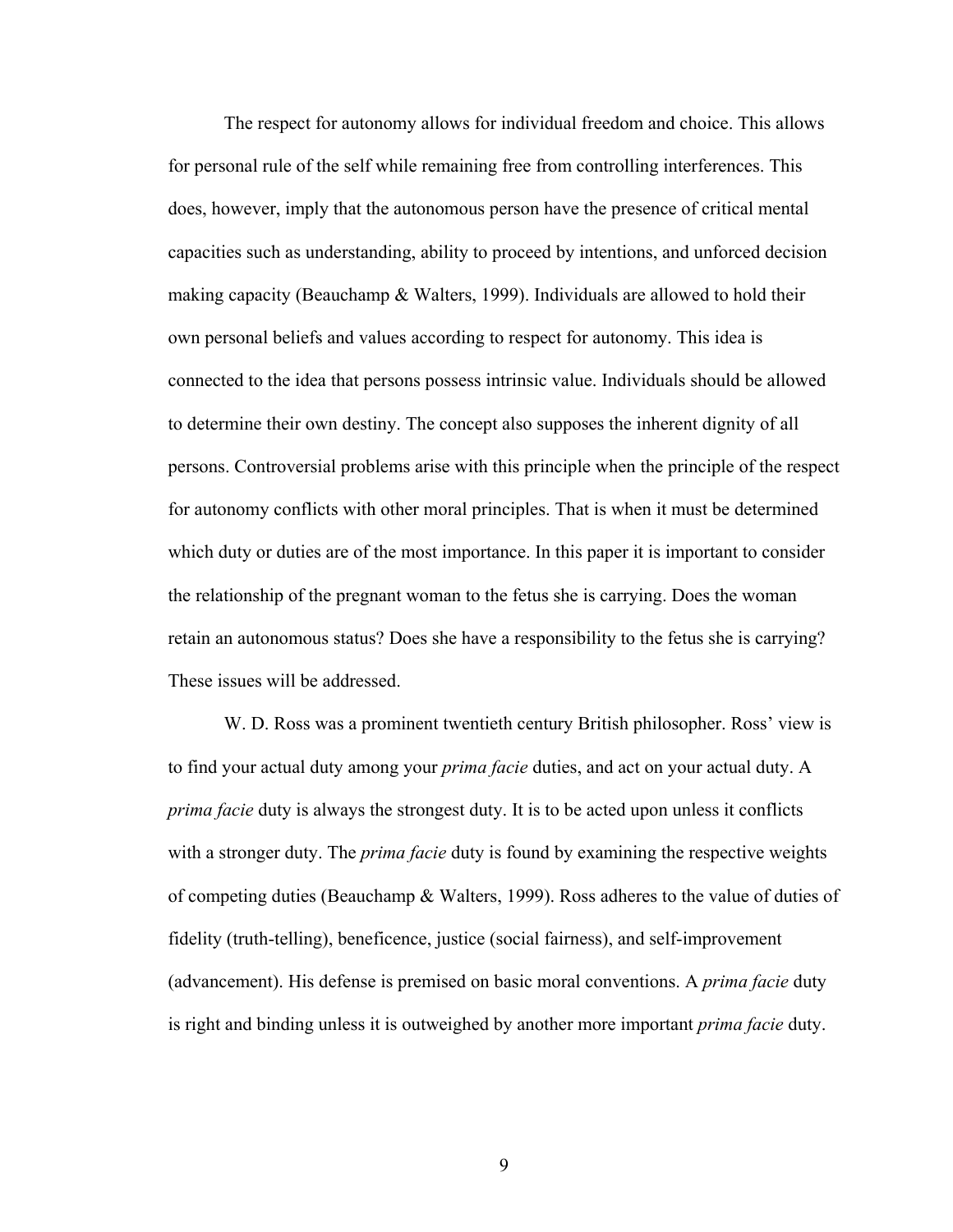The respect for autonomy allows for individual freedom and choice. This allows for personal rule of the self while remaining free from controlling interferences. This does, however, imply that the autonomous person have the presence of critical mental capacities such as understanding, ability to proceed by intentions, and unforced decision making capacity (Beauchamp & Walters, 1999). Individuals are allowed to hold their own personal beliefs and values according to respect for autonomy. This idea is connected to the idea that persons possess intrinsic value. Individuals should be allowed to determine their own destiny. The concept also supposes the inherent dignity of all persons. Controversial problems arise with this principle when the principle of the respect for autonomy conflicts with other moral principles. That is when it must be determined which duty or duties are of the most importance. In this paper it is important to consider the relationship of the pregnant woman to the fetus she is carrying. Does the woman retain an autonomous status? Does she have a responsibility to the fetus she is carrying? These issues will be addressed.

W. D. Ross was a prominent twentieth century British philosopher. Ross' view is to find your actual duty among your *prima facie* duties, and act on your actual duty. A *prima facie* duty is always the strongest duty. It is to be acted upon unless it conflicts with a stronger duty. The *prima facie* duty is found by examining the respective weights of competing duties (Beauchamp & Walters, 1999). Ross adheres to the value of duties of fidelity (truth-telling), beneficence, justice (social fairness), and self-improvement (advancement). His defense is premised on basic moral conventions. A *prima facie* duty is right and binding unless it is outweighed by another more important *prima facie* duty.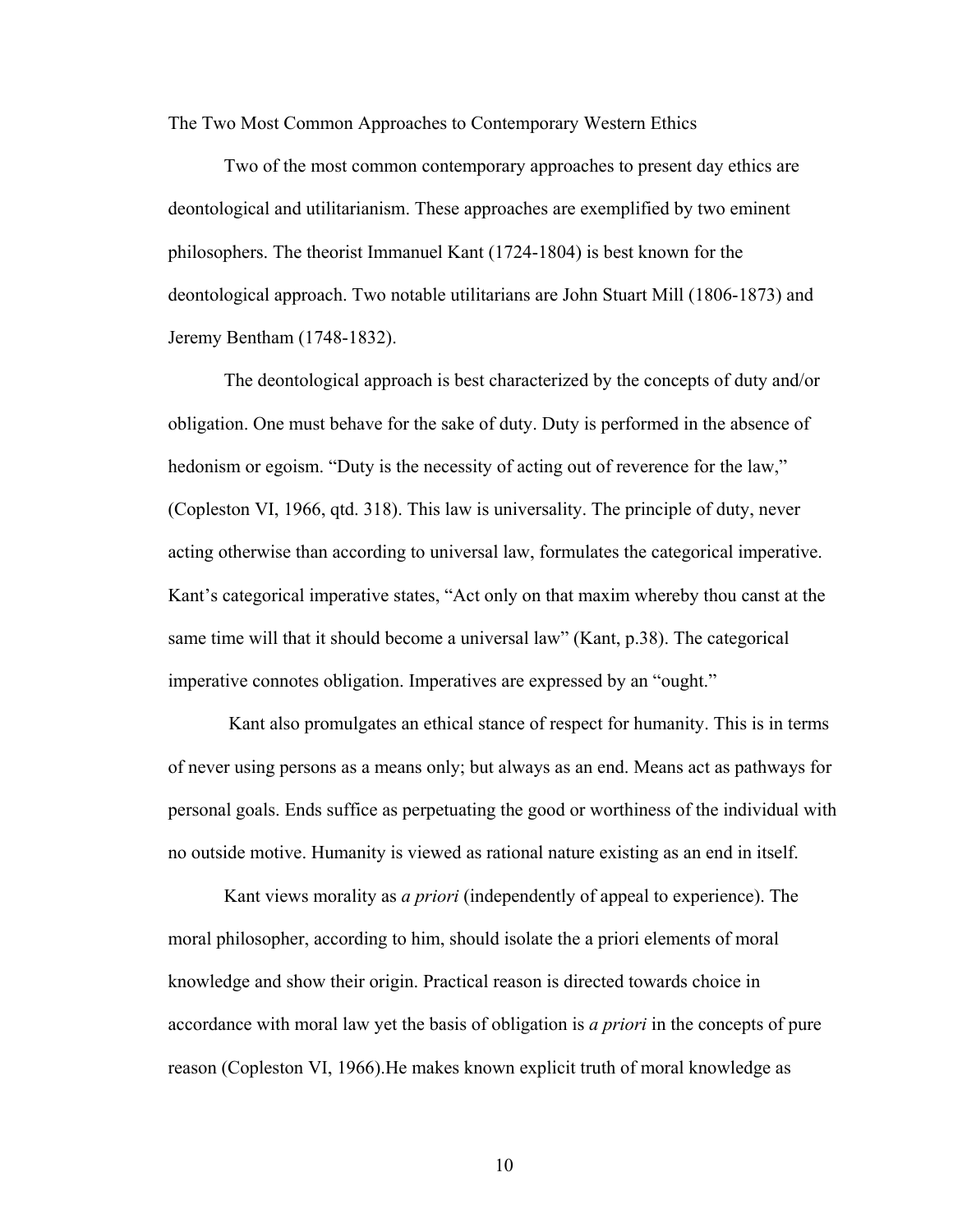## The Two Most Common Approaches to Contemporary Western Ethics

Two of the most common contemporary approaches to present day ethics are deontological and utilitarianism. These approaches are exemplified by two eminent philosophers. The theorist Immanuel Kant (1724-1804) is best known for the deontological approach. Two notable utilitarians are John Stuart Mill (1806-1873) and Jeremy Bentham (1748-1832).

The deontological approach is best characterized by the concepts of duty and/or obligation. One must behave for the sake of duty. Duty is performed in the absence of hedonism or egoism. "Duty is the necessity of acting out of reverence for the law," (Copleston VI, 1966, qtd. 318). This law is universality. The principle of duty, never acting otherwise than according to universal law, formulates the categorical imperative. Kant's categorical imperative states, "Act only on that maxim whereby thou canst at the same time will that it should become a universal law" (Kant, p.38). The categorical imperative connotes obligation. Imperatives are expressed by an "ought."

Kant also promulgates an ethical stance of respect for humanity. This is in terms of never using persons as a means only; but always as an end. Means act as pathways for personal goals. Ends suffice as perpetuating the good or worthiness of the individual with no outside motive. Humanity is viewed as rational nature existing as an end in itself.

Kant views morality as *a priori* (independently of appeal to experience). The moral philosopher, according to him, should isolate the a priori elements of moral knowledge and show their origin. Practical reason is directed towards choice in accordance with moral law yet the basis of obligation is *a priori* in the concepts of pure reason (Copleston VI, 1966).He makes known explicit truth of moral knowledge as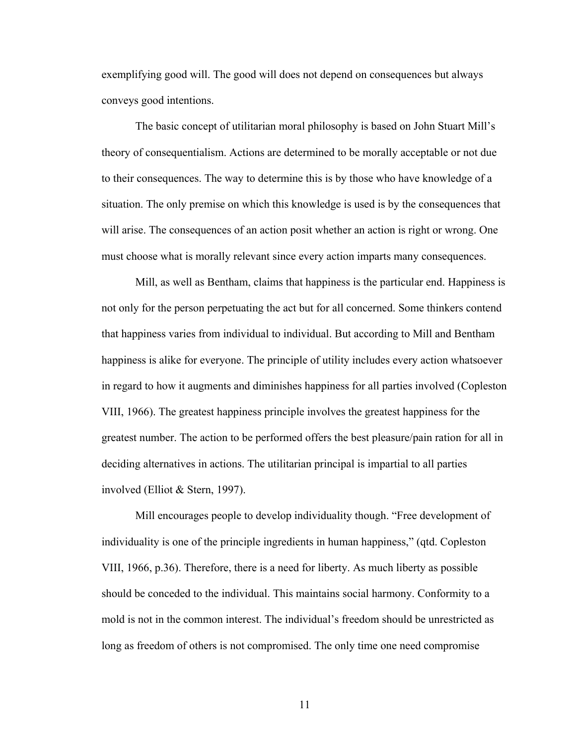exemplifying good will. The good will does not depend on consequences but always conveys good intentions.

The basic concept of utilitarian moral philosophy is based on John Stuart Mill's theory of consequentialism. Actions are determined to be morally acceptable or not due to their consequences. The way to determine this is by those who have knowledge of a situation. The only premise on which this knowledge is used is by the consequences that will arise. The consequences of an action posit whether an action is right or wrong. One must choose what is morally relevant since every action imparts many consequences.

Mill, as well as Bentham, claims that happiness is the particular end. Happiness is not only for the person perpetuating the act but for all concerned. Some thinkers contend that happiness varies from individual to individual. But according to Mill and Bentham happiness is alike for everyone. The principle of utility includes every action whatsoever in regard to how it augments and diminishes happiness for all parties involved (Copleston VIII, 1966). The greatest happiness principle involves the greatest happiness for the greatest number. The action to be performed offers the best pleasure/pain ration for all in deciding alternatives in actions. The utilitarian principal is impartial to all parties involved (Elliot & Stern, 1997).

Mill encourages people to develop individuality though. "Free development of individuality is one of the principle ingredients in human happiness," (qtd. Copleston VIII, 1966, p.36). Therefore, there is a need for liberty. As much liberty as possible should be conceded to the individual. This maintains social harmony. Conformity to a mold is not in the common interest. The individual's freedom should be unrestricted as long as freedom of others is not compromised. The only time one need compromise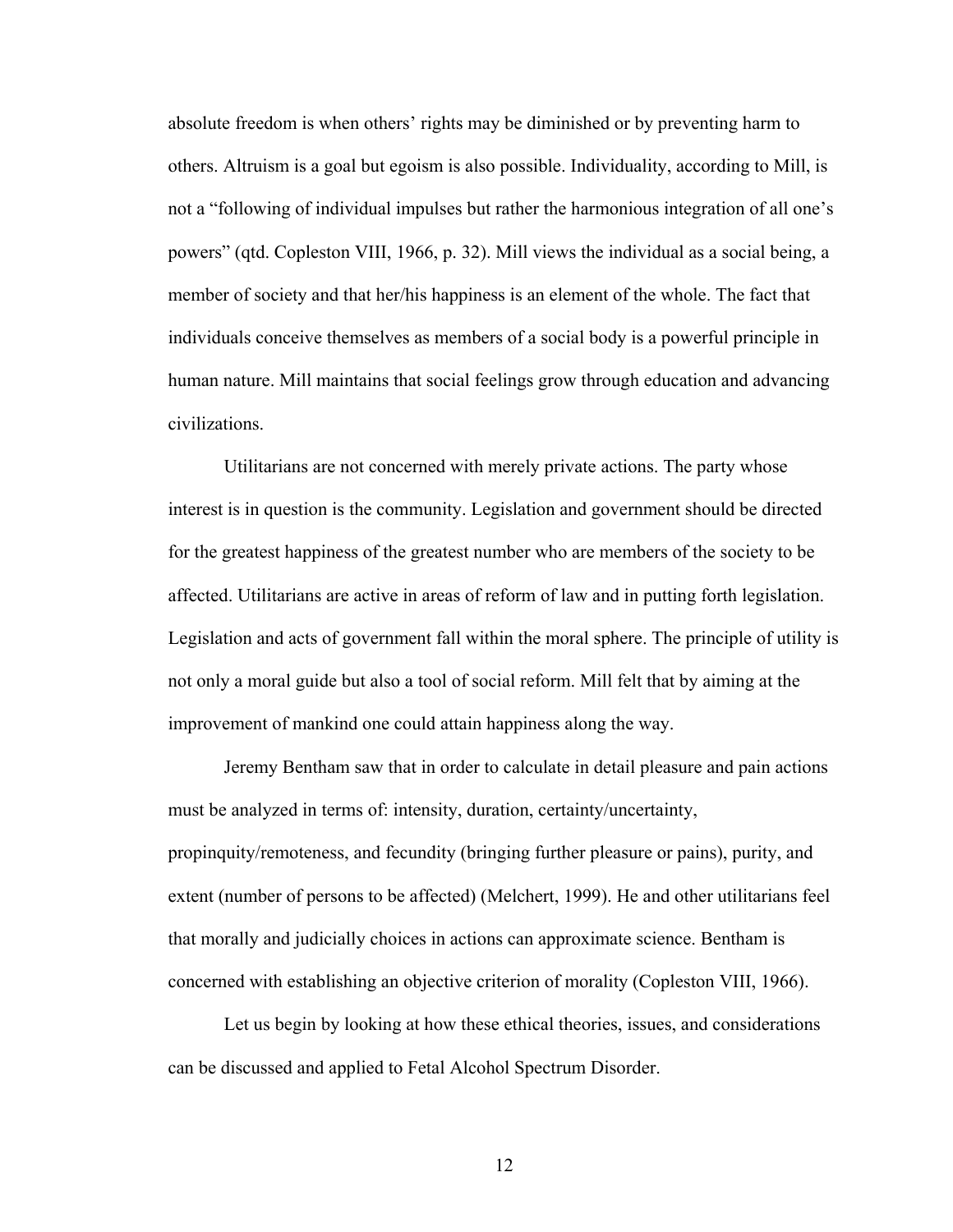absolute freedom is when others' rights may be diminished or by preventing harm to others. Altruism is a goal but egoism is also possible. Individuality, according to Mill, is not a "following of individual impulses but rather the harmonious integration of all one's powers" (qtd. Copleston VIII, 1966, p. 32). Mill views the individual as a social being, a member of society and that her/his happiness is an element of the whole. The fact that individuals conceive themselves as members of a social body is a powerful principle in human nature. Mill maintains that social feelings grow through education and advancing civilizations.

Utilitarians are not concerned with merely private actions. The party whose interest is in question is the community. Legislation and government should be directed for the greatest happiness of the greatest number who are members of the society to be affected. Utilitarians are active in areas of reform of law and in putting forth legislation. Legislation and acts of government fall within the moral sphere. The principle of utility is not only a moral guide but also a tool of social reform. Mill felt that by aiming at the improvement of mankind one could attain happiness along the way.

Jeremy Bentham saw that in order to calculate in detail pleasure and pain actions must be analyzed in terms of: intensity, duration, certainty/uncertainty, propinquity/remoteness, and fecundity (bringing further pleasure or pains), purity, and extent (number of persons to be affected) (Melchert, 1999). He and other utilitarians feel that morally and judicially choices in actions can approximate science. Bentham is concerned with establishing an objective criterion of morality (Copleston VIII, 1966).

Let us begin by looking at how these ethical theories, issues, and considerations can be discussed and applied to Fetal Alcohol Spectrum Disorder.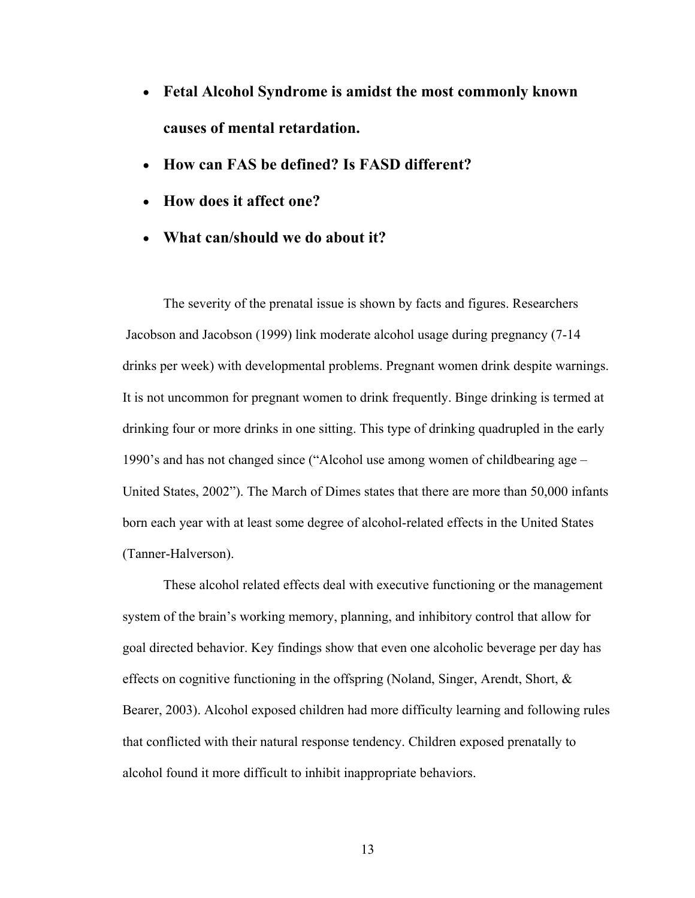- **Fetal Alcohol Syndrome is amidst the most commonly known causes of mental retardation.**
- **How can FAS be defined? Is FASD different?**
- **How does it affect one?**
- **What can/should we do about it?**

The severity of the prenatal issue is shown by facts and figures. Researchers Jacobson and Jacobson (1999) link moderate alcohol usage during pregnancy (7-14 drinks per week) with developmental problems. Pregnant women drink despite warnings. It is not uncommon for pregnant women to drink frequently. Binge drinking is termed at drinking four or more drinks in one sitting. This type of drinking quadrupled in the early 1990's and has not changed since ("Alcohol use among women of childbearing age – United States, 2002"). The March of Dimes states that there are more than 50,000 infants born each year with at least some degree of alcohol-related effects in the United States (Tanner-Halverson).

These alcohol related effects deal with executive functioning or the management system of the brain's working memory, planning, and inhibitory control that allow for goal directed behavior. Key findings show that even one alcoholic beverage per day has effects on cognitive functioning in the offspring (Noland, Singer, Arendt, Short, & Bearer, 2003). Alcohol exposed children had more difficulty learning and following rules that conflicted with their natural response tendency. Children exposed prenatally to alcohol found it more difficult to inhibit inappropriate behaviors.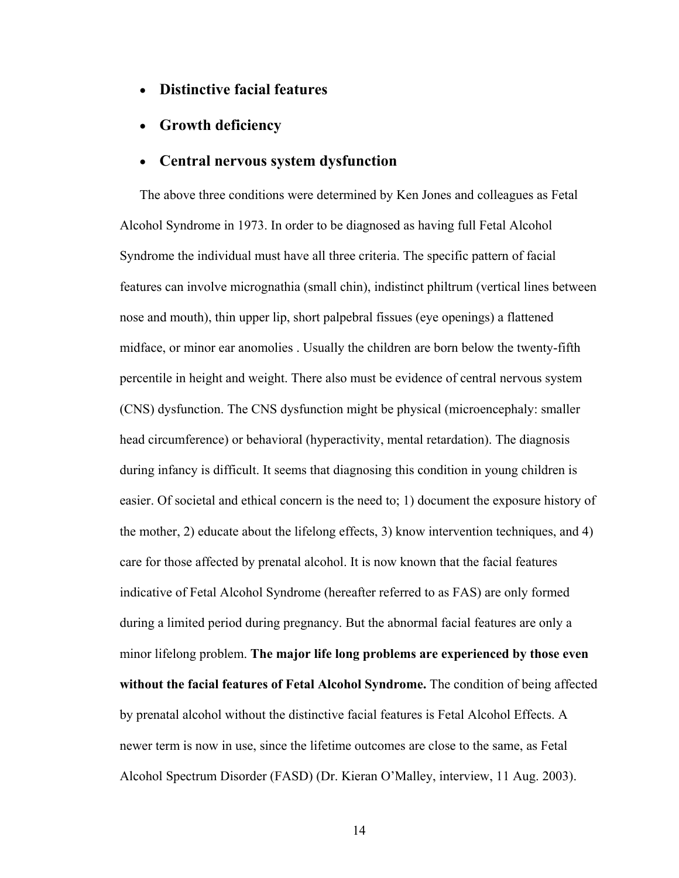- **Distinctive facial features**
- **Growth deficiency**
- **Central nervous system dysfunction**

The above three conditions were determined by Ken Jones and colleagues as Fetal Alcohol Syndrome in 1973. In order to be diagnosed as having full Fetal Alcohol Syndrome the individual must have all three criteria. The specific pattern of facial features can involve micrognathia (small chin), indistinct philtrum (vertical lines between nose and mouth), thin upper lip, short palpebral fissues (eye openings) a flattened midface, or minor ear anomolies . Usually the children are born below the twenty-fifth percentile in height and weight. There also must be evidence of central nervous system (CNS) dysfunction. The CNS dysfunction might be physical (microencephaly: smaller head circumference) or behavioral (hyperactivity, mental retardation). The diagnosis during infancy is difficult. It seems that diagnosing this condition in young children is easier. Of societal and ethical concern is the need to; 1) document the exposure history of the mother, 2) educate about the lifelong effects, 3) know intervention techniques, and 4) care for those affected by prenatal alcohol. It is now known that the facial features indicative of Fetal Alcohol Syndrome (hereafter referred to as FAS) are only formed during a limited period during pregnancy. But the abnormal facial features are only a minor lifelong problem. **The major life long problems are experienced by those even without the facial features of Fetal Alcohol Syndrome.** The condition of being affected by prenatal alcohol without the distinctive facial features is Fetal Alcohol Effects. A newer term is now in use, since the lifetime outcomes are close to the same, as Fetal Alcohol Spectrum Disorder (FASD) (Dr. Kieran O'Malley, interview, 11 Aug. 2003).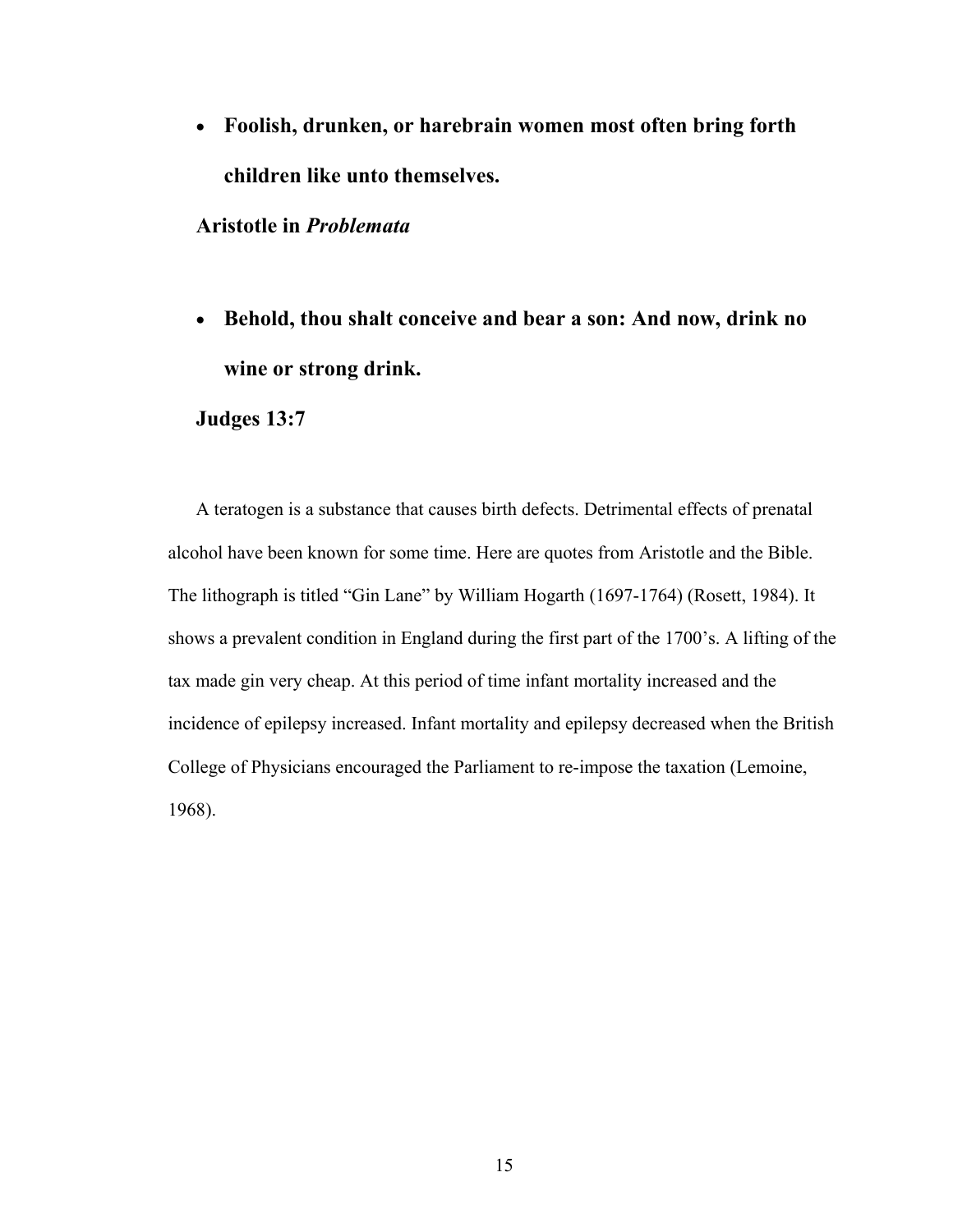- **Foolish, drunken, or harebrain women most often bring forth children like unto themselves.**

  **Aristotle in *Problemata***

- **Behold, thou shalt conceive and bear a son: And now, drink no wine or strong drink.**

  **Judges 13:7**

A teratogen is a substance that causes birth defects. Detrimental effects of prenatal alcohol have been known for some time. Here are quotes from Aristotle and the Bible. The lithograph is titled "Gin Lane" by William Hogarth (1697-1764) (Rosett, 1984). It shows a prevalent condition in England during the first part of the 1700's. A lifting of the tax made gin very cheap. At this period of time infant mortality increased and the incidence of epilepsy increased. Infant mortality and epilepsy decreased when the British College of Physicians encouraged the Parliament to re-impose the taxation (Lemoine, 1968).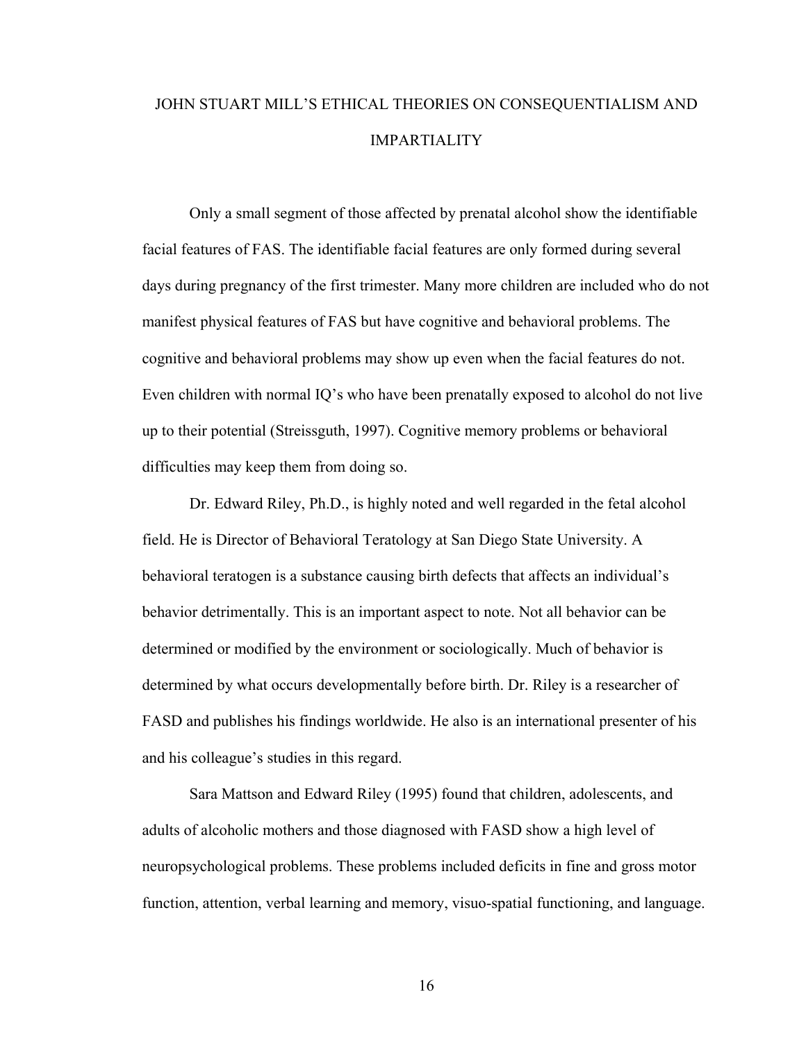Only a small segment of those affected by prenatal alcohol show the identifiable facial features of FAS. The identifiable facial features are only formed during several days during pregnancy of the first trimester. Many more children are included who do not manifest physical features of FAS but have cognitive and behavioral problems. The cognitive and behavioral problems may show up even when the facial features do not. Even children with normal IQ's who have been prenatally exposed to alcohol do not live up to their potential (Streissguth, 1997). Cognitive memory problems or behavioral difficulties may keep them from doing so.

Dr. Edward Riley, Ph.D., is highly noted and well regarded in the fetal alcohol field. He is Director of Behavioral Teratology at San Diego State University. A behavioral teratogen is a substance causing birth defects that affects an individual's behavior detrimentally. This is an important aspect to note. Not all behavior can be determined or modified by the environment or sociologically. Much of behavior is determined by what occurs developmentally before birth. Dr. Riley is a researcher of FASD and publishes his findings worldwide. He also is an international presenter of his and his colleague's studies in this regard.

Sara Mattson and Edward Riley (1995) found that children, adolescents, and adults of alcoholic mothers and those diagnosed with FASD show a high level of neuropsychological problems. These problems included deficits in fine and gross motor function, attention, verbal learning and memory, visuo-spatial functioning, and language.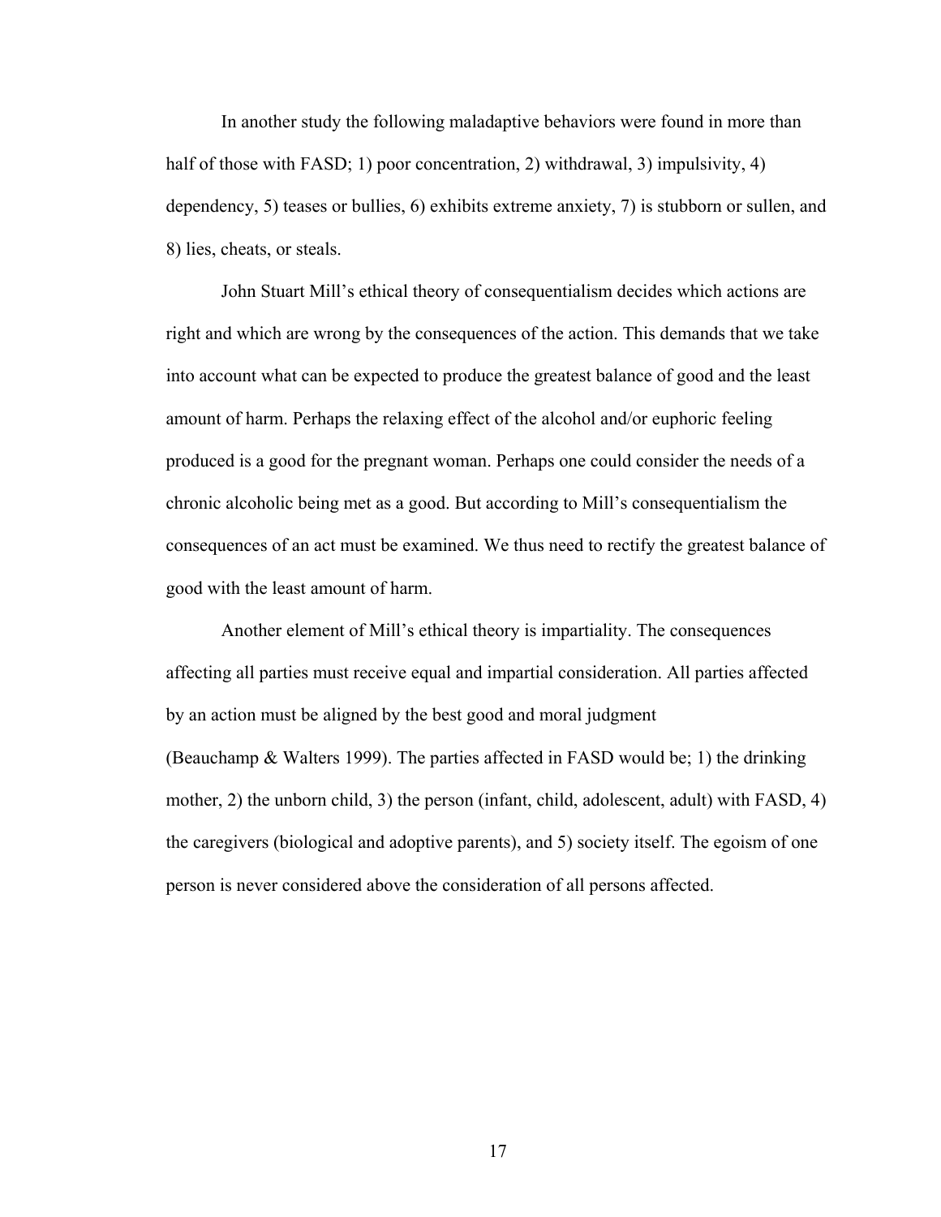In another study the following maladaptive behaviors were found in more than half of those with FASD; 1) poor concentration, 2) withdrawal, 3) impulsivity, 4) dependency, 5) teases or bullies, 6) exhibits extreme anxiety, 7) is stubborn or sullen, and 8) lies, cheats, or steals.

John Stuart Mill's ethical theory of consequentialism decides which actions are right and which are wrong by the consequences of the action. This demands that we take into account what can be expected to produce the greatest balance of good and the least amount of harm. Perhaps the relaxing effect of the alcohol and/or euphoric feeling produced is a good for the pregnant woman. Perhaps one could consider the needs of a chronic alcoholic being met as a good. But according to Mill's consequentialism the consequences of an act must be examined. We thus need to rectify the greatest balance of good with the least amount of harm.

Another element of Mill's ethical theory is impartiality. The consequences affecting all parties must receive equal and impartial consideration. All parties affected by an action must be aligned by the best good and moral judgment (Beauchamp & Walters 1999). The parties affected in FASD would be; 1) the drinking mother, 2) the unborn child, 3) the person (infant, child, adolescent, adult) with FASD, 4) the caregivers (biological and adoptive parents), and 5) society itself. The egoism of one person is never considered above the consideration of all persons affected.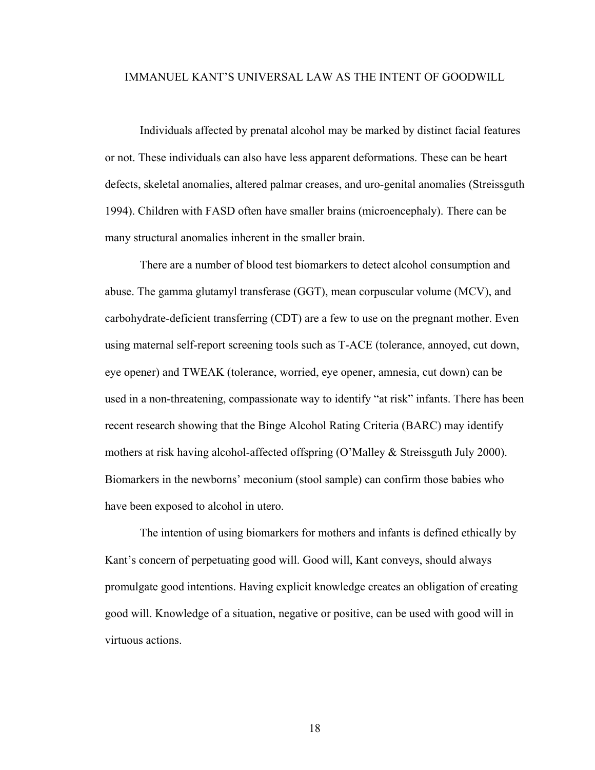## IMMANUEL KANT'S UNIVERSAL LAW AS THE INTENT OF GOODWILL

Individuals affected by prenatal alcohol may be marked by distinct facial features or not. These individuals can also have less apparent deformations. These can be heart defects, skeletal anomalies, altered palmar creases, and uro-genital anomalies (Streissguth 1994). Children with FASD often have smaller brains (microencephaly). There can be many structural anomalies inherent in the smaller brain.

There are a number of blood test biomarkers to detect alcohol consumption and abuse. The gamma glutamyl transferase (GGT), mean corpuscular volume (MCV), and carbohydrate-deficient transferring (CDT) are a few to use on the pregnant mother. Even using maternal self-report screening tools such as T-ACE (tolerance, annoyed, cut down, eye opener) and TWEAK (tolerance, worried, eye opener, amnesia, cut down) can be used in a non-threatening, compassionate way to identify "at risk" infants. There has been recent research showing that the Binge Alcohol Rating Criteria (BARC) may identify mothers at risk having alcohol-affected offspring (O'Malley & Streissguth July 2000). Biomarkers in the newborns' meconium (stool sample) can confirm those babies who have been exposed to alcohol in utero.

The intention of using biomarkers for mothers and infants is defined ethically by Kant's concern of perpetuating good will. Good will, Kant conveys, should always promulgate good intentions. Having explicit knowledge creates an obligation of creating good will. Knowledge of a situation, negative or positive, can be used with good will in virtuous actions.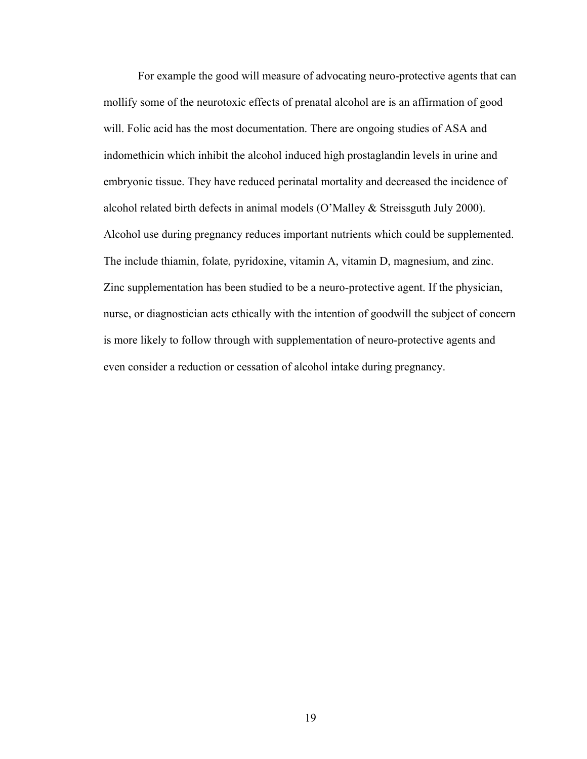For example the good will measure of advocating neuro-protective agents that can mollify some of the neurotoxic effects of prenatal alcohol are is an affirmation of good will. Folic acid has the most documentation. There are ongoing studies of ASA and indomethicin which inhibit the alcohol induced high prostaglandin levels in urine and embryonic tissue. They have reduced perinatal mortality and decreased the incidence of alcohol related birth defects in animal models (O'Malley & Streissguth July 2000). Alcohol use during pregnancy reduces important nutrients which could be supplemented. The include thiamin, folate, pyridoxine, vitamin A, vitamin D, magnesium, and zinc. Zinc supplementation has been studied to be a neuro-protective agent. If the physician, nurse, or diagnostician acts ethically with the intention of goodwill the subject of concern is more likely to follow through with supplementation of neuro-protective agents and even consider a reduction or cessation of alcohol intake during pregnancy.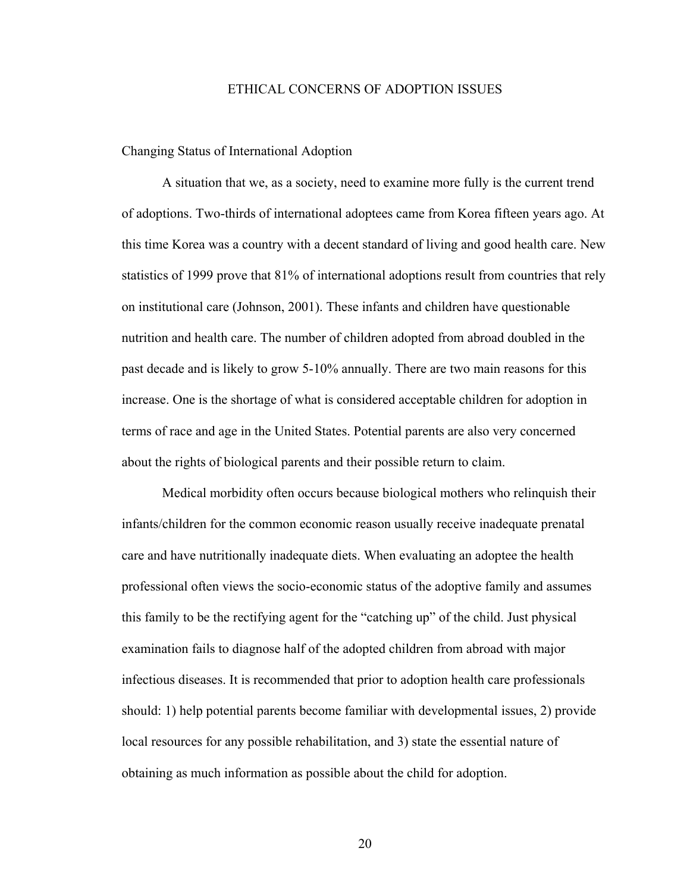# ETHICAL CONCERNS OF ADOPTION ISSUES

## Changing Status of International Adoption

A situation that we, as a society, need to examine more fully is the current trend of adoptions. Two-thirds of international adoptees came from Korea fifteen years ago. At this time Korea was a country with a decent standard of living and good health care. New statistics of 1999 prove that 81% of international adoptions result from countries that rely on institutional care (Johnson, 2001). These infants and children have questionable nutrition and health care. The number of children adopted from abroad doubled in the past decade and is likely to grow 5-10% annually. There are two main reasons for this increase. One is the shortage of what is considered acceptable children for adoption in terms of race and age in the United States. Potential parents are also very concerned about the rights of biological parents and their possible return to claim.

Medical morbidity often occurs because biological mothers who relinquish their infants/children for the common economic reason usually receive inadequate prenatal care and have nutritionally inadequate diets. When evaluating an adoptee the health professional often views the socio-economic status of the adoptive family and assumes this family to be the rectifying agent for the "catching up" of the child. Just physical examination fails to diagnose half of the adopted children from abroad with major infectious diseases. It is recommended that prior to adoption health care professionals should: 1) help potential parents become familiar with developmental issues, 2) provide local resources for any possible rehabilitation, and 3) state the essential nature of obtaining as much information as possible about the child for adoption.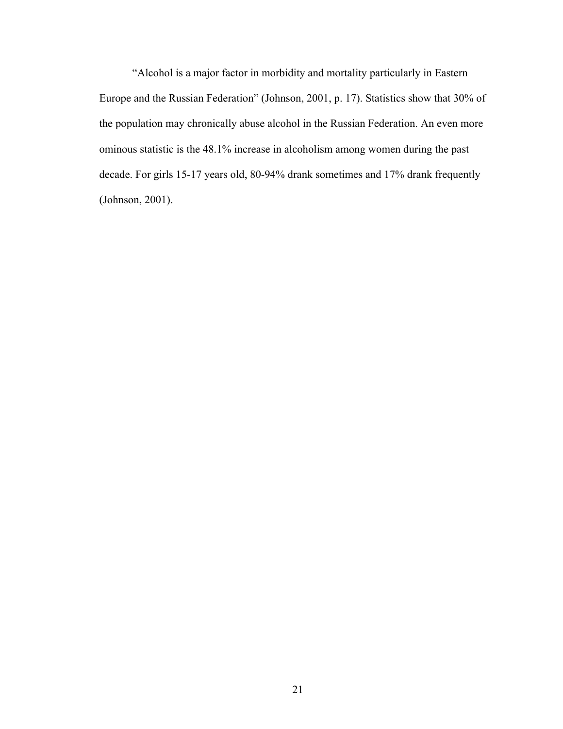"Alcohol is a major factor in morbidity and mortality particularly in Eastern Europe and the Russian Federation" (Johnson, 2001, p. 17). Statistics show that 30% of the population may chronically abuse alcohol in the Russian Federation. An even more ominous statistic is the 48.1% increase in alcoholism among women during the past decade. For girls 15-17 years old, 80-94% drank sometimes and 17% drank frequently (Johnson, 2001).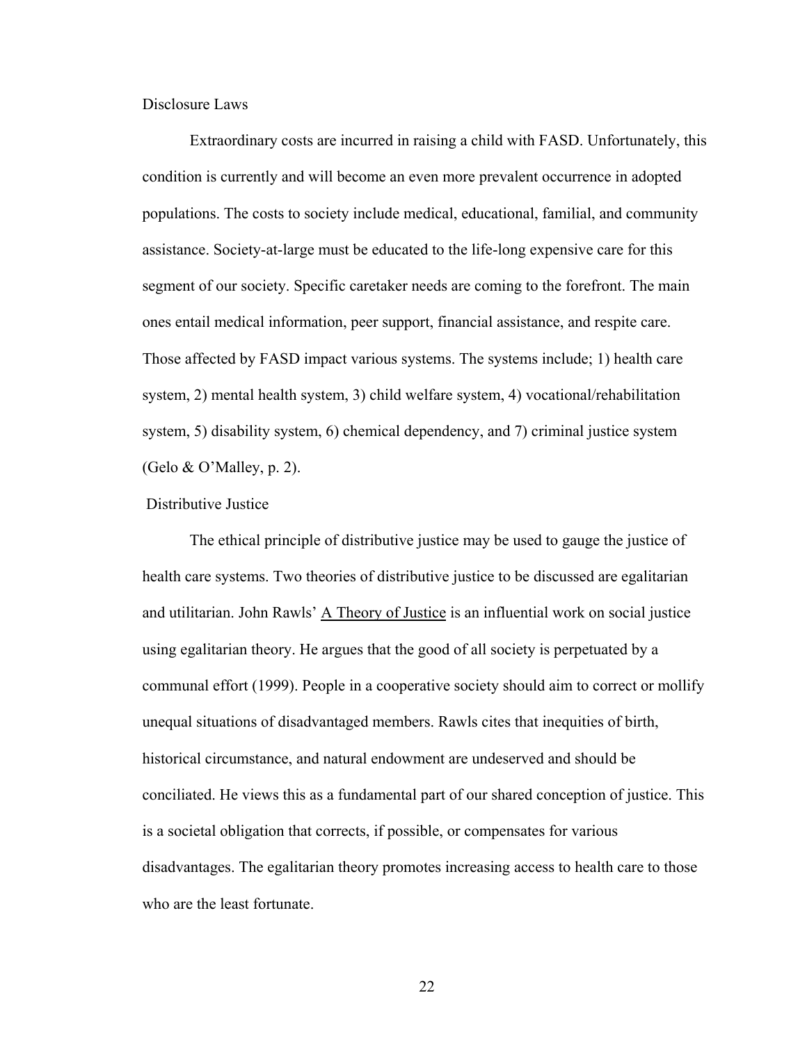## Disclosure Laws

Extraordinary costs are incurred in raising a child with FASD. Unfortunately, this condition is currently and will become an even more prevalent occurrence in adopted populations. The costs to society include medical, educational, familial, and community assistance. Society-at-large must be educated to the life-long expensive care for this segment of our society. Specific caretaker needs are coming to the forefront. The main ones entail medical information, peer support, financial assistance, and respite care. Those affected by FASD impact various systems. The systems include; 1) health care system, 2) mental health system, 3) child welfare system, 4) vocational/rehabilitation system, 5) disability system, 6) chemical dependency, and 7) criminal justice system (Gelo & O'Malley, p. 2).

## Distributive Justice

The ethical principle of distributive justice may be used to gauge the justice of health care systems. Two theories of distributive justice to be discussed are egalitarian and utilitarian. John Rawls' A Theory of Justice is an influential work on social justice using egalitarian theory. He argues that the good of all society is perpetuated by a communal effort (1999). People in a cooperative society should aim to correct or mollify unequal situations of disadvantaged members. Rawls cites that inequities of birth, historical circumstance, and natural endowment are undeserved and should be conciliated. He views this as a fundamental part of our shared conception of justice. This is a societal obligation that corrects, if possible, or compensates for various disadvantages. The egalitarian theory promotes increasing access to health care to those who are the least fortunate.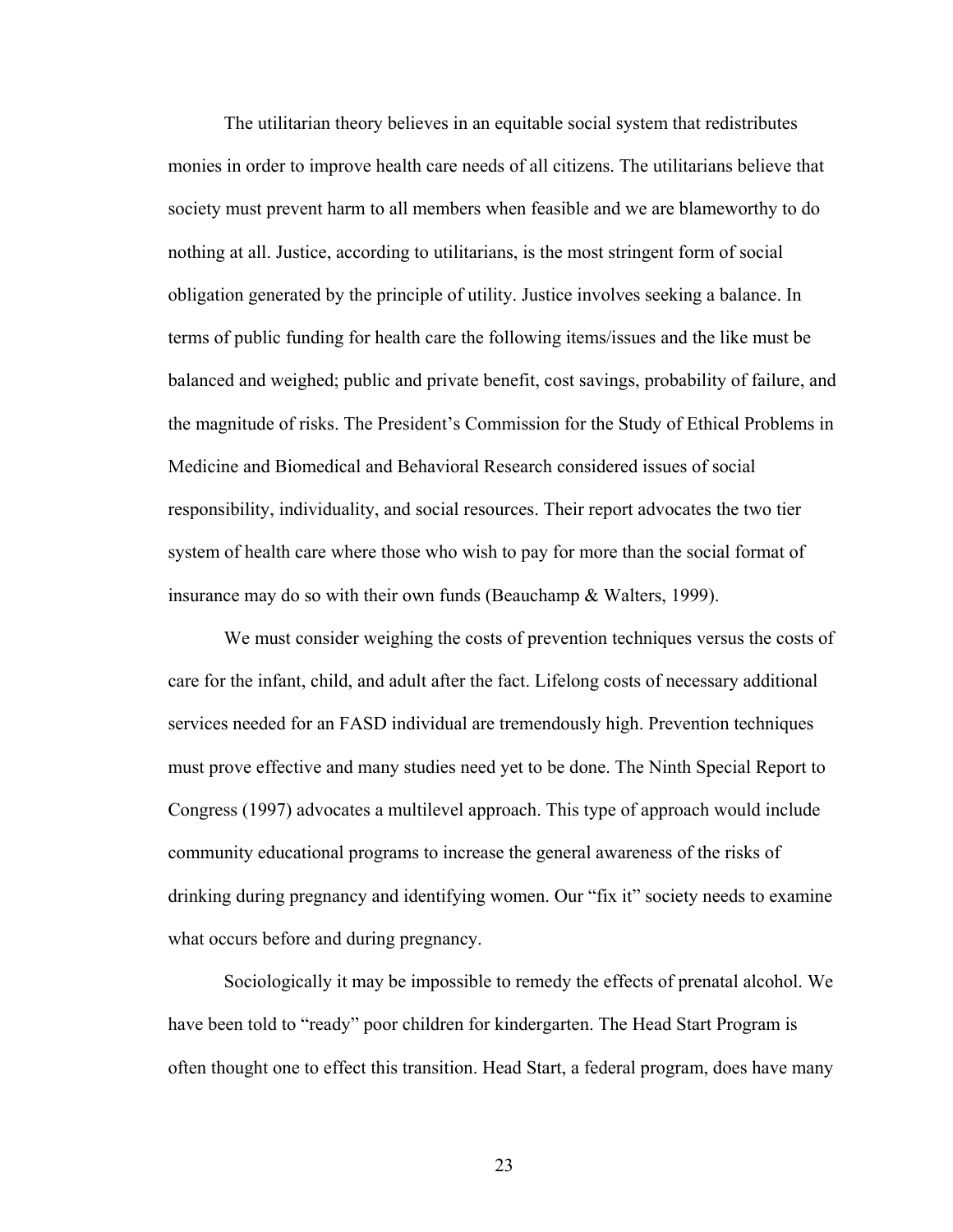The utilitarian theory believes in an equitable social system that redistributes monies in order to improve health care needs of all citizens. The utilitarians believe that society must prevent harm to all members when feasible and we are blameworthy to do nothing at all. Justice, according to utilitarians, is the most stringent form of social obligation generated by the principle of utility. Justice involves seeking a balance. In terms of public funding for health care the following items/issues and the like must be balanced and weighed; public and private benefit, cost savings, probability of failure, and the magnitude of risks. The President's Commission for the Study of Ethical Problems in Medicine and Biomedical and Behavioral Research considered issues of social responsibility, individuality, and social resources. Their report advocates the two tier system of health care where those who wish to pay for more than the social format of insurance may do so with their own funds (Beauchamp & Walters, 1999).

We must consider weighing the costs of prevention techniques versus the costs of care for the infant, child, and adult after the fact. Lifelong costs of necessary additional services needed for an FASD individual are tremendously high. Prevention techniques must prove effective and many studies need yet to be done. The Ninth Special Report to Congress (1997) advocates a multilevel approach. This type of approach would include community educational programs to increase the general awareness of the risks of drinking during pregnancy and identifying women. Our "fix it" society needs to examine what occurs before and during pregnancy.

Sociologically it may be impossible to remedy the effects of prenatal alcohol. We have been told to "ready" poor children for kindergarten. The Head Start Program is often thought one to effect this transition. Head Start, a federal program, does have many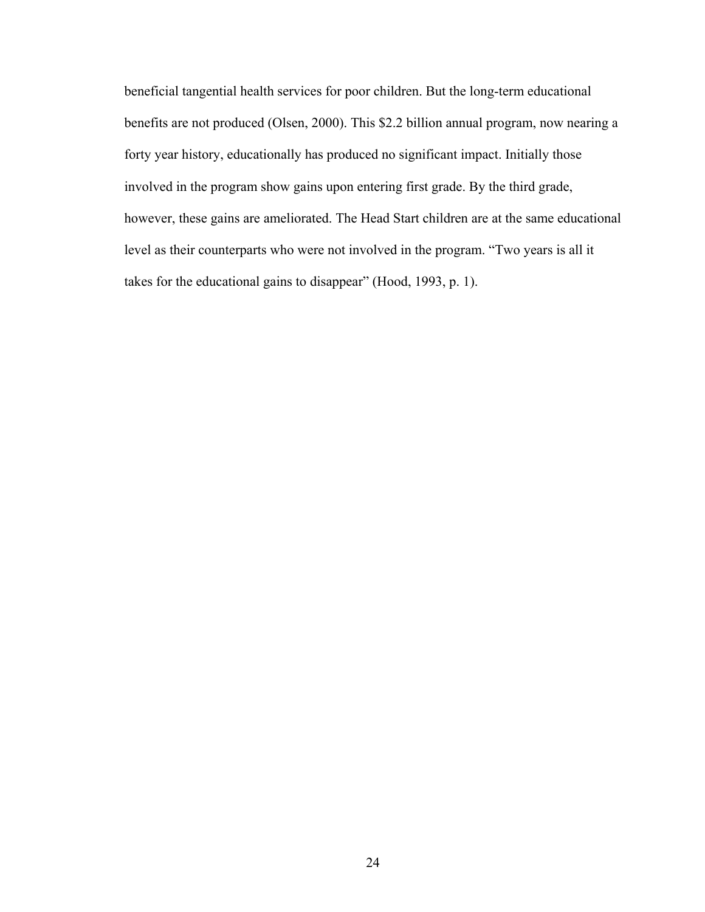beneficial tangential health services for poor children. But the long-term educational benefits are not produced (Olsen, 2000). This $2.2 billion annual program, now nearing a forty year history, educationally has produced no significant impact. Initially those involved in the program show gains upon entering first grade. By the third grade, however, these gains are ameliorated. The Head Start children are at the same educational level as their counterparts who were not involved in the program. “Two years is all it takes for the educational gains to disappear” (Hood, 1993, p. 1).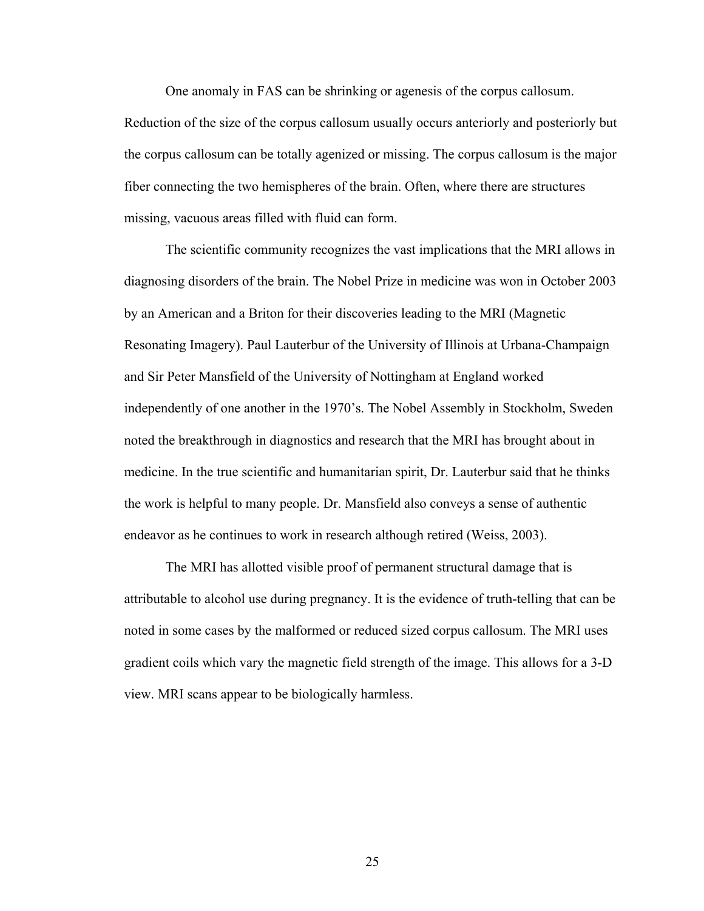One anomaly in FAS can be shrinking or agenesis of the corpus callosum. Reduction of the size of the corpus callosum usually occurs anteriorly and posteriorly but the corpus callosum can be totally agenized or missing. The corpus callosum is the major fiber connecting the two hemispheres of the brain. Often, where there are structures missing, vacuous areas filled with fluid can form.

The scientific community recognizes the vast implications that the MRI allows in diagnosing disorders of the brain. The Nobel Prize in medicine was won in October 2003 by an American and a Briton for their discoveries leading to the MRI (Magnetic Resonating Imagery). Paul Lauterbur of the University of Illinois at Urbana-Champaign and Sir Peter Mansfield of the University of Nottingham at England worked independently of one another in the 1970's. The Nobel Assembly in Stockholm, Sweden noted the breakthrough in diagnostics and research that the MRI has brought about in medicine. In the true scientific and humanitarian spirit, Dr. Lauterbur said that he thinks the work is helpful to many people. Dr. Mansfield also conveys a sense of authentic endeavor as he continues to work in research although retired (Weiss, 2003).

The MRI has allotted visible proof of permanent structural damage that is attributable to alcohol use during pregnancy. It is the evidence of truth-telling that can be noted in some cases by the malformed or reduced sized corpus callosum. The MRI uses gradient coils which vary the magnetic field strength of the image. This allows for a 3-D view. MRI scans appear to be biologically harmless.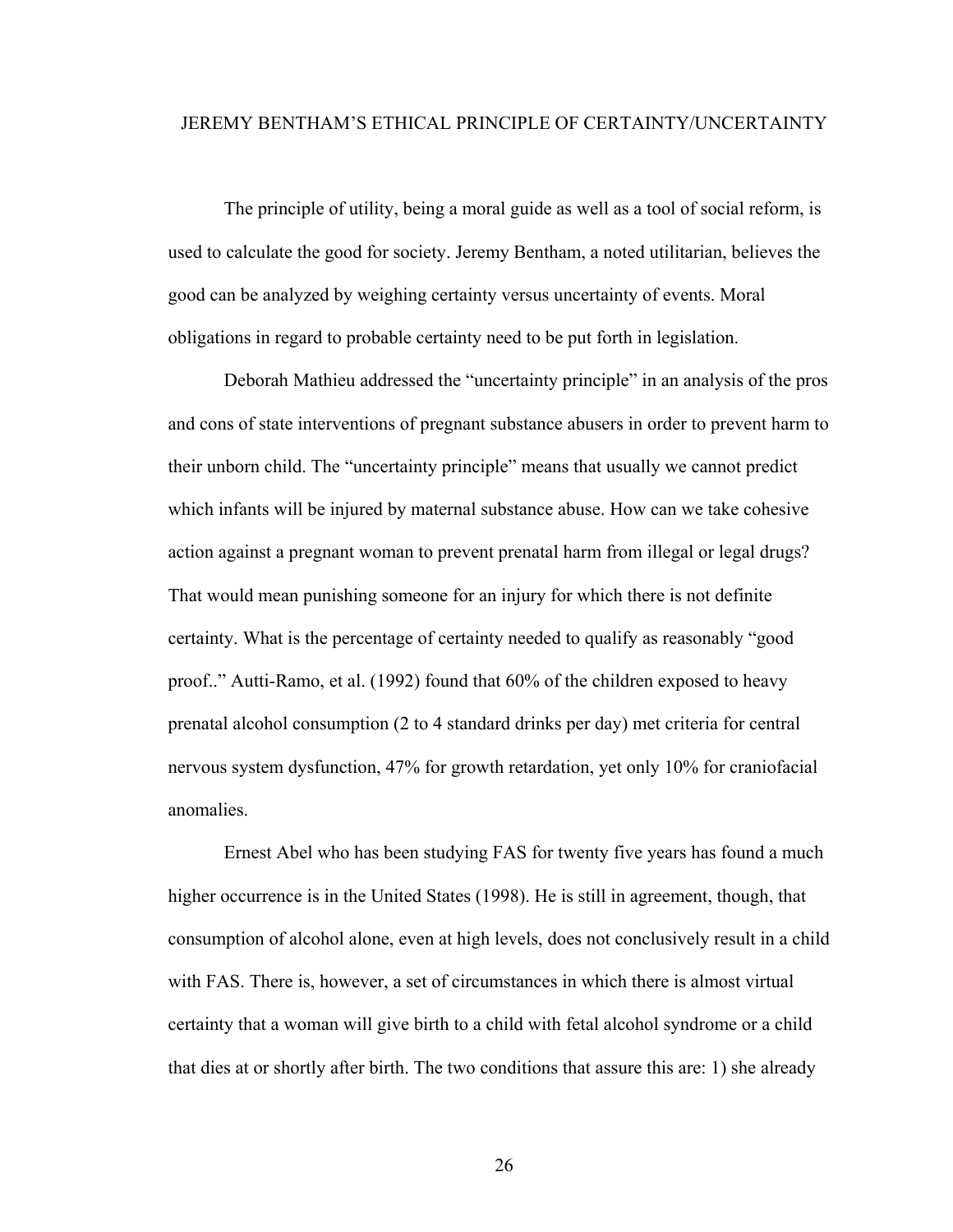## JEREMY BENTHAM'S ETHICAL PRINCIPLE OF CERTAINTY/UNCERTAINTY

The principle of utility, being a moral guide as well as a tool of social reform, is used to calculate the good for society. Jeremy Bentham, a noted utilitarian, believes the good can be analyzed by weighing certainty versus uncertainty of events. Moral obligations in regard to probable certainty need to be put forth in legislation.

Deborah Mathieu addressed the "uncertainty principle" in an analysis of the pros and cons of state interventions of pregnant substance abusers in order to prevent harm to their unborn child. The "uncertainty principle" means that usually we cannot predict which infants will be injured by maternal substance abuse. How can we take cohesive action against a pregnant woman to prevent prenatal harm from illegal or legal drugs? That would mean punishing someone for an injury for which there is not definite certainty. What is the percentage of certainty needed to qualify as reasonably "good proof.." Autti-Ramo, et al. (1992) found that 60% of the children exposed to heavy prenatal alcohol consumption (2 to 4 standard drinks per day) met criteria for central nervous system dysfunction, 47% for growth retardation, yet only 10% for craniofacial anomalies.

Ernest Abel who has been studying FAS for twenty five years has found a much higher occurrence is in the United States (1998). He is still in agreement, though, that consumption of alcohol alone, even at high levels, does not conclusively result in a child with FAS. There is, however, a set of circumstances in which there is almost virtual certainty that a woman will give birth to a child with fetal alcohol syndrome or a child that dies at or shortly after birth. The two conditions that assure this are: 1) she already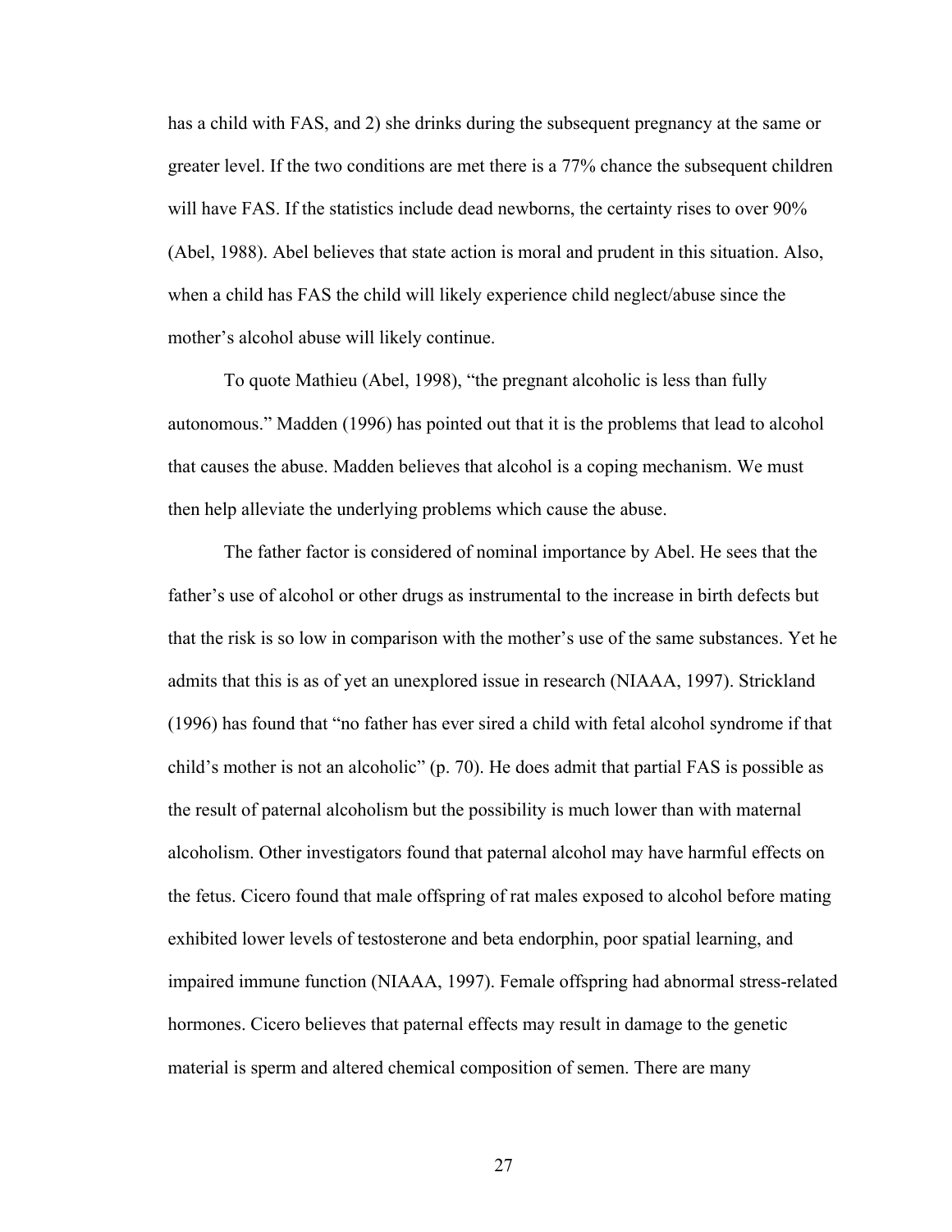has a child with FAS, and 2) she drinks during the subsequent pregnancy at the same or greater level. If the two conditions are met there is a 77% chance the subsequent children will have FAS. If the statistics include dead newborns, the certainty rises to over 90% (Abel, 1988). Abel believes that state action is moral and prudent in this situation. Also, when a child has FAS the child will likely experience child neglect/abuse since the mother's alcohol abuse will likely continue.

To quote Mathieu (Abel, 1998), "the pregnant alcoholic is less than fully autonomous." Madden (1996) has pointed out that it is the problems that lead to alcohol that causes the abuse. Madden believes that alcohol is a coping mechanism. We must then help alleviate the underlying problems which cause the abuse.

The father factor is considered of nominal importance by Abel. He sees that the father's use of alcohol or other drugs as instrumental to the increase in birth defects but that the risk is so low in comparison with the mother's use of the same substances. Yet he admits that this is as of yet an unexplored issue in research (NIAAA, 1997). Strickland (1996) has found that "no father has ever sired a child with fetal alcohol syndrome if that child's mother is not an alcoholic" (p. 70). He does admit that partial FAS is possible as the result of paternal alcoholism but the possibility is much lower than with maternal alcoholism. Other investigators found that paternal alcohol may have harmful effects on the fetus. Cicero found that male offspring of rat males exposed to alcohol before mating exhibited lower levels of testosterone and beta endorphin, poor spatial learning, and impaired immune function (NIAAA, 1997). Female offspring had abnormal stress-related hormones. Cicero believes that paternal effects may result in damage to the genetic material is sperm and altered chemical composition of semen. There are many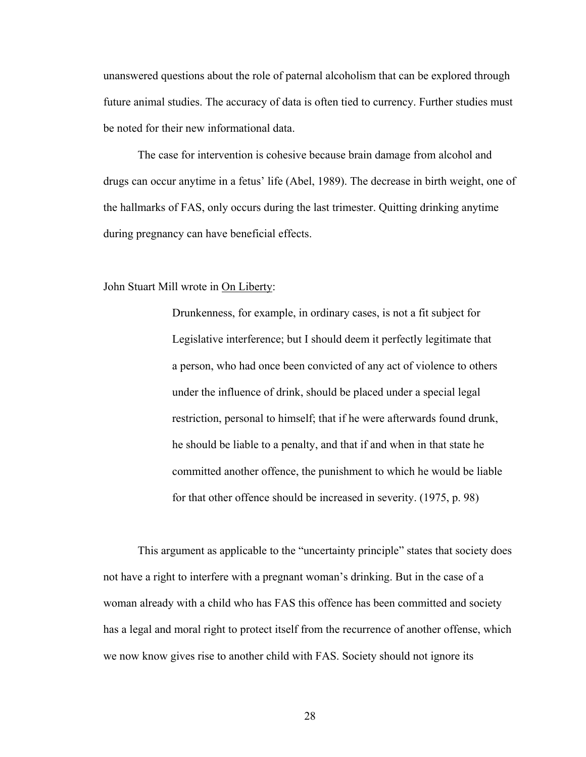unanswered questions about the role of paternal alcoholism that can be explored through future animal studies. The accuracy of data is often tied to currency. Further studies must be noted for their new informational data.

The case for intervention is cohesive because brain damage from alcohol and drugs can occur anytime in a fetus' life (Abel, 1989). The decrease in birth weight, one of the hallmarks of FAS, only occurs during the last trimester. Quitting drinking anytime during pregnancy can have beneficial effects.

John Stuart Mill wrote in On Liberty:

> Drunkenness, for example, in ordinary cases, is not a fit subject for Legislative interference; but I should deem it perfectly legitimate that a person, who had once been convicted of any act of violence to others under the influence of drink, should be placed under a special legal restriction, personal to himself; that if he were afterwards found drunk, he should be liable to a penalty, and that if and when in that state he committed another offence, the punishment to which he would be liable for that other offence should be increased in severity. (1975, p. 98)

This argument as applicable to the "uncertainty principle" states that society does not have a right to interfere with a pregnant woman's drinking. But in the case of a woman already with a child who has FAS this offence has been committed and society has a legal and moral right to protect itself from the recurrence of another offense, which we now know gives rise to another child with FAS. Society should not ignore its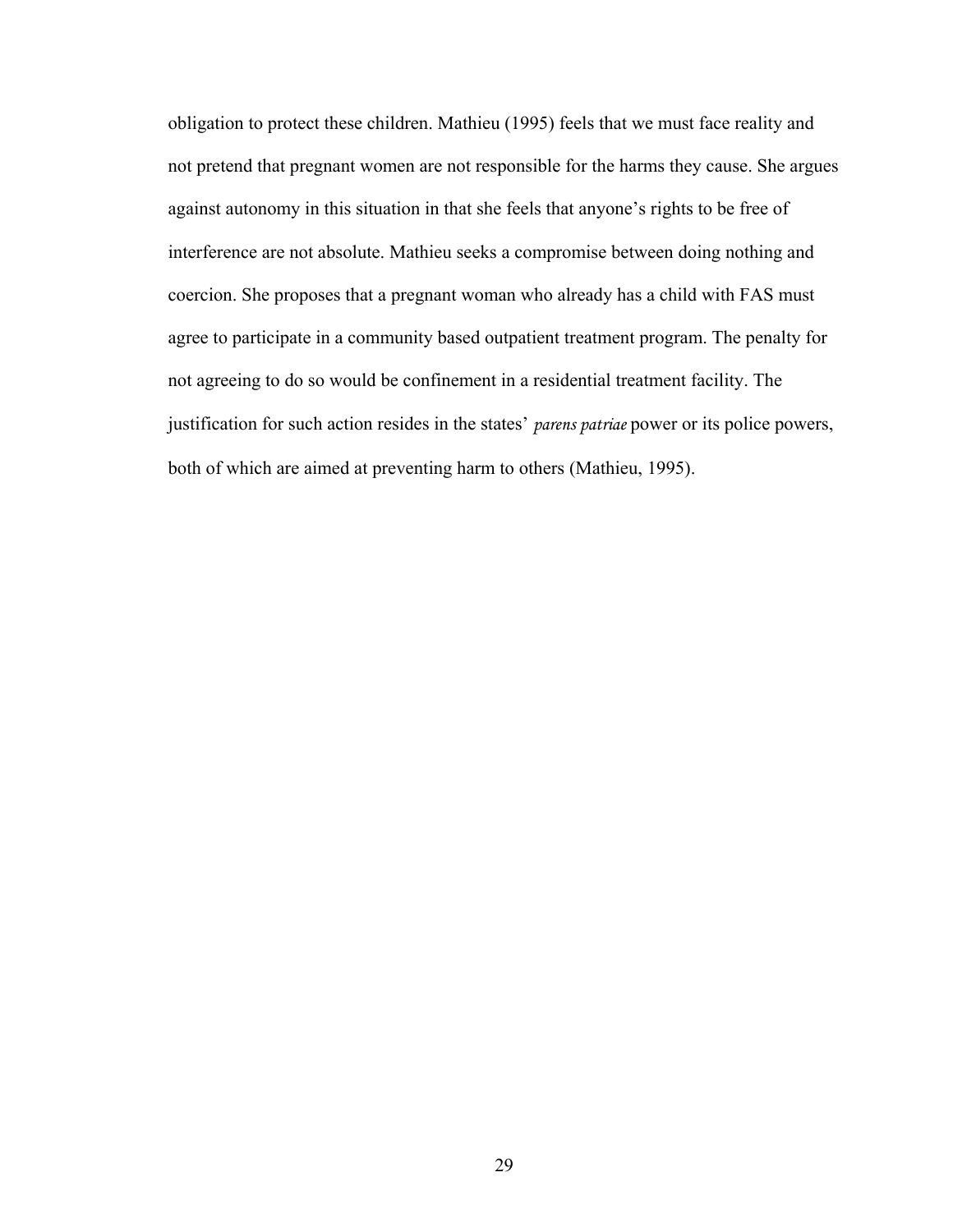obligation to protect these children. Mathieu (1995) feels that we must face reality and not pretend that pregnant women are not responsible for the harms they cause. She argues against autonomy in this situation in that she feels that anyone's rights to be free of interference are not absolute. Mathieu seeks a compromise between doing nothing and coercion. She proposes that a pregnant woman who already has a child with FAS must agree to participate in a community based outpatient treatment program. The penalty for not agreeing to do so would be confinement in a residential treatment facility. The justification for such action resides in the states' *parens patriae* power or its police powers, both of which are aimed at preventing harm to others (Mathieu, 1995).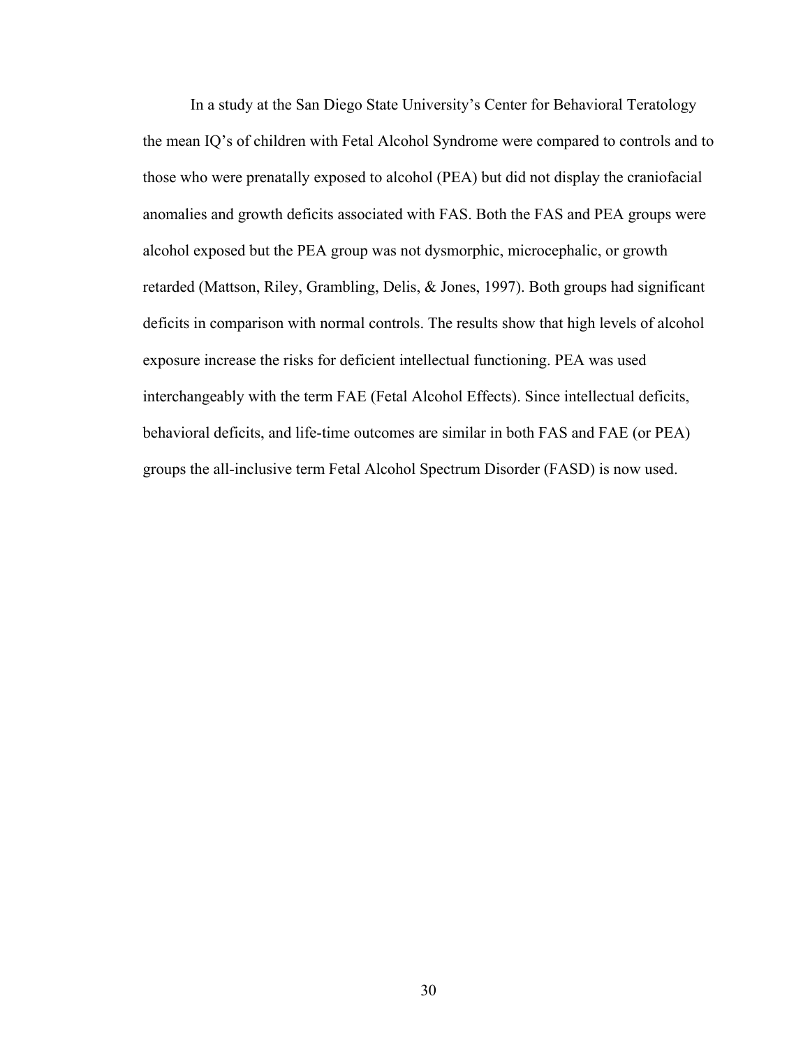In a study at the San Diego State University's Center for Behavioral Teratology the mean IQ's of children with Fetal Alcohol Syndrome were compared to controls and to those who were prenatally exposed to alcohol (PEA) but did not display the craniofacial anomalies and growth deficits associated with FAS. Both the FAS and PEA groups were alcohol exposed but the PEA group was not dysmorphic, microcephalic, or growth retarded (Mattson, Riley, Grambling, Delis, & Jones, 1997). Both groups had significant deficits in comparison with normal controls. The results show that high levels of alcohol exposure increase the risks for deficient intellectual functioning. PEA was used interchangeably with the term FAE (Fetal Alcohol Effects). Since intellectual deficits, behavioral deficits, and life-time outcomes are similar in both FAS and FAE (or PEA) groups the all-inclusive term Fetal Alcohol Spectrum Disorder (FASD) is now used.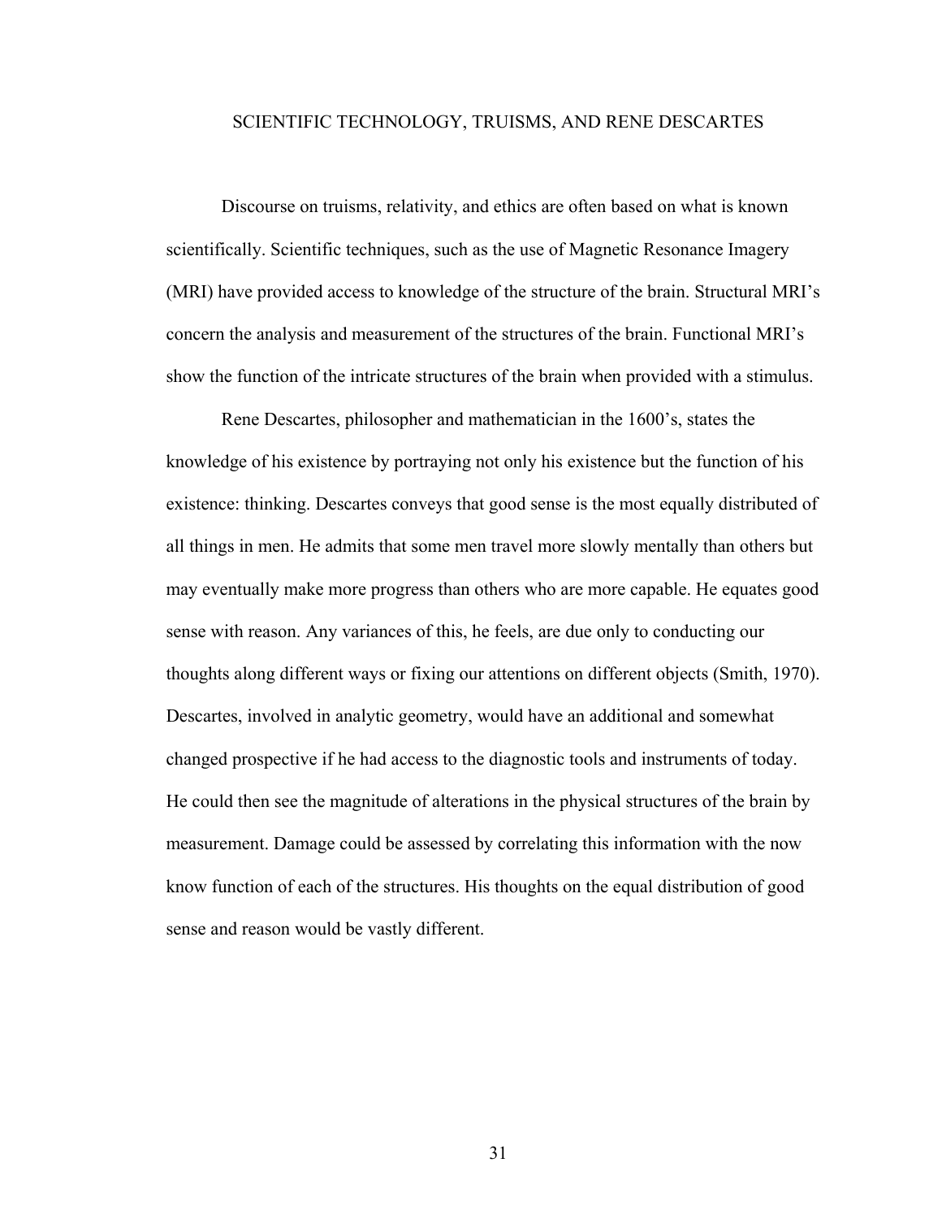## SCIENTIFIC TECHNOLOGY, TRUISMS, AND RENE DESCARTES

Discourse on truisms, relativity, and ethics are often based on what is known scientifically. Scientific techniques, such as the use of Magnetic Resonance Imagery (MRI) have provided access to knowledge of the structure of the brain. Structural MRI's concern the analysis and measurement of the structures of the brain. Functional MRI's show the function of the intricate structures of the brain when provided with a stimulus.

Rene Descartes, philosopher and mathematician in the 1600's, states the knowledge of his existence by portraying not only his existence but the function of his existence: thinking. Descartes conveys that good sense is the most equally distributed of all things in men. He admits that some men travel more slowly mentally than others but may eventually make more progress than others who are more capable. He equates good sense with reason. Any variances of this, he feels, are due only to conducting our thoughts along different ways or fixing our attentions on different objects (Smith, 1970). Descartes, involved in analytic geometry, would have an additional and somewhat changed prospective if he had access to the diagnostic tools and instruments of today. He could then see the magnitude of alterations in the physical structures of the brain by measurement. Damage could be assessed by correlating this information with the now know function of each of the structures. His thoughts on the equal distribution of good sense and reason would be vastly different.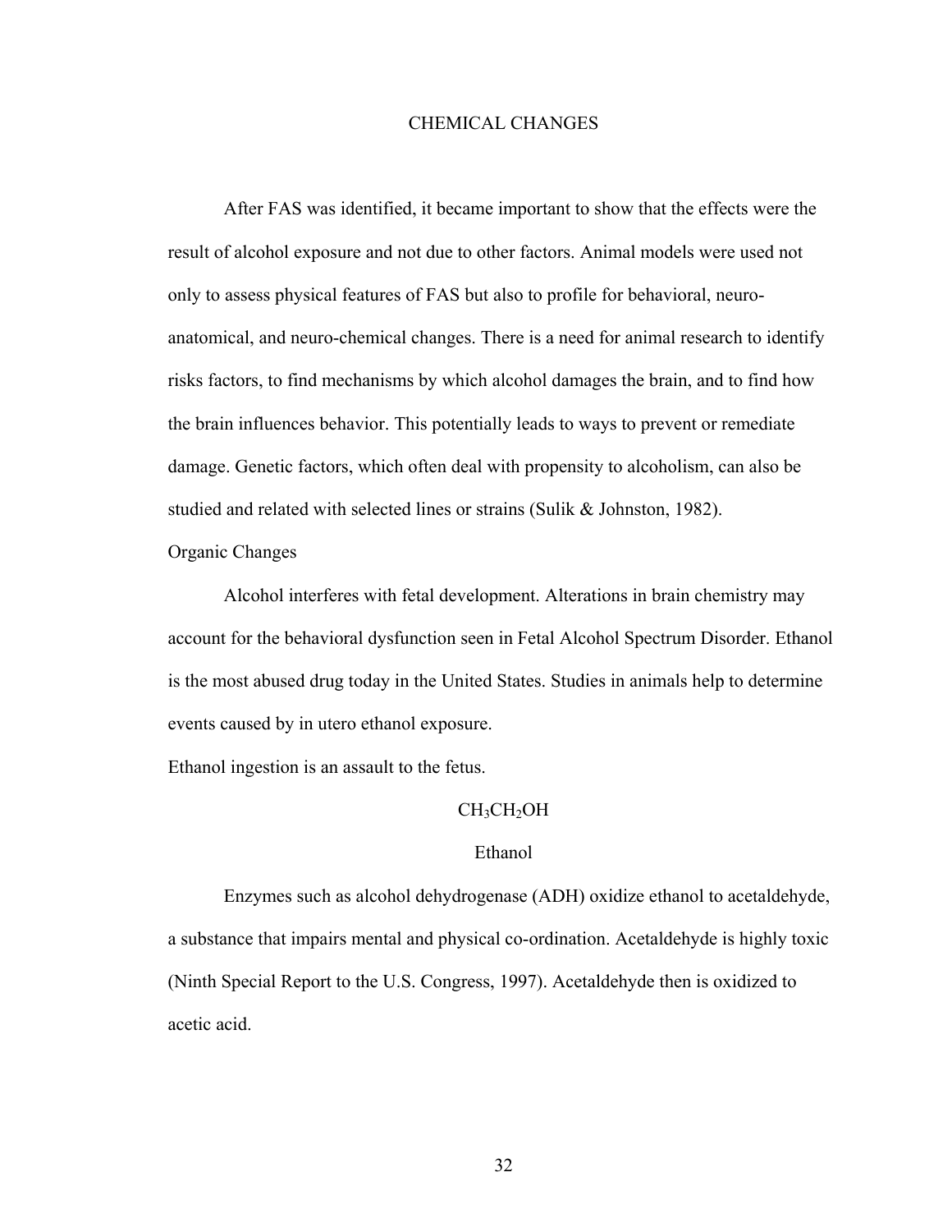# CHEMICAL CHANGES

After FAS was identified, it became important to show that the effects were the result of alcohol exposure and not due to other factors. Animal models were used not only to assess physical features of FAS but also to profile for behavioral, neuro-anatomical, and neuro-chemical changes. There is a need for animal research to identify risks factors, to find mechanisms by which alcohol damages the brain, and to find how the brain influences behavior. This potentially leads to ways to prevent or remediate damage. Genetic factors, which often deal with propensity to alcoholism, can also be studied and related with selected lines or strains (Sulik & Johnston, 1982).

## Organic Changes

Alcohol interferes with fetal development. Alterations in brain chemistry may account for the behavioral dysfunction seen in Fetal Alcohol Spectrum Disorder. Ethanol is the most abused drug today in the United States. Studies in animals help to determine events caused by in utero ethanol exposure.

Ethanol ingestion is an assault to the fetus.

$$CH_3CH_2OH$$

Ethanol

Enzymes such as alcohol dehydrogenase (ADH) oxidize ethanol to acetaldehyde, a substance that impairs mental and physical co-ordination. Acetaldehyde is highly toxic (Ninth Special Report to the U.S. Congress, 1997). Acetaldehyde then is oxidized to acetic acid.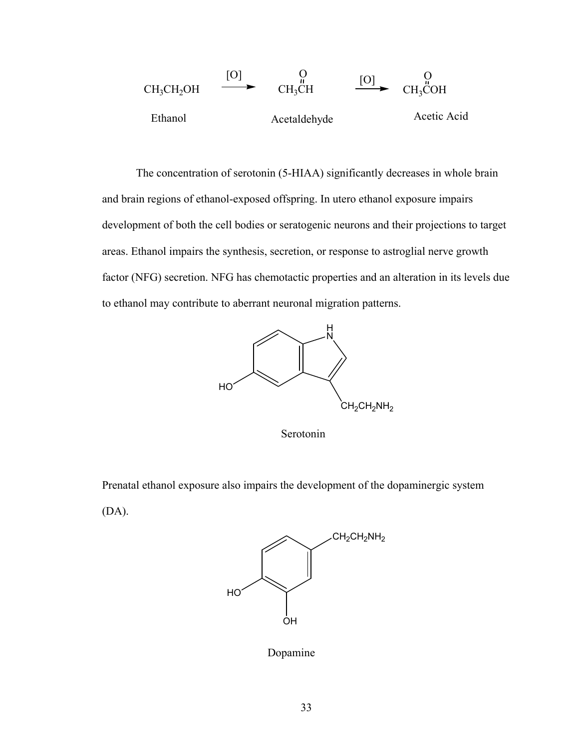$$CH_3CH_2OH \xrightarrow{[O]} CH_3\overset{O}{\overset{\|}{C}}H \xrightarrow{[O]} CH_3\overset{O}{\overset{\|}{C}}OH$$

Ethanol Acetaldehyde Acetic Acid

The concentration of serotonin (5-HIAA) significantly decreases in whole brain and brain regions of ethanol-exposed offspring. In utero ethanol exposure impairs development of both the cell bodies or seratogenic neurons and their projections to target areas. Ethanol impairs the synthesis, secretion, or response to astroglial nerve growth factor (NFG) secretion. NFG has chemotactic properties and an alteration in its levels due to ethanol may contribute to aberrant neuronal migration patterns.

Serotonin

Prenatal ethanol exposure also impairs the development of the dopaminergic system (DA).

Dopamine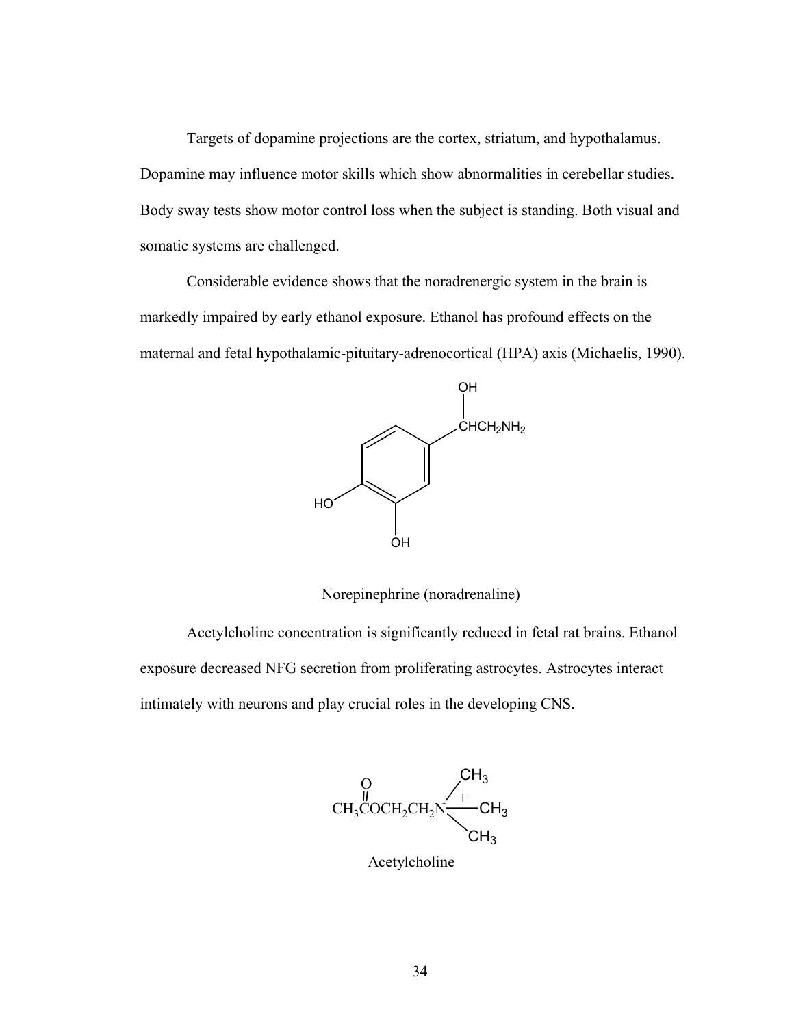Targets of dopamine projections are the cortex, striatum, and hypothalamus. Dopamine may influence motor skills which show abnormalities in cerebellar studies. Body sway tests show motor control loss when the subject is standing. Both visual and somatic systems are challenged.

Considerable evidence shows that the noradrenergic system in the brain is markedly impaired by early ethanol exposure. Ethanol has profound effects on the maternal and fetal hypothalamic-pituitary-adrenocortical (HPA) axis (Michaelis, 1990).

OH

$CHCH_2NH_2$

HO

OH

Norepinephrine (noradrenaline)

Acetylcholine concentration is significantly reduced in fetal rat brains. Ethanol exposure decreased NFG secretion from proliferating astrocytes. Astrocytes interact intimately with neurons and play crucial roles in the developing CNS.

$CH_3COCH_2CH_2N^{+}(CH_3)_3$

Acetylcholine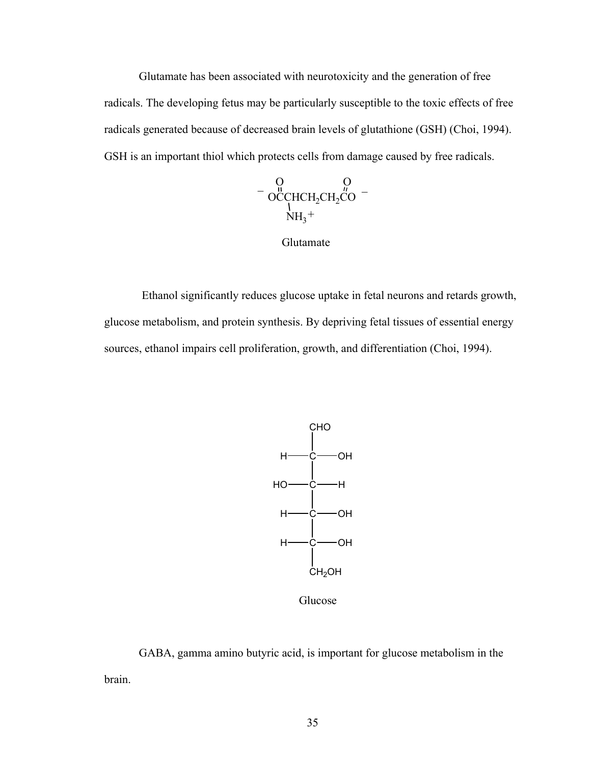Glutamate has been associated with neurotoxicity and the generation of free radicals. The developing fetus may be particularly susceptible to the toxic effects of free radicals generated because of decreased brain levels of glutathione (GSH) (Choi, 1994). GSH is an important thiol which protects cells from damage caused by free radicals.

$$^{-}OC(=O)CH(NH_3^{+})CH_2CH_2C(=O)O^{-}$$

Glutamate

Ethanol significantly reduces glucose uptake in fetal neurons and retards growth, glucose metabolism, and protein synthesis. By depriving fetal tissues of essential energy sources, ethanol impairs cell proliferation, growth, and differentiation (Choi, 1994).

```
         CHO
         |
    H ---C--- OH
         |
   HO ---C--- H
         |
    H ---C--- OH
         |
    H ---C--- OH
         |
        CH2OH
```

Glucose

GABA, gamma amino butyric acid, is important for glucose metabolism in the brain.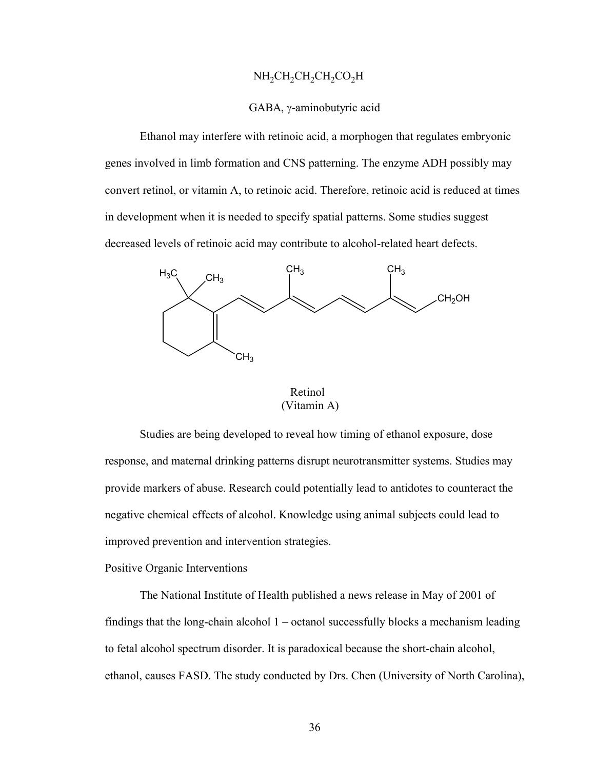$NH_2CH_2CH_2CH_2CO_2H$

GABA, γ-aminobutyric acid

Ethanol may interfere with retinoic acid, a morphogen that regulates embryonic genes involved in limb formation and CNS patterning. The enzyme ADH possibly may convert retinol, or vitamin A, to retinoic acid. Therefore, retinoic acid is reduced at times in development when it is needed to specify spatial patterns. Some studies suggest decreased levels of retinoic acid may contribute to alcohol-related heart defects.

$H_3C$ $CH_3$ $CH_3$ $CH_3$ $CH_2OH$ $CH_3$

Retinol
(Vitamin A)

Studies are being developed to reveal how timing of ethanol exposure, dose response, and maternal drinking patterns disrupt neurotransmitter systems. Studies may provide markers of abuse. Research could potentially lead to antidotes to counteract the negative chemical effects of alcohol. Knowledge using animal subjects could lead to improved prevention and intervention strategies.

Positive Organic Interventions

The National Institute of Health published a news release in May of 2001 of findings that the long-chain alcohol 1 – octanol successfully blocks a mechanism leading to fetal alcohol spectrum disorder. It is paradoxical because the short-chain alcohol, ethanol, causes FASD. The study conducted by Drs. Chen (University of North Carolina),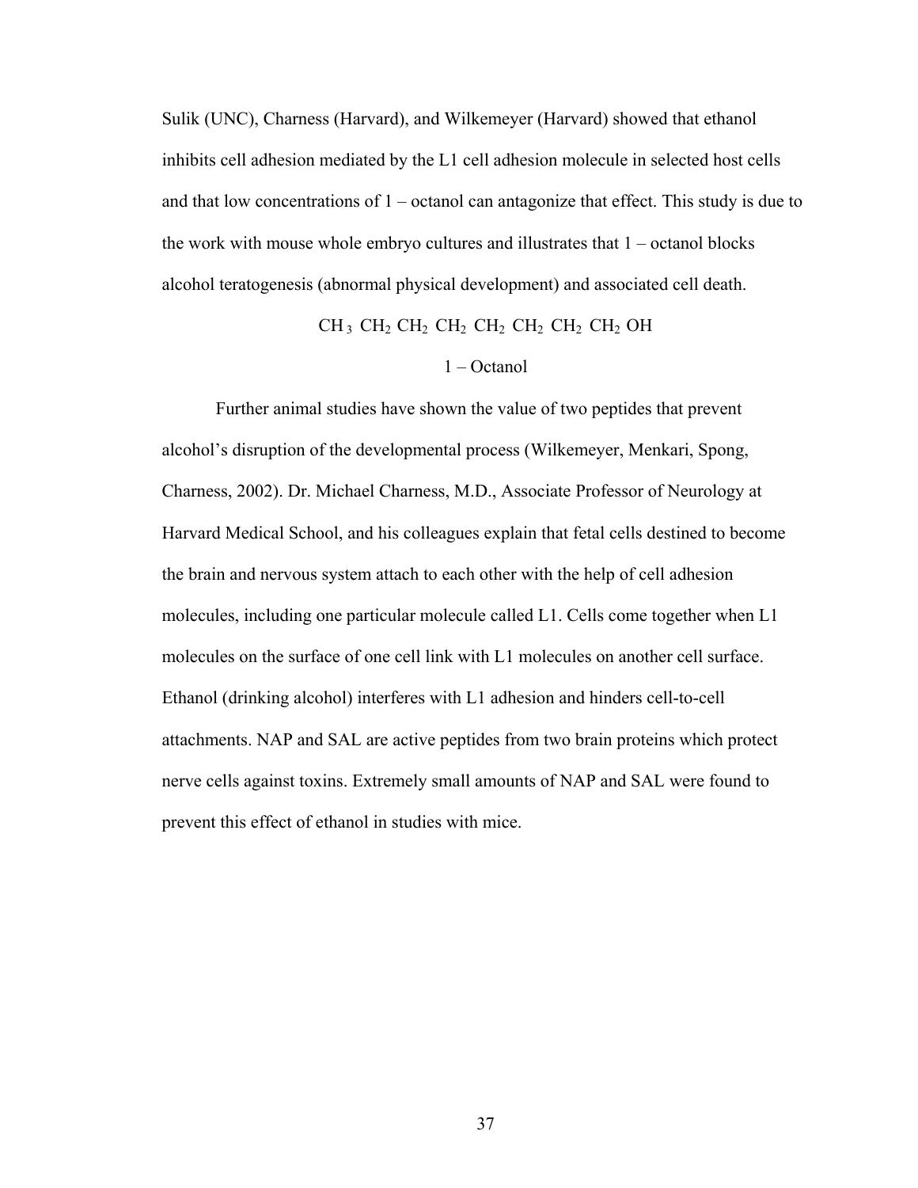Sulik (UNC), Charness (Harvard), and Wilkemeyer (Harvard) showed that ethanol inhibits cell adhesion mediated by the L1 cell adhesion molecule in selected host cells and that low concentrations of 1 – octanol can antagonize that effect. This study is due to the work with mouse whole embryo cultures and illustrates that 1 – octanol blocks alcohol teratogenesis (abnormal physical development) and associated cell death.

$$CH_3\ CH_2\ CH_2\ CH_2\ CH_2\ CH_2\ CH_2\ CH_2\ OH$$

1 – Octanol

Further animal studies have shown the value of two peptides that prevent alcohol's disruption of the developmental process (Wilkemeyer, Menkari, Spong, Charness, 2002). Dr. Michael Charness, M.D., Associate Professor of Neurology at Harvard Medical School, and his colleagues explain that fetal cells destined to become the brain and nervous system attach to each other with the help of cell adhesion molecules, including one particular molecule called L1. Cells come together when L1 molecules on the surface of one cell link with L1 molecules on another cell surface. Ethanol (drinking alcohol) interferes with L1 adhesion and hinders cell-to-cell attachments. NAP and SAL are active peptides from two brain proteins which protect nerve cells against toxins. Extremely small amounts of NAP and SAL were found to prevent this effect of ethanol in studies with mice.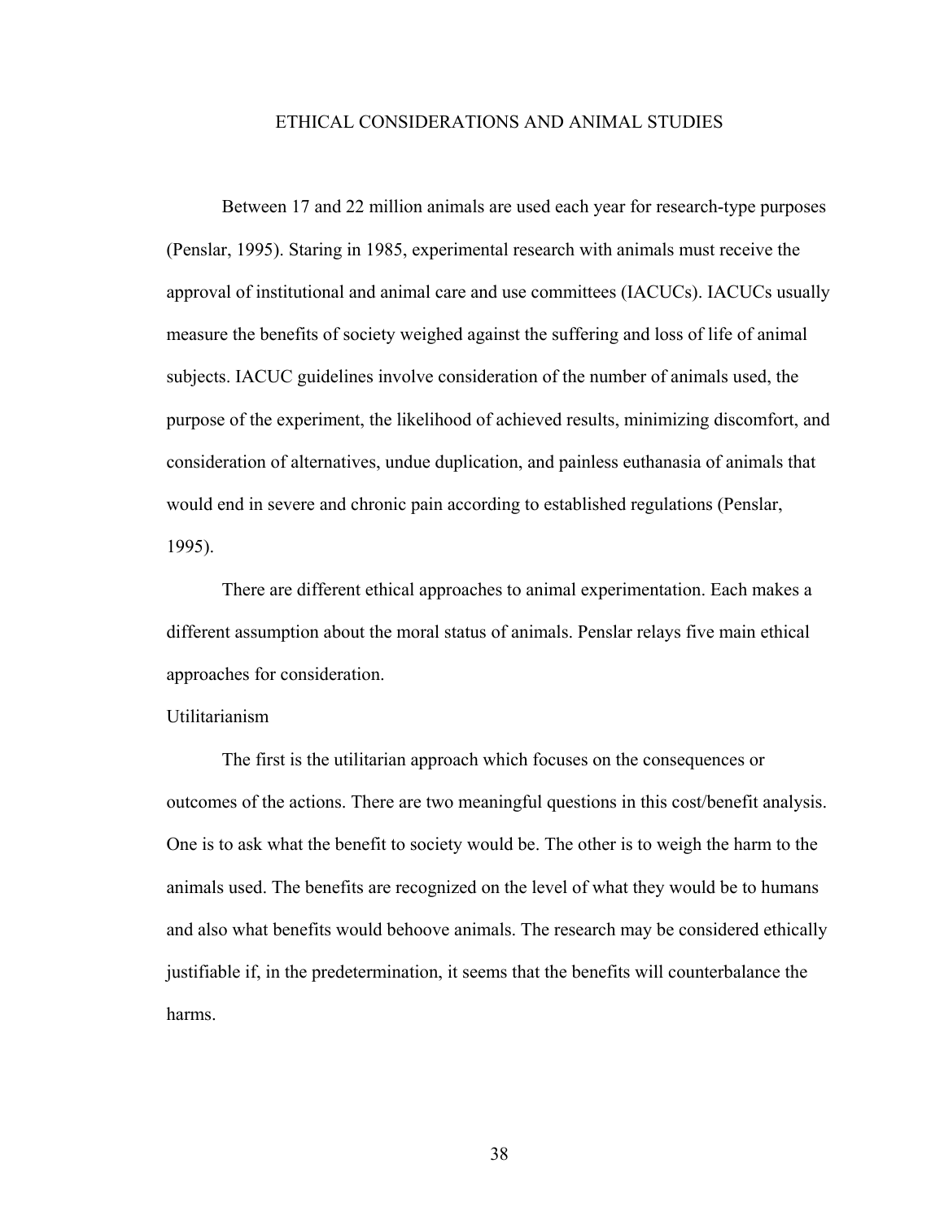# ETHICAL CONSIDERATIONS AND ANIMAL STUDIES

Between 17 and 22 million animals are used each year for research-type purposes (Penslar, 1995). Staring in 1985, experimental research with animals must receive the approval of institutional and animal care and use committees (IACUCs). IACUCs usually measure the benefits of society weighed against the suffering and loss of life of animal subjects. IACUC guidelines involve consideration of the number of animals used, the purpose of the experiment, the likelihood of achieved results, minimizing discomfort, and consideration of alternatives, undue duplication, and painless euthanasia of animals that would end in severe and chronic pain according to established regulations (Penslar, 1995).

There are different ethical approaches to animal experimentation. Each makes a different assumption about the moral status of animals. Penslar relays five main ethical approaches for consideration.

## Utilitarianism

The first is the utilitarian approach which focuses on the consequences or outcomes of the actions. There are two meaningful questions in this cost/benefit analysis. One is to ask what the benefit to society would be. The other is to weigh the harm to the animals used. The benefits are recognized on the level of what they would be to humans and also what benefits would behoove animals. The research may be considered ethically justifiable if, in the predetermination, it seems that the benefits will counterbalance the harms.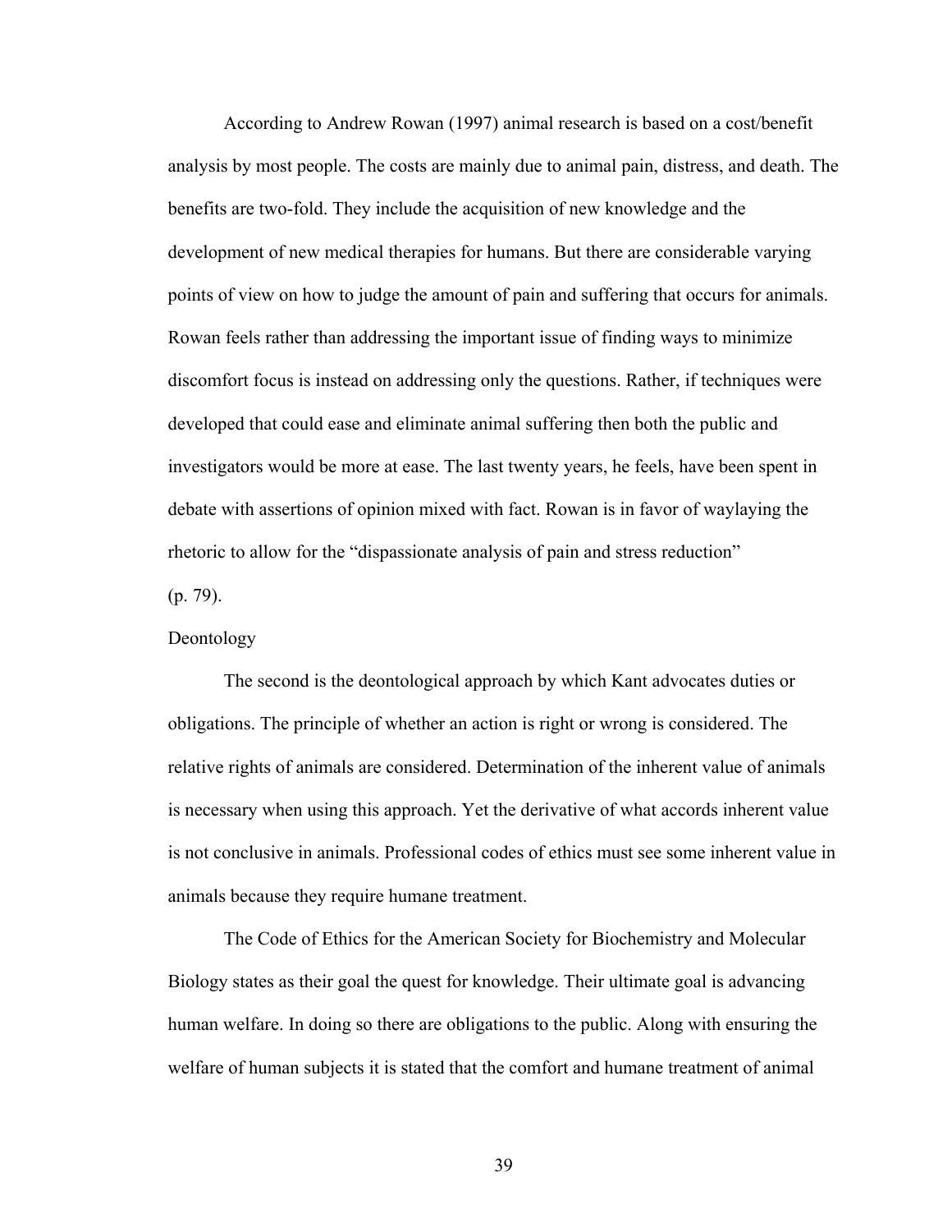According to Andrew Rowan (1997) animal research is based on a cost/benefit analysis by most people. The costs are mainly due to animal pain, distress, and death. The benefits are two-fold. They include the acquisition of new knowledge and the development of new medical therapies for humans. But there are considerable varying points of view on how to judge the amount of pain and suffering that occurs for animals. Rowan feels rather than addressing the important issue of finding ways to minimize discomfort focus is instead on addressing only the questions. Rather, if techniques were developed that could ease and eliminate animal suffering then both the public and investigators would be more at ease. The last twenty years, he feels, have been spent in debate with assertions of opinion mixed with fact. Rowan is in favor of waylaying the rhetoric to allow for the "dispassionate analysis of pain and stress reduction" (p. 79).

## Deontology

The second is the deontological approach by which Kant advocates duties or obligations. The principle of whether an action is right or wrong is considered. The relative rights of animals are considered. Determination of the inherent value of animals is necessary when using this approach. Yet the derivative of what accords inherent value is not conclusive in animals. Professional codes of ethics must see some inherent value in animals because they require humane treatment.

The Code of Ethics for the American Society for Biochemistry and Molecular Biology states as their goal the quest for knowledge. Their ultimate goal is advancing human welfare. In doing so there are obligations to the public. Along with ensuring the welfare of human subjects it is stated that the comfort and humane treatment of animal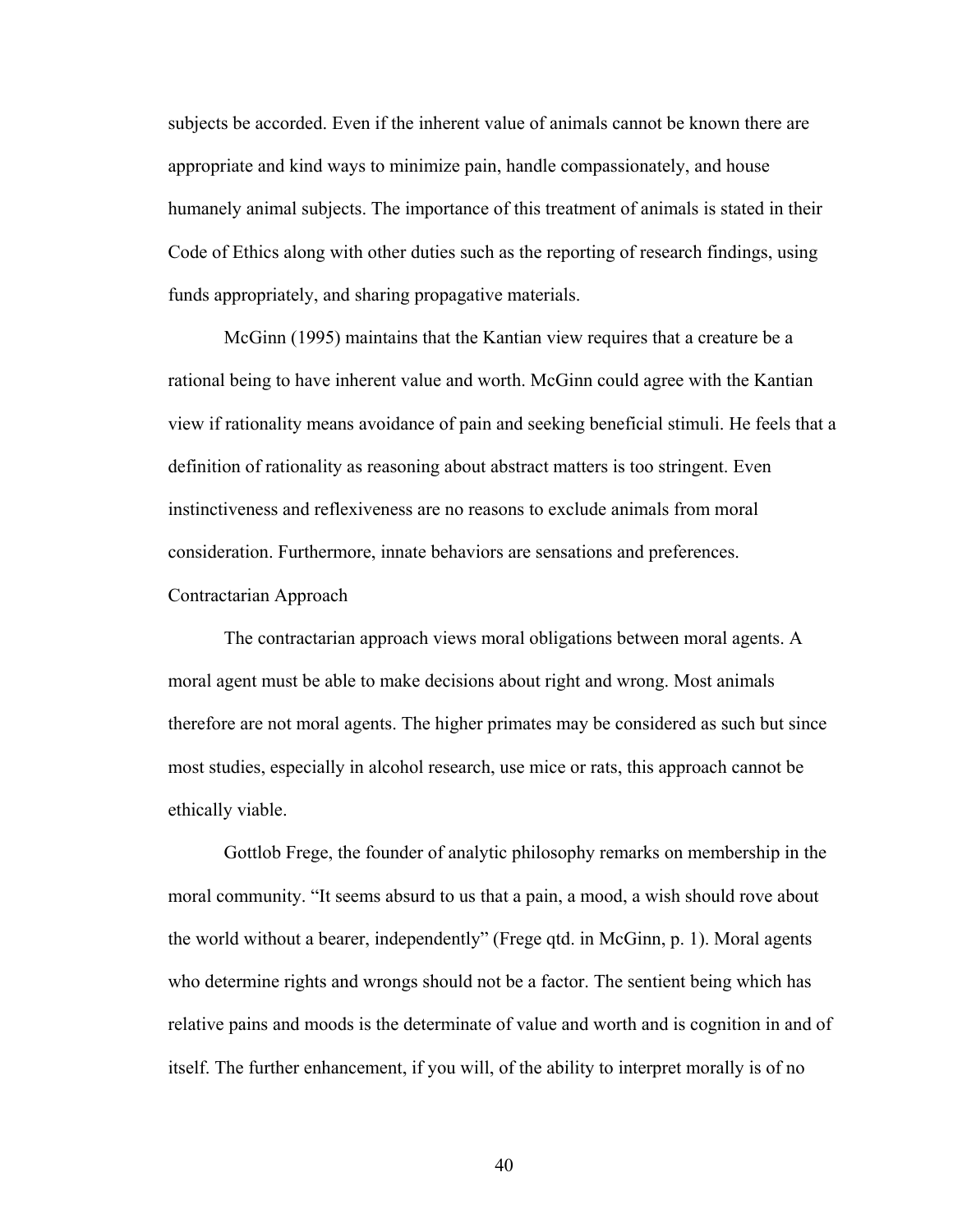subjects be accorded. Even if the inherent value of animals cannot be known there are appropriate and kind ways to minimize pain, handle compassionately, and house humanely animal subjects. The importance of this treatment of animals is stated in their Code of Ethics along with other duties such as the reporting of research findings, using funds appropriately, and sharing propagative materials.

McGinn (1995) maintains that the Kantian view requires that a creature be a rational being to have inherent value and worth. McGinn could agree with the Kantian view if rationality means avoidance of pain and seeking beneficial stimuli. He feels that a definition of rationality as reasoning about abstract matters is too stringent. Even instinctiveness and reflexiveness are no reasons to exclude animals from moral consideration. Furthermore, innate behaviors are sensations and preferences.

### Contractarian Approach

The contractarian approach views moral obligations between moral agents. A moral agent must be able to make decisions about right and wrong. Most animals therefore are not moral agents. The higher primates may be considered as such but since most studies, especially in alcohol research, use mice or rats, this approach cannot be ethically viable.

Gottlob Frege, the founder of analytic philosophy remarks on membership in the moral community. "It seems absurd to us that a pain, a mood, a wish should rove about the world without a bearer, independently" (Frege qtd. in McGinn, p. 1). Moral agents who determine rights and wrongs should not be a factor. The sentient being which has relative pains and moods is the determinate of value and worth and is cognition in and of itself. The further enhancement, if you will, of the ability to interpret morally is of no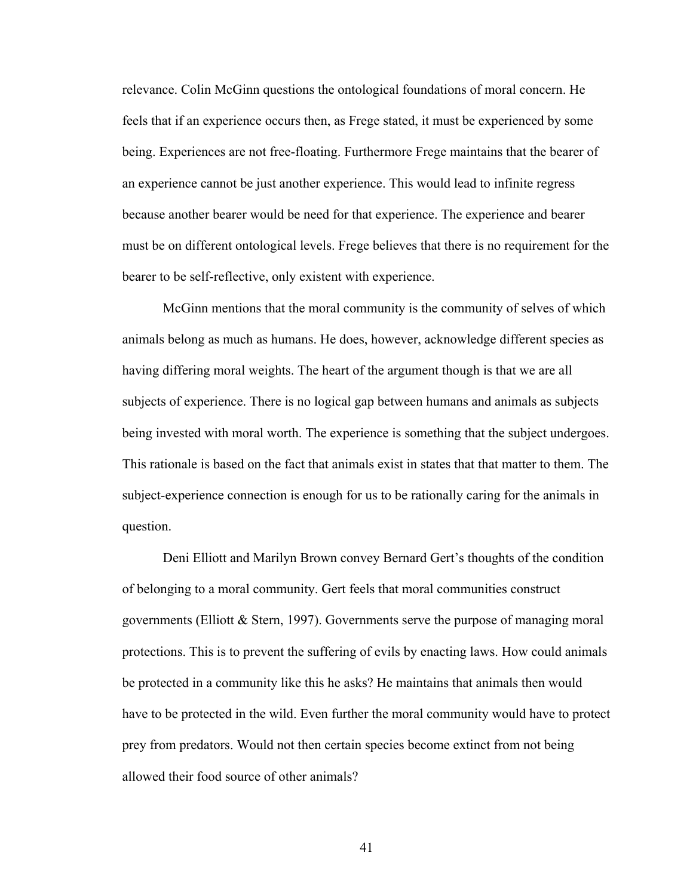relevance. Colin McGinn questions the ontological foundations of moral concern. He feels that if an experience occurs then, as Frege stated, it must be experienced by some being. Experiences are not free-floating. Furthermore Frege maintains that the bearer of an experience cannot be just another experience. This would lead to infinite regress because another bearer would be need for that experience. The experience and bearer must be on different ontological levels. Frege believes that there is no requirement for the bearer to be self-reflective, only existent with experience.

McGinn mentions that the moral community is the community of selves of which animals belong as much as humans. He does, however, acknowledge different species as having differing moral weights. The heart of the argument though is that we are all subjects of experience. There is no logical gap between humans and animals as subjects being invested with moral worth. The experience is something that the subject undergoes. This rationale is based on the fact that animals exist in states that that matter to them. The subject-experience connection is enough for us to be rationally caring for the animals in question.

Deni Elliott and Marilyn Brown convey Bernard Gert's thoughts of the condition of belonging to a moral community. Gert feels that moral communities construct governments (Elliott & Stern, 1997). Governments serve the purpose of managing moral protections. This is to prevent the suffering of evils by enacting laws. How could animals be protected in a community like this he asks? He maintains that animals then would have to be protected in the wild. Even further the moral community would have to protect prey from predators. Would not then certain species become extinct from not being allowed their food source of other animals?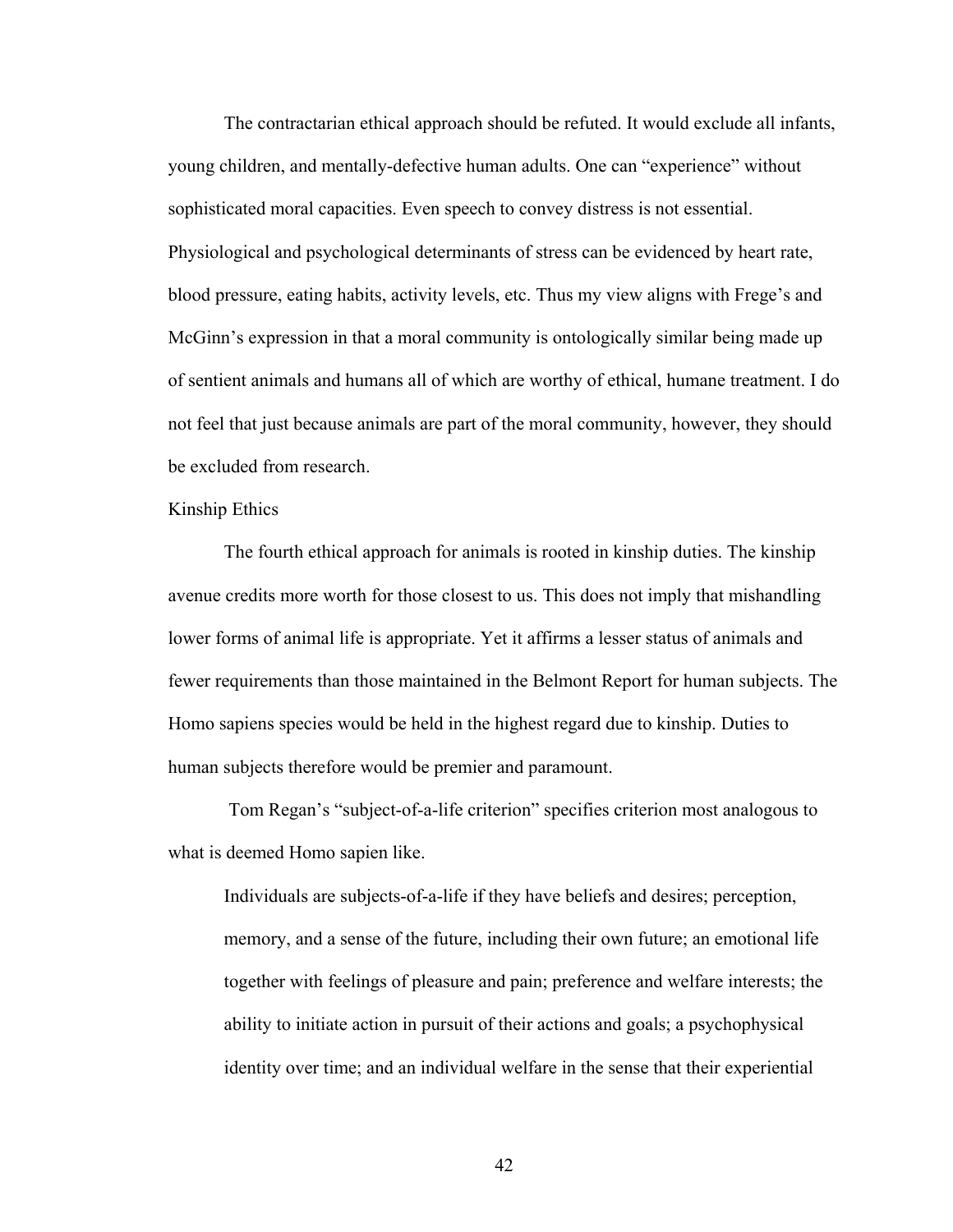The contractarian ethical approach should be refuted. It would exclude all infants, young children, and mentally-defective human adults. One can "experience" without sophisticated moral capacities. Even speech to convey distress is not essential. Physiological and psychological determinants of stress can be evidenced by heart rate, blood pressure, eating habits, activity levels, etc. Thus my view aligns with Frege's and McGinn's expression in that a moral community is ontologically similar being made up of sentient animals and humans all of which are worthy of ethical, humane treatment. I do not feel that just because animals are part of the moral community, however, they should be excluded from research.

## Kinship Ethics

The fourth ethical approach for animals is rooted in kinship duties. The kinship avenue credits more worth for those closest to us. This does not imply that mishandling lower forms of animal life is appropriate. Yet it affirms a lesser status of animals and fewer requirements than those maintained in the Belmont Report for human subjects. The Homo sapiens species would be held in the highest regard due to kinship. Duties to human subjects therefore would be premier and paramount.

Tom Regan's "subject-of-a-life criterion" specifies criterion most analogous to what is deemed Homo sapien like.

> Individuals are subjects-of-a-life if they have beliefs and desires; perception, memory, and a sense of the future, including their own future; an emotional life together with feelings of pleasure and pain; preference and welfare interests; the ability to initiate action in pursuit of their actions and goals; a psychophysical identity over time; and an individual welfare in the sense that their experiential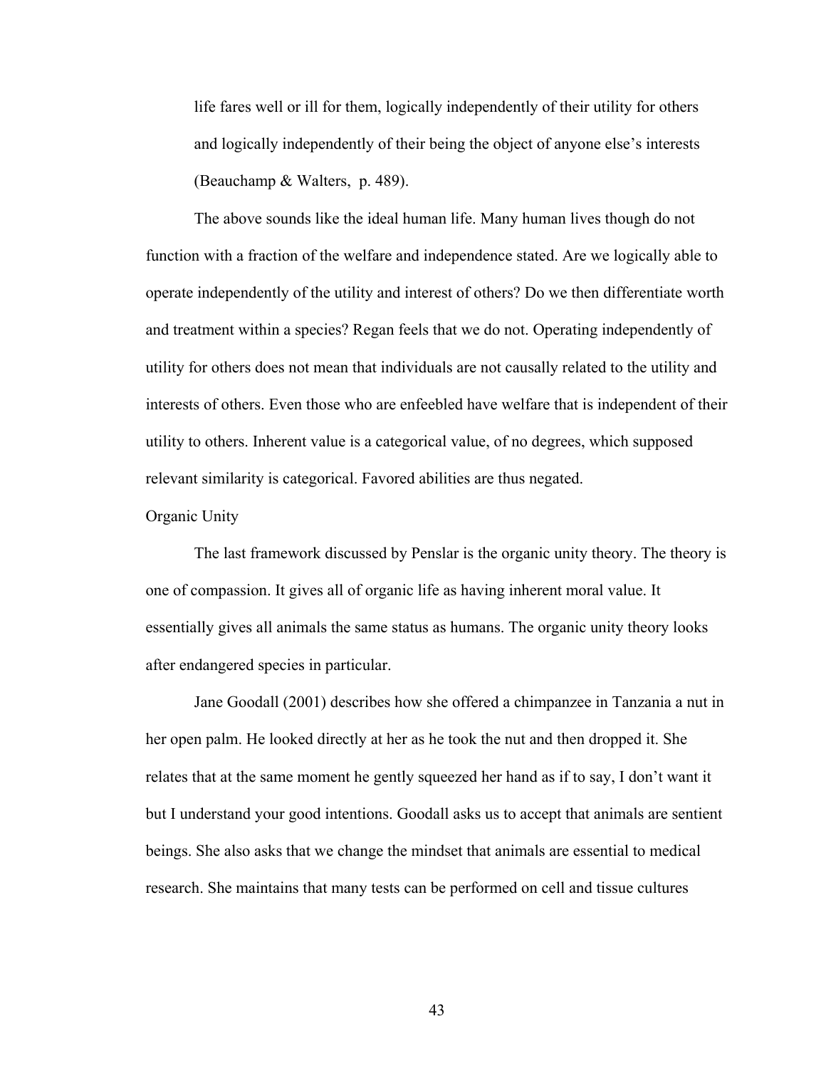> life fares well or ill for them, logically independently of their utility for others and logically independently of their being the object of anyone else's interests (Beauchamp & Walters, p. 489).

The above sounds like the ideal human life. Many human lives though do not function with a fraction of the welfare and independence stated. Are we logically able to operate independently of the utility and interest of others? Do we then differentiate worth and treatment within a species? Regan feels that we do not. Operating independently of utility for others does not mean that individuals are not causally related to the utility and interests of others. Even those who are enfeebled have welfare that is independent of their utility to others. Inherent value is a categorical value, of no degrees, which supposed relevant similarity is categorical. Favored abilities are thus negated.

Organic Unity

The last framework discussed by Penslar is the organic unity theory. The theory is one of compassion. It gives all of organic life as having inherent moral value. It essentially gives all animals the same status as humans. The organic unity theory looks after endangered species in particular.

Jane Goodall (2001) describes how she offered a chimpanzee in Tanzania a nut in her open palm. He looked directly at her as he took the nut and then dropped it. She relates that at the same moment he gently squeezed her hand as if to say, I don't want it but I understand your good intentions. Goodall asks us to accept that animals are sentient beings. She also asks that we change the mindset that animals are essential to medical research. She maintains that many tests can be performed on cell and tissue cultures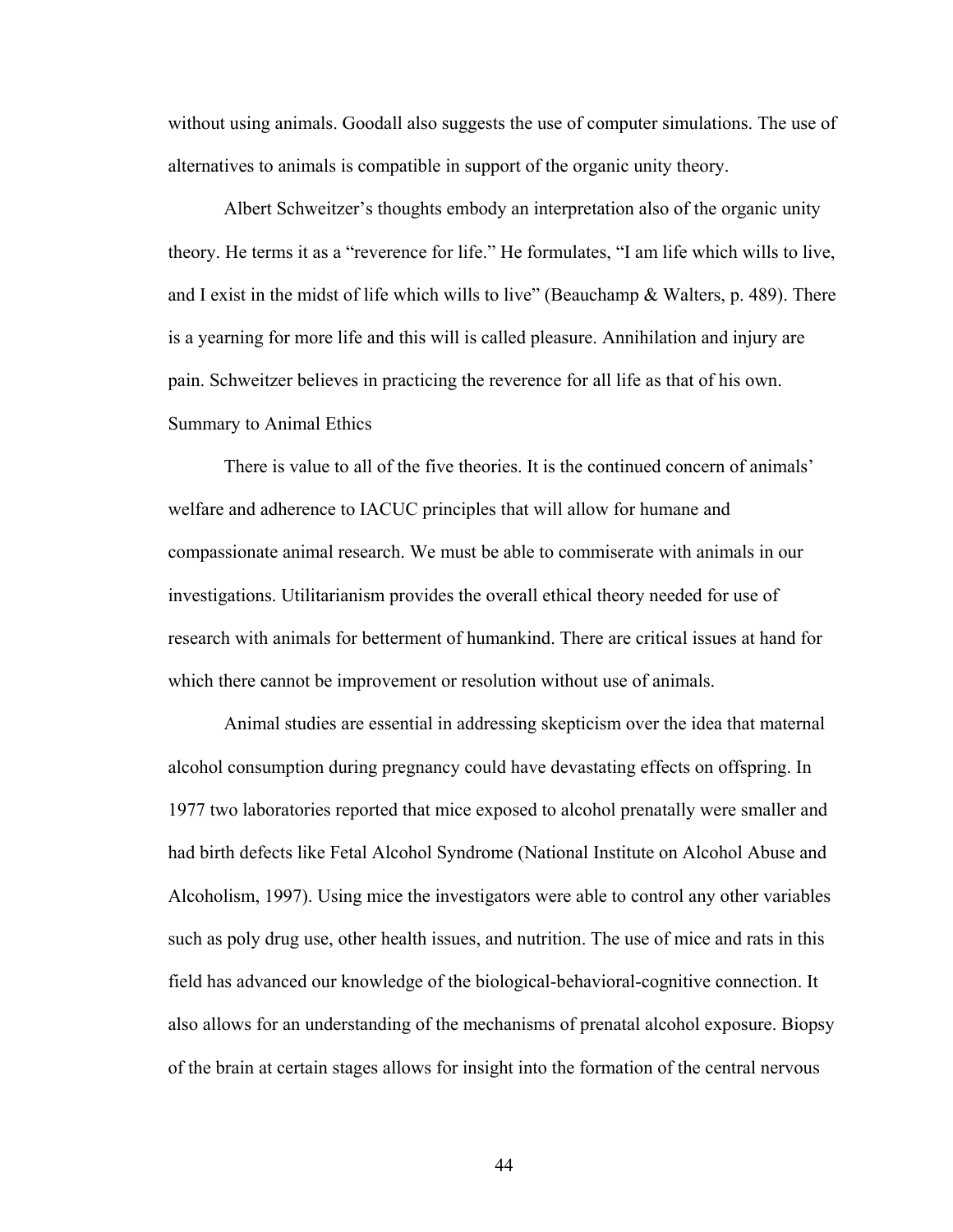without using animals. Goodall also suggests the use of computer simulations. The use of alternatives to animals is compatible in support of the organic unity theory.

Albert Schweitzer's thoughts embody an interpretation also of the organic unity theory. He terms it as a "reverence for life." He formulates, "I am life which wills to live, and I exist in the midst of life which wills to live" (Beauchamp & Walters, p. 489). There is a yearning for more life and this will is called pleasure. Annihilation and injury are pain. Schweitzer believes in practicing the reverence for all life as that of his own.

## Summary to Animal Ethics

There is value to all of the five theories. It is the continued concern of animals' welfare and adherence to IACUC principles that will allow for humane and compassionate animal research. We must be able to commiserate with animals in our investigations. Utilitarianism provides the overall ethical theory needed for use of research with animals for betterment of humankind. There are critical issues at hand for which there cannot be improvement or resolution without use of animals.

Animal studies are essential in addressing skepticism over the idea that maternal alcohol consumption during pregnancy could have devastating effects on offspring. In 1977 two laboratories reported that mice exposed to alcohol prenatally were smaller and had birth defects like Fetal Alcohol Syndrome (National Institute on Alcohol Abuse and Alcoholism, 1997). Using mice the investigators were able to control any other variables such as poly drug use, other health issues, and nutrition. The use of mice and rats in this field has advanced our knowledge of the biological-behavioral-cognitive connection. It also allows for an understanding of the mechanisms of prenatal alcohol exposure. Biopsy of the brain at certain stages allows for insight into the formation of the central nervous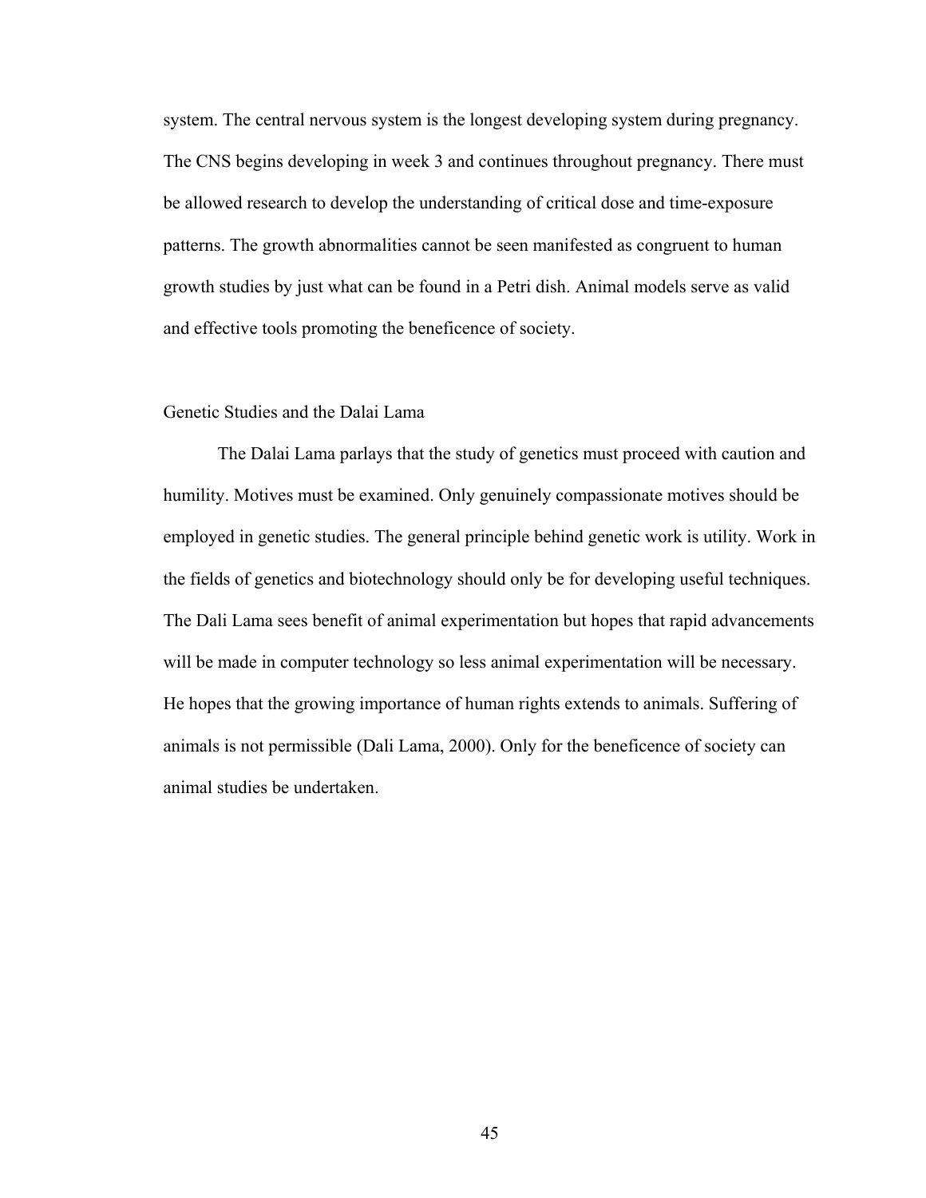system. The central nervous system is the longest developing system during pregnancy. The CNS begins developing in week 3 and continues throughout pregnancy. There must be allowed research to develop the understanding of critical dose and time-exposure patterns. The growth abnormalities cannot be seen manifested as congruent to human growth studies by just what can be found in a Petri dish. Animal models serve as valid and effective tools promoting the beneficence of society.

## Genetic Studies and the Dalai Lama

The Dalai Lama parlays that the study of genetics must proceed with caution and humility. Motives must be examined. Only genuinely compassionate motives should be employed in genetic studies. The general principle behind genetic work is utility. Work in the fields of genetics and biotechnology should only be for developing useful techniques. The Dali Lama sees benefit of animal experimentation but hopes that rapid advancements will be made in computer technology so less animal experimentation will be necessary. He hopes that the growing importance of human rights extends to animals. Suffering of animals is not permissible (Dali Lama, 2000). Only for the beneficence of society can animal studies be undertaken.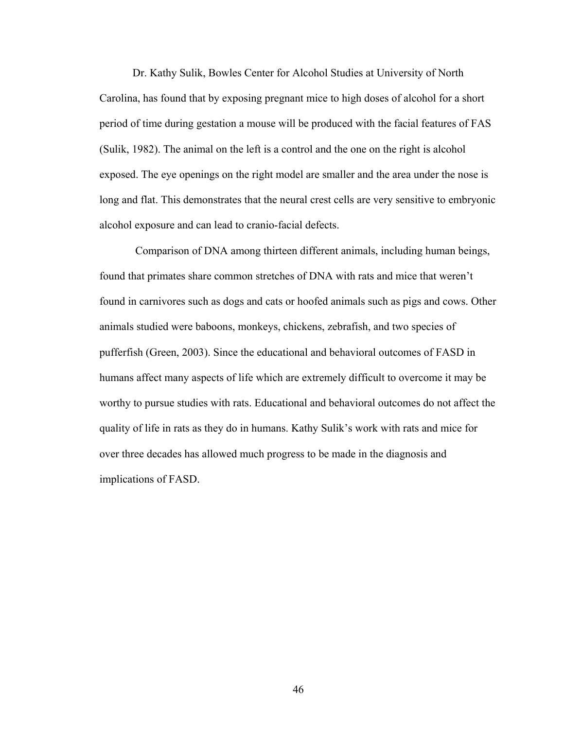Dr. Kathy Sulik, Bowles Center for Alcohol Studies at University of North Carolina, has found that by exposing pregnant mice to high doses of alcohol for a short period of time during gestation a mouse will be produced with the facial features of FAS (Sulik, 1982). The animal on the left is a control and the one on the right is alcohol exposed. The eye openings on the right model are smaller and the area under the nose is long and flat. This demonstrates that the neural crest cells are very sensitive to embryonic alcohol exposure and can lead to cranio-facial defects.

Comparison of DNA among thirteen different animals, including human beings, found that primates share common stretches of DNA with rats and mice that weren't found in carnivores such as dogs and cats or hoofed animals such as pigs and cows. Other animals studied were baboons, monkeys, chickens, zebrafish, and two species of pufferfish (Green, 2003). Since the educational and behavioral outcomes of FASD in humans affect many aspects of life which are extremely difficult to overcome it may be worthy to pursue studies with rats. Educational and behavioral outcomes do not affect the quality of life in rats as they do in humans. Kathy Sulik's work with rats and mice for over three decades has allowed much progress to be made in the diagnosis and implications of FASD.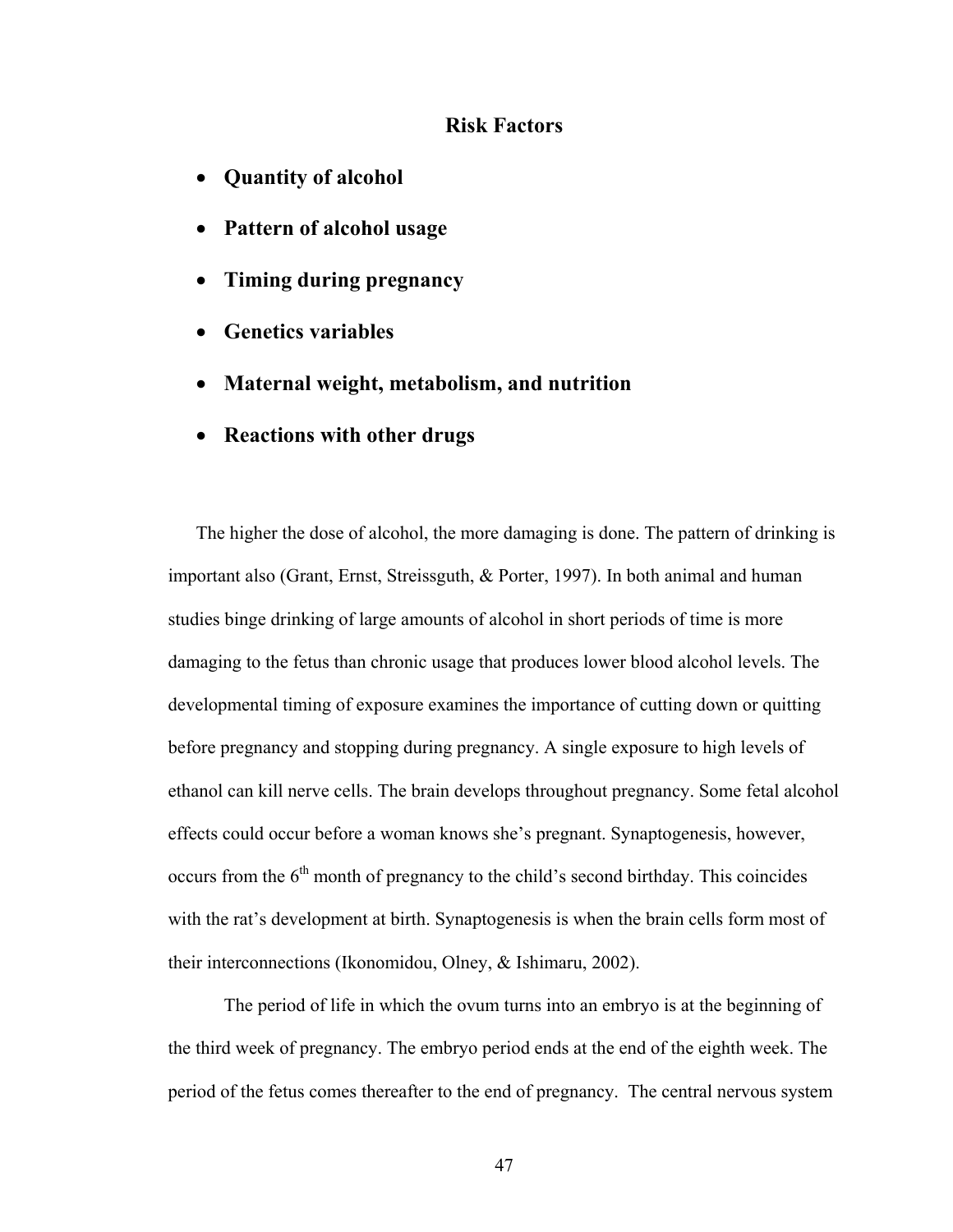## Risk Factors

- **Quantity of alcohol**
- **Pattern of alcohol usage**
- **Timing during pregnancy**
- **Genetics variables**
- **Maternal weight, metabolism, and nutrition**
- **Reactions with other drugs**

The higher the dose of alcohol, the more damaging is done. The pattern of drinking is important also (Grant, Ernst, Streissguth, & Porter, 1997). In both animal and human studies binge drinking of large amounts of alcohol in short periods of time is more damaging to the fetus than chronic usage that produces lower blood alcohol levels. The developmental timing of exposure examines the importance of cutting down or quitting before pregnancy and stopping during pregnancy. A single exposure to high levels of ethanol can kill nerve cells. The brain develops throughout pregnancy. Some fetal alcohol effects could occur before a woman knows she's pregnant. Synaptogenesis, however, occurs from the 6th month of pregnancy to the child's second birthday. This coincides with the rat's development at birth. Synaptogenesis is when the brain cells form most of their interconnections (Ikonomidou, Olney, & Ishimaru, 2002).

The period of life in which the ovum turns into an embryo is at the beginning of the third week of pregnancy. The embryo period ends at the end of the eighth week. The period of the fetus comes thereafter to the end of pregnancy. The central nervous system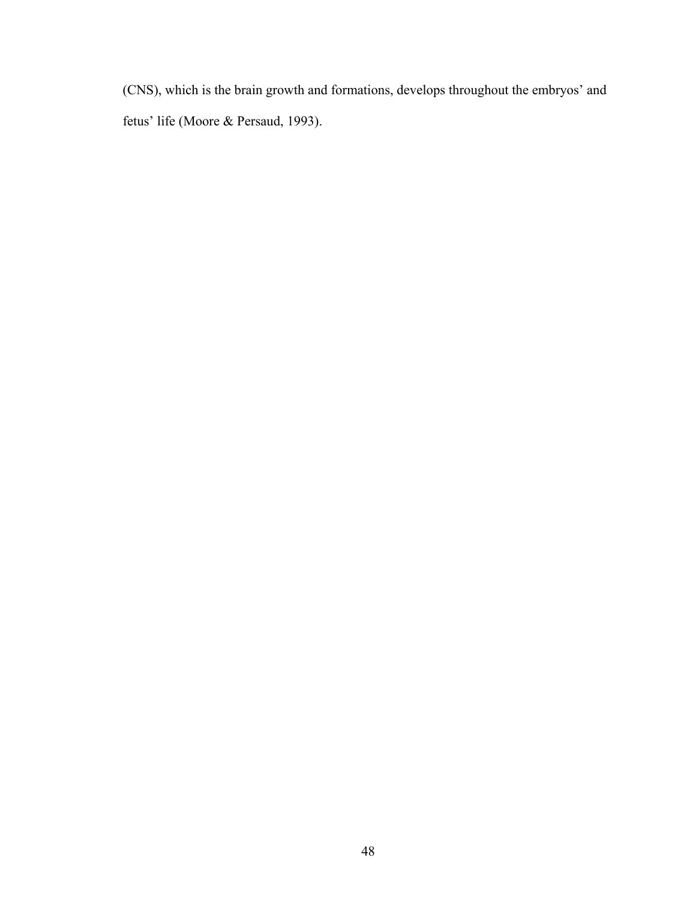(CNS), which is the brain growth and formations, develops throughout the embryos' and fetus' life (Moore & Persaud, 1993).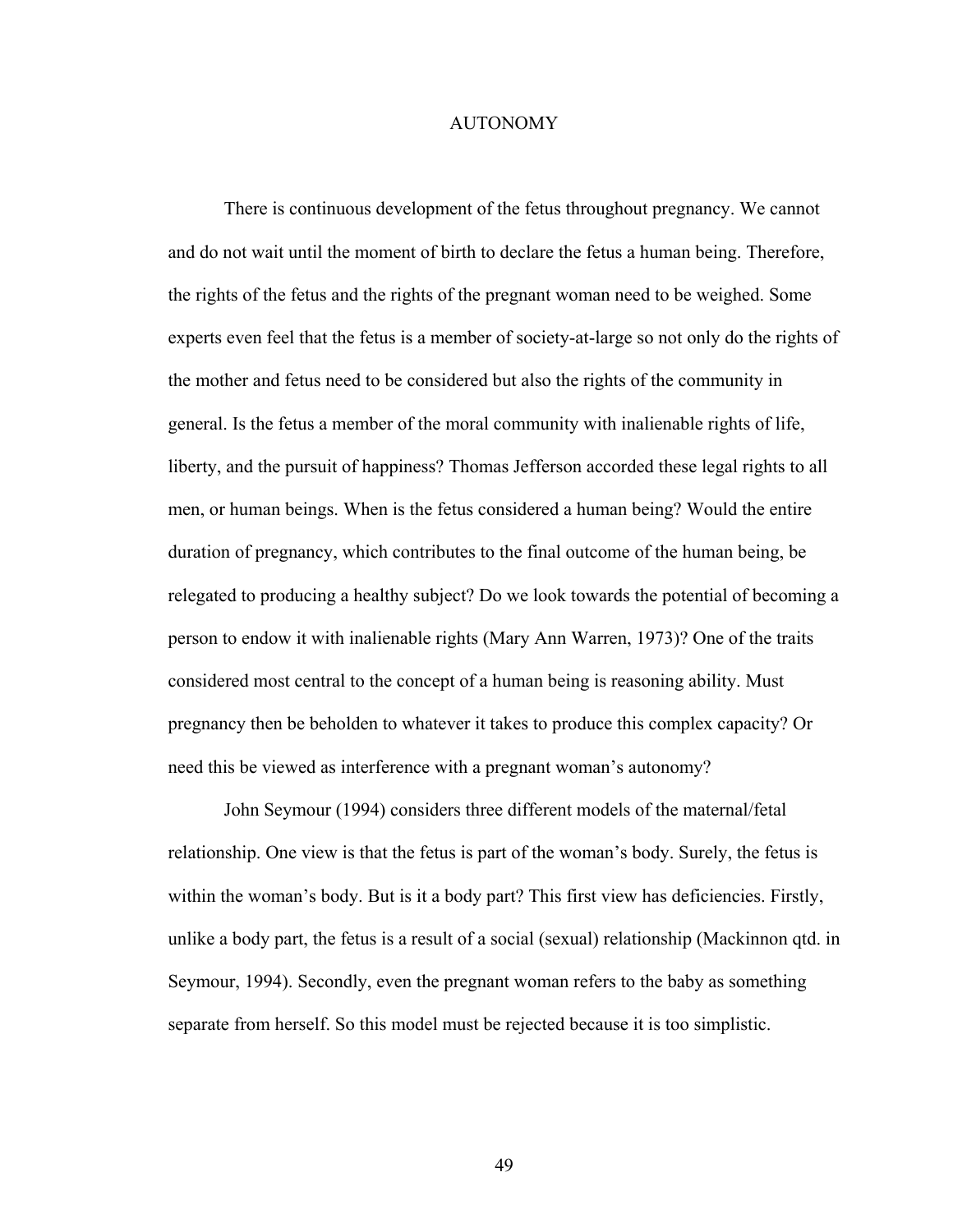# AUTONOMY

There is continuous development of the fetus throughout pregnancy. We cannot and do not wait until the moment of birth to declare the fetus a human being. Therefore, the rights of the fetus and the rights of the pregnant woman need to be weighed. Some experts even feel that the fetus is a member of society-at-large so not only do the rights of the mother and fetus need to be considered but also the rights of the community in general. Is the fetus a member of the moral community with inalienable rights of life, liberty, and the pursuit of happiness? Thomas Jefferson accorded these legal rights to all men, or human beings. When is the fetus considered a human being? Would the entire duration of pregnancy, which contributes to the final outcome of the human being, be relegated to producing a healthy subject? Do we look towards the potential of becoming a person to endow it with inalienable rights (Mary Ann Warren, 1973)? One of the traits considered most central to the concept of a human being is reasoning ability. Must pregnancy then be beholden to whatever it takes to produce this complex capacity? Or need this be viewed as interference with a pregnant woman's autonomy?

John Seymour (1994) considers three different models of the maternal/fetal relationship. One view is that the fetus is part of the woman's body. Surely, the fetus is within the woman's body. But is it a body part? This first view has deficiencies. Firstly, unlike a body part, the fetus is a result of a social (sexual) relationship (Mackinnon qtd. in Seymour, 1994). Secondly, even the pregnant woman refers to the baby as something separate from herself. So this model must be rejected because it is too simplistic.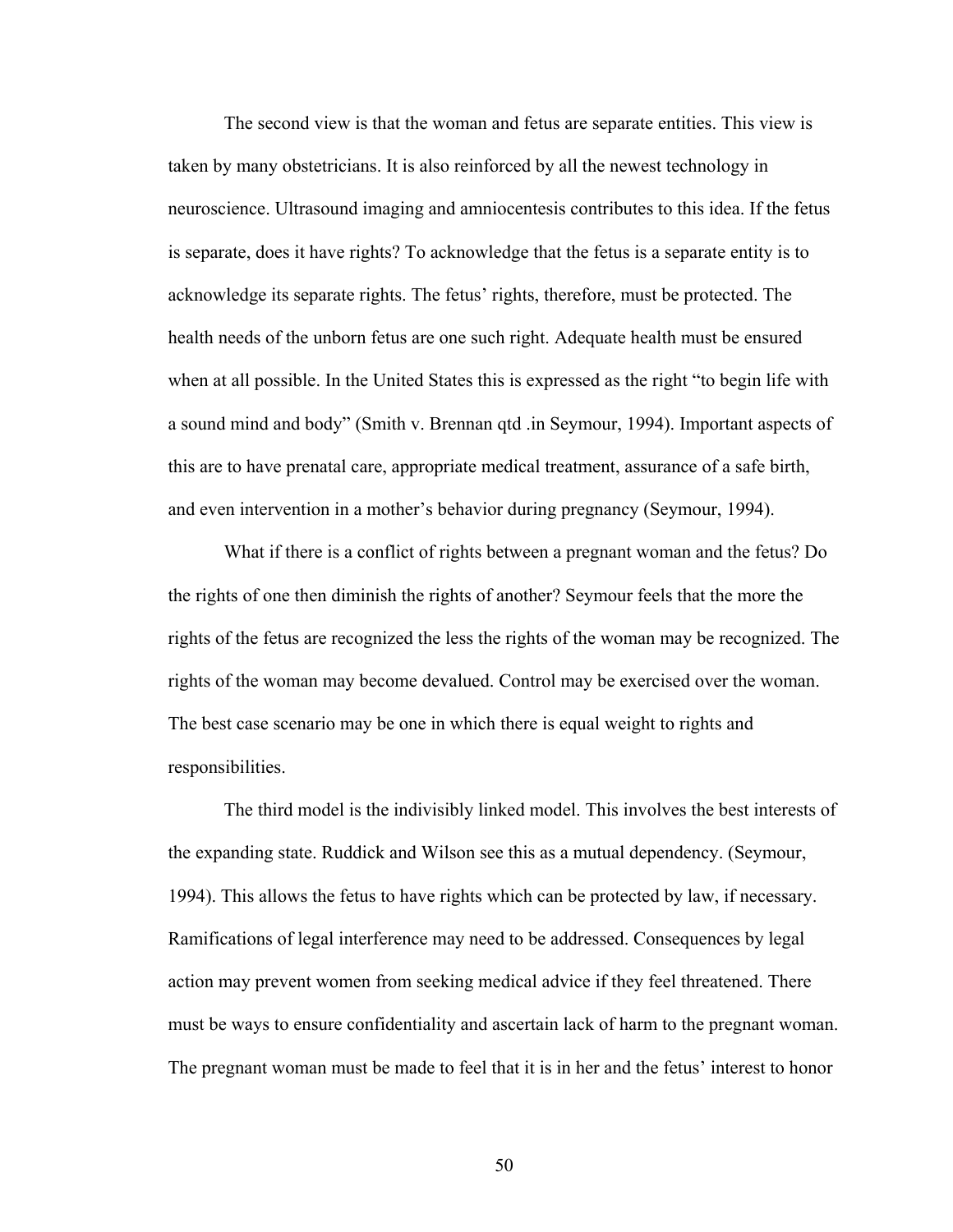The second view is that the woman and fetus are separate entities. This view is taken by many obstetricians. It is also reinforced by all the newest technology in neuroscience. Ultrasound imaging and amniocentesis contributes to this idea. If the fetus is separate, does it have rights? To acknowledge that the fetus is a separate entity is to acknowledge its separate rights. The fetus' rights, therefore, must be protected. The health needs of the unborn fetus are one such right. Adequate health must be ensured when at all possible. In the United States this is expressed as the right "to begin life with a sound mind and body" (Smith v. Brennan qtd .in Seymour, 1994). Important aspects of this are to have prenatal care, appropriate medical treatment, assurance of a safe birth, and even intervention in a mother's behavior during pregnancy (Seymour, 1994).

What if there is a conflict of rights between a pregnant woman and the fetus? Do the rights of one then diminish the rights of another? Seymour feels that the more the rights of the fetus are recognized the less the rights of the woman may be recognized. The rights of the woman may become devalued. Control may be exercised over the woman. The best case scenario may be one in which there is equal weight to rights and responsibilities.

The third model is the indivisibly linked model. This involves the best interests of the expanding state. Ruddick and Wilson see this as a mutual dependency. (Seymour, 1994). This allows the fetus to have rights which can be protected by law, if necessary. Ramifications of legal interference may need to be addressed. Consequences by legal action may prevent women from seeking medical advice if they feel threatened. There must be ways to ensure confidentiality and ascertain lack of harm to the pregnant woman. The pregnant woman must be made to feel that it is in her and the fetus' interest to honor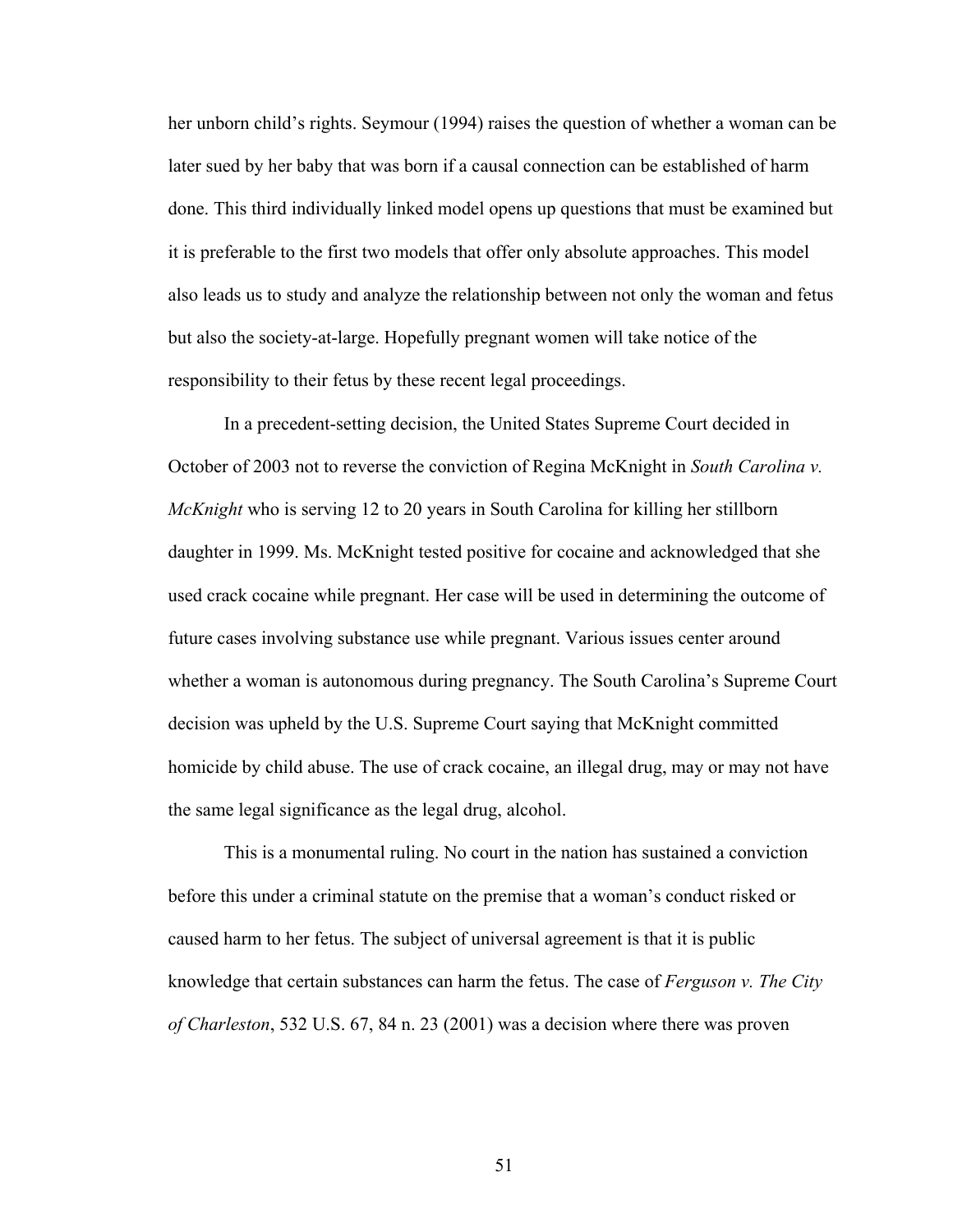her unborn child's rights. Seymour (1994) raises the question of whether a woman can be later sued by her baby that was born if a causal connection can be established of harm done. This third individually linked model opens up questions that must be examined but it is preferable to the first two models that offer only absolute approaches. This model also leads us to study and analyze the relationship between not only the woman and fetus but also the society-at-large. Hopefully pregnant women will take notice of the responsibility to their fetus by these recent legal proceedings.

In a precedent-setting decision, the United States Supreme Court decided in October of 2003 not to reverse the conviction of Regina McKnight in *South Carolina v. McKnight* who is serving 12 to 20 years in South Carolina for killing her stillborn daughter in 1999. Ms. McKnight tested positive for cocaine and acknowledged that she used crack cocaine while pregnant. Her case will be used in determining the outcome of future cases involving substance use while pregnant. Various issues center around whether a woman is autonomous during pregnancy. The South Carolina's Supreme Court decision was upheld by the U.S. Supreme Court saying that McKnight committed homicide by child abuse. The use of crack cocaine, an illegal drug, may or may not have the same legal significance as the legal drug, alcohol.

This is a monumental ruling. No court in the nation has sustained a conviction before this under a criminal statute on the premise that a woman's conduct risked or caused harm to her fetus. The subject of universal agreement is that it is public knowledge that certain substances can harm the fetus. The case of *Ferguson v. The City of Charleston*, 532 U.S. 67, 84 n. 23 (2001) was a decision where there was proven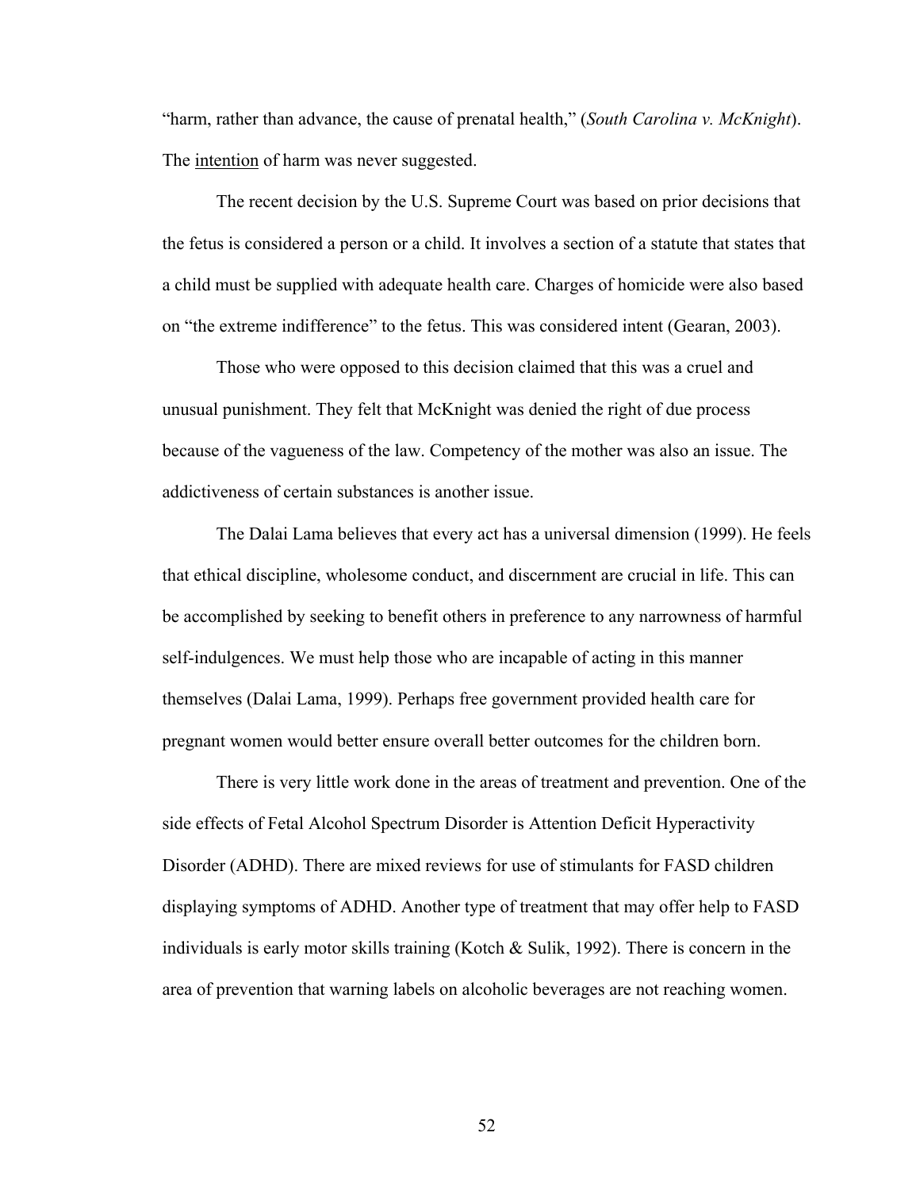"harm, rather than advance, the cause of prenatal health," (*South Carolina v. McKnight*). The <u>intention</u> of harm was never suggested.

The recent decision by the U.S. Supreme Court was based on prior decisions that the fetus is considered a person or a child. It involves a section of a statute that states that a child must be supplied with adequate health care. Charges of homicide were also based on "the extreme indifference" to the fetus. This was considered intent (Gearan, 2003).

Those who were opposed to this decision claimed that this was a cruel and unusual punishment. They felt that McKnight was denied the right of due process because of the vagueness of the law. Competency of the mother was also an issue. The addictiveness of certain substances is another issue.

The Dalai Lama believes that every act has a universal dimension (1999). He feels that ethical discipline, wholesome conduct, and discernment are crucial in life. This can be accomplished by seeking to benefit others in preference to any narrowness of harmful self-indulgences. We must help those who are incapable of acting in this manner themselves (Dalai Lama, 1999). Perhaps free government provided health care for pregnant women would better ensure overall better outcomes for the children born.

There is very little work done in the areas of treatment and prevention. One of the side effects of Fetal Alcohol Spectrum Disorder is Attention Deficit Hyperactivity Disorder (ADHD). There are mixed reviews for use of stimulants for FASD children displaying symptoms of ADHD. Another type of treatment that may offer help to FASD individuals is early motor skills training (Kotch & Sulik, 1992). There is concern in the area of prevention that warning labels on alcoholic beverages are not reaching women.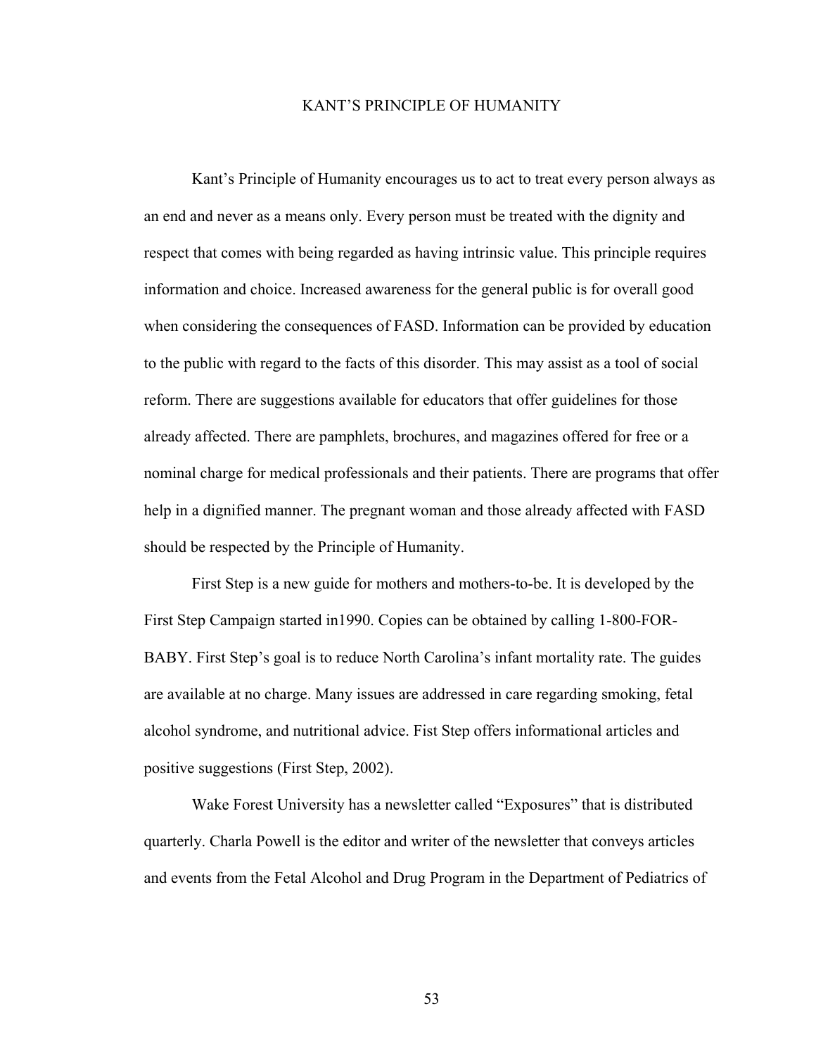# KANT'S PRINCIPLE OF HUMANITY

Kant's Principle of Humanity encourages us to act to treat every person always as an end and never as a means only. Every person must be treated with the dignity and respect that comes with being regarded as having intrinsic value. This principle requires information and choice. Increased awareness for the general public is for overall good when considering the consequences of FASD. Information can be provided by education to the public with regard to the facts of this disorder. This may assist as a tool of social reform. There are suggestions available for educators that offer guidelines for those already affected. There are pamphlets, brochures, and magazines offered for free or a nominal charge for medical professionals and their patients. There are programs that offer help in a dignified manner. The pregnant woman and those already affected with FASD should be respected by the Principle of Humanity.

First Step is a new guide for mothers and mothers-to-be. It is developed by the First Step Campaign started in1990. Copies can be obtained by calling 1-800-FOR-BABY. First Step's goal is to reduce North Carolina's infant mortality rate. The guides are available at no charge. Many issues are addressed in care regarding smoking, fetal alcohol syndrome, and nutritional advice. Fist Step offers informational articles and positive suggestions (First Step, 2002).

Wake Forest University has a newsletter called "Exposures" that is distributed quarterly. Charla Powell is the editor and writer of the newsletter that conveys articles and events from the Fetal Alcohol and Drug Program in the Department of Pediatrics of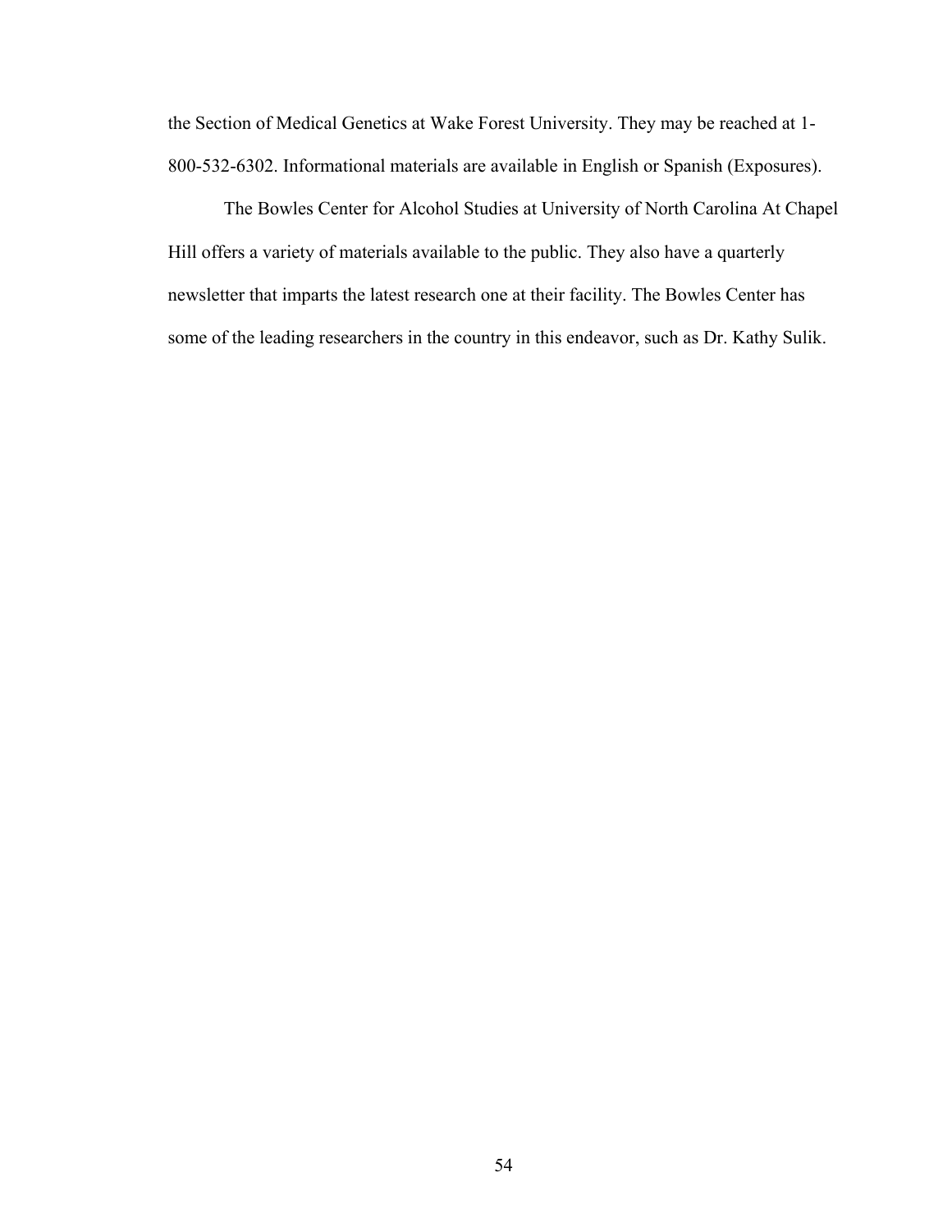the Section of Medical Genetics at Wake Forest University. They may be reached at 1-800-532-6302. Informational materials are available in English or Spanish (Exposures).

The Bowles Center for Alcohol Studies at University of North Carolina At Chapel Hill offers a variety of materials available to the public. They also have a quarterly newsletter that imparts the latest research one at their facility. The Bowles Center has some of the leading researchers in the country in this endeavor, such as Dr. Kathy Sulik.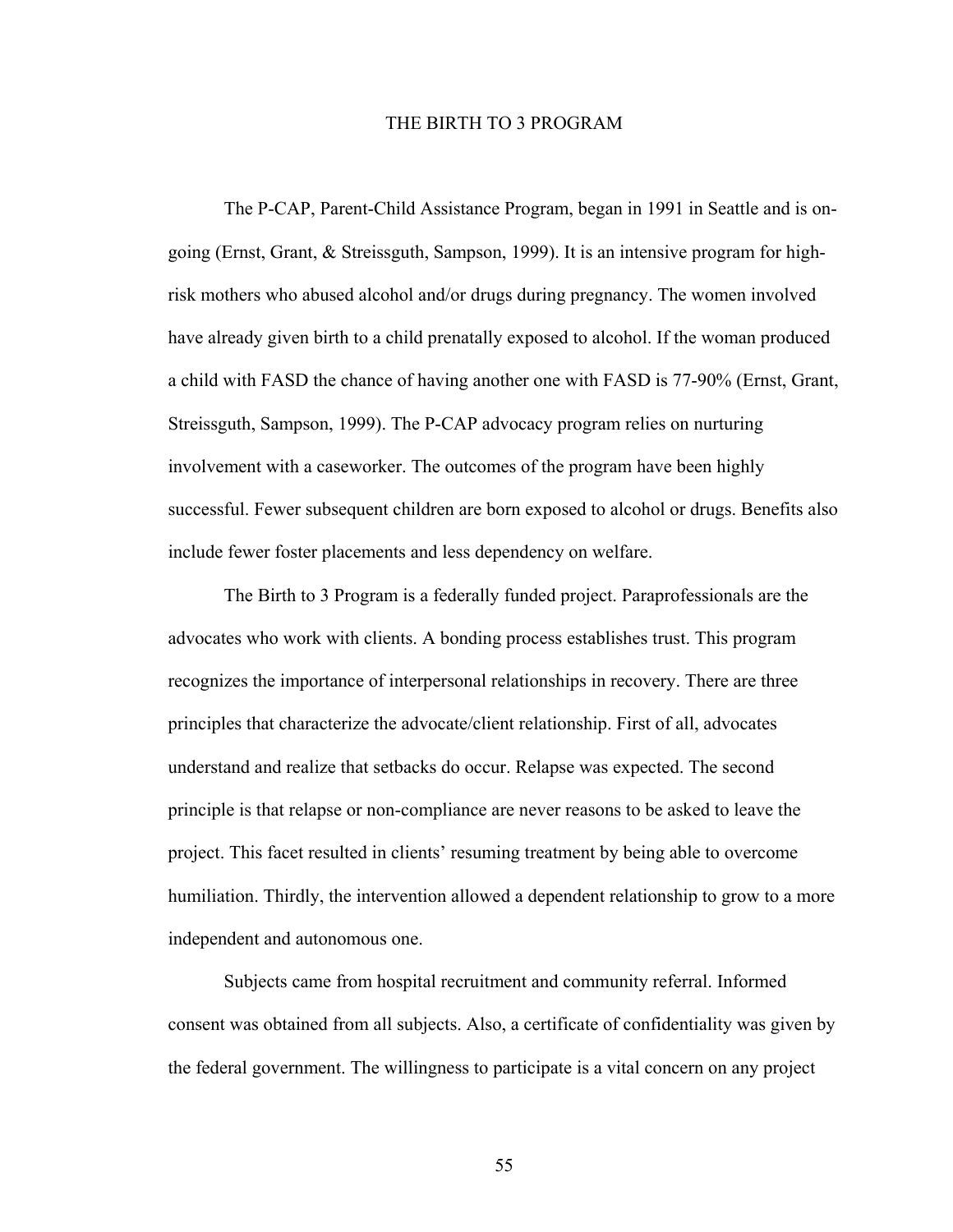# THE BIRTH TO 3 PROGRAM

The P-CAP, Parent-Child Assistance Program, began in 1991 in Seattle and is on-going (Ernst, Grant, & Streissguth, Sampson, 1999). It is an intensive program for high-risk mothers who abused alcohol and/or drugs during pregnancy. The women involved have already given birth to a child prenatally exposed to alcohol. If the woman produced a child with FASD the chance of having another one with FASD is 77-90% (Ernst, Grant, Streissguth, Sampson, 1999). The P-CAP advocacy program relies on nurturing involvement with a caseworker. The outcomes of the program have been highly successful. Fewer subsequent children are born exposed to alcohol or drugs. Benefits also include fewer foster placements and less dependency on welfare.

The Birth to 3 Program is a federally funded project. Paraprofessionals are the advocates who work with clients. A bonding process establishes trust. This program recognizes the importance of interpersonal relationships in recovery. There are three principles that characterize the advocate/client relationship. First of all, advocates understand and realize that setbacks do occur. Relapse was expected. The second principle is that relapse or non-compliance are never reasons to be asked to leave the project. This facet resulted in clients' resuming treatment by being able to overcome humiliation. Thirdly, the intervention allowed a dependent relationship to grow to a more independent and autonomous one.

Subjects came from hospital recruitment and community referral. Informed consent was obtained from all subjects. Also, a certificate of confidentiality was given by the federal government. The willingness to participate is a vital concern on any project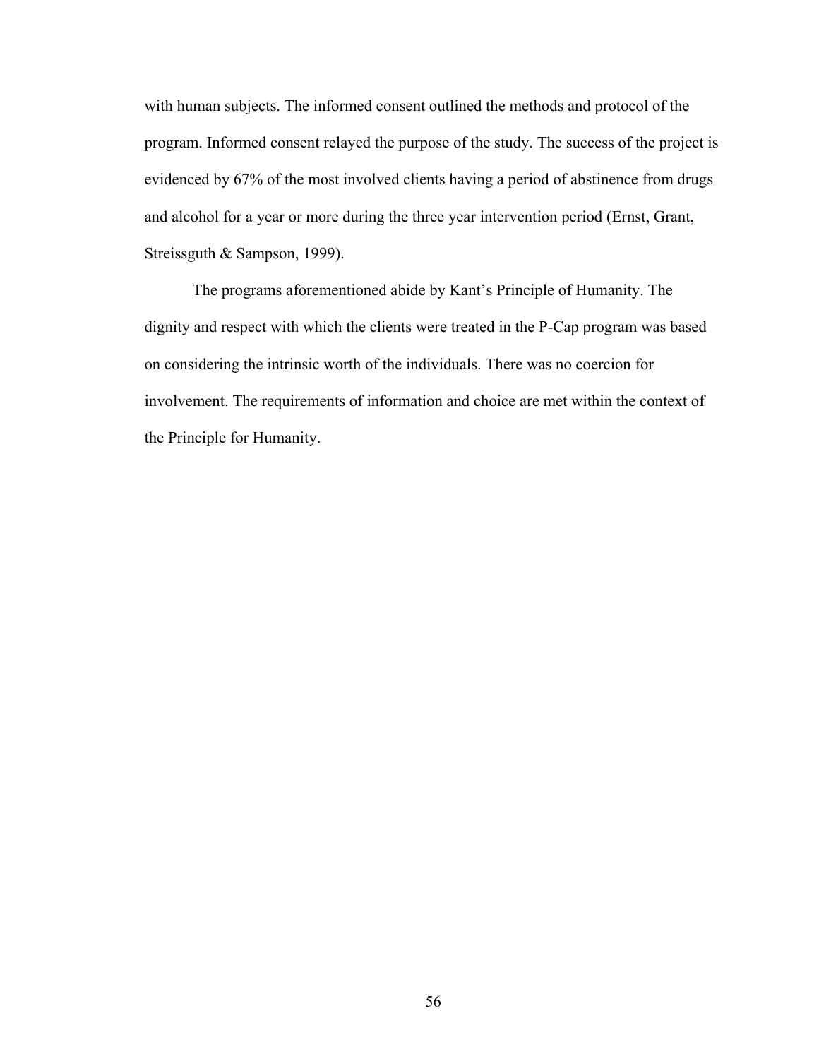with human subjects. The informed consent outlined the methods and protocol of the program. Informed consent relayed the purpose of the study. The success of the project is evidenced by 67% of the most involved clients having a period of abstinence from drugs and alcohol for a year or more during the three year intervention period (Ernst, Grant, Streissguth & Sampson, 1999).

The programs aforementioned abide by Kant's Principle of Humanity. The dignity and respect with which the clients were treated in the P-Cap program was based on considering the intrinsic worth of the individuals. There was no coercion for involvement. The requirements of information and choice are met within the context of the Principle for Humanity.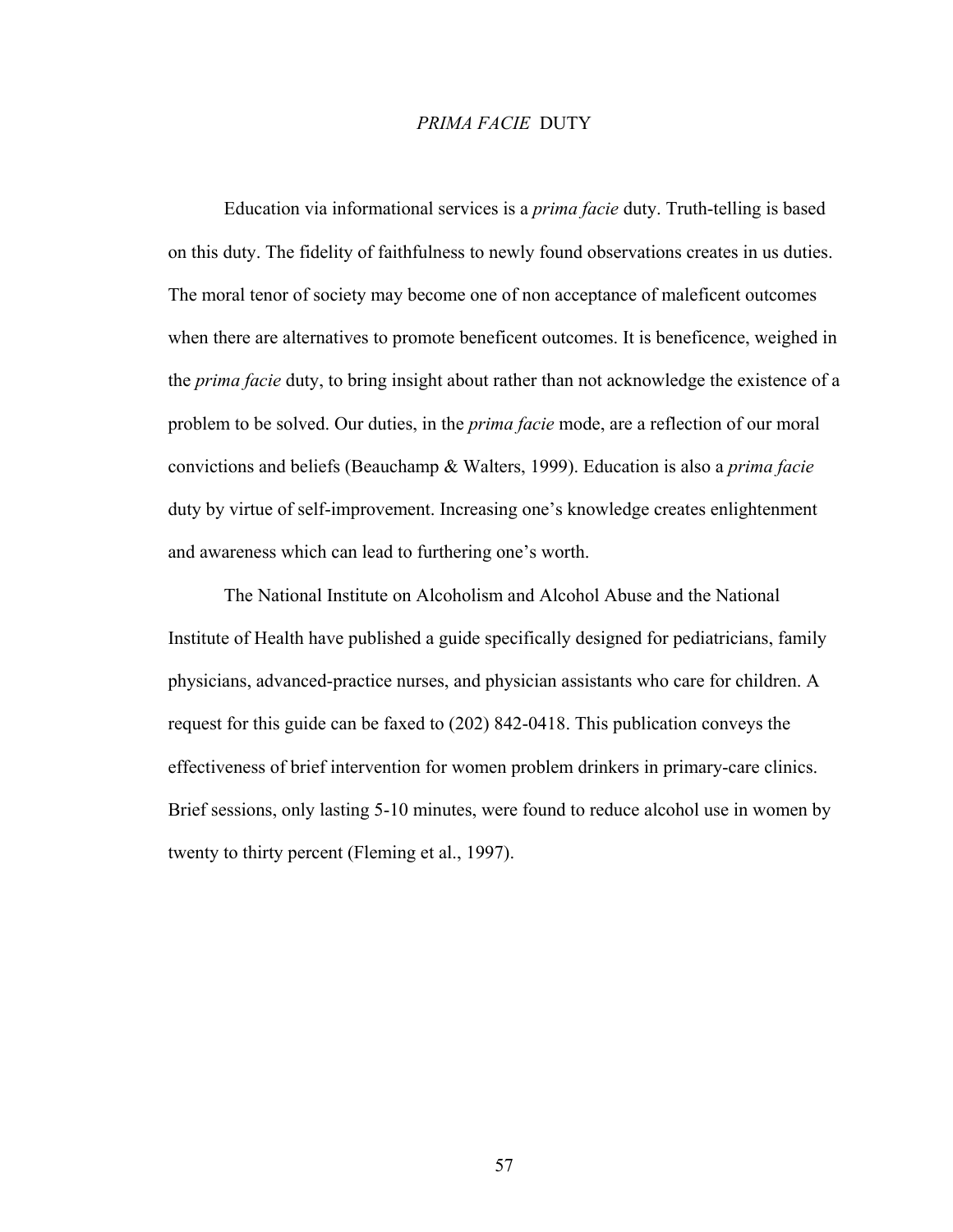# *PRIMA FACIE* DUTY

Education via informational services is a *prima facie* duty. Truth-telling is based on this duty. The fidelity of faithfulness to newly found observations creates in us duties. The moral tenor of society may become one of non acceptance of maleficent outcomes when there are alternatives to promote beneficent outcomes. It is beneficence, weighed in the *prima facie* duty, to bring insight about rather than not acknowledge the existence of a problem to be solved. Our duties, in the *prima facie* mode, are a reflection of our moral convictions and beliefs (Beauchamp & Walters, 1999). Education is also a *prima facie* duty by virtue of self-improvement. Increasing one's knowledge creates enlightenment and awareness which can lead to furthering one's worth.

The National Institute on Alcoholism and Alcohol Abuse and the National Institute of Health have published a guide specifically designed for pediatricians, family physicians, advanced-practice nurses, and physician assistants who care for children. A request for this guide can be faxed to (202) 842-0418. This publication conveys the effectiveness of brief intervention for women problem drinkers in primary-care clinics. Brief sessions, only lasting 5-10 minutes, were found to reduce alcohol use in women by twenty to thirty percent (Fleming et al., 1997).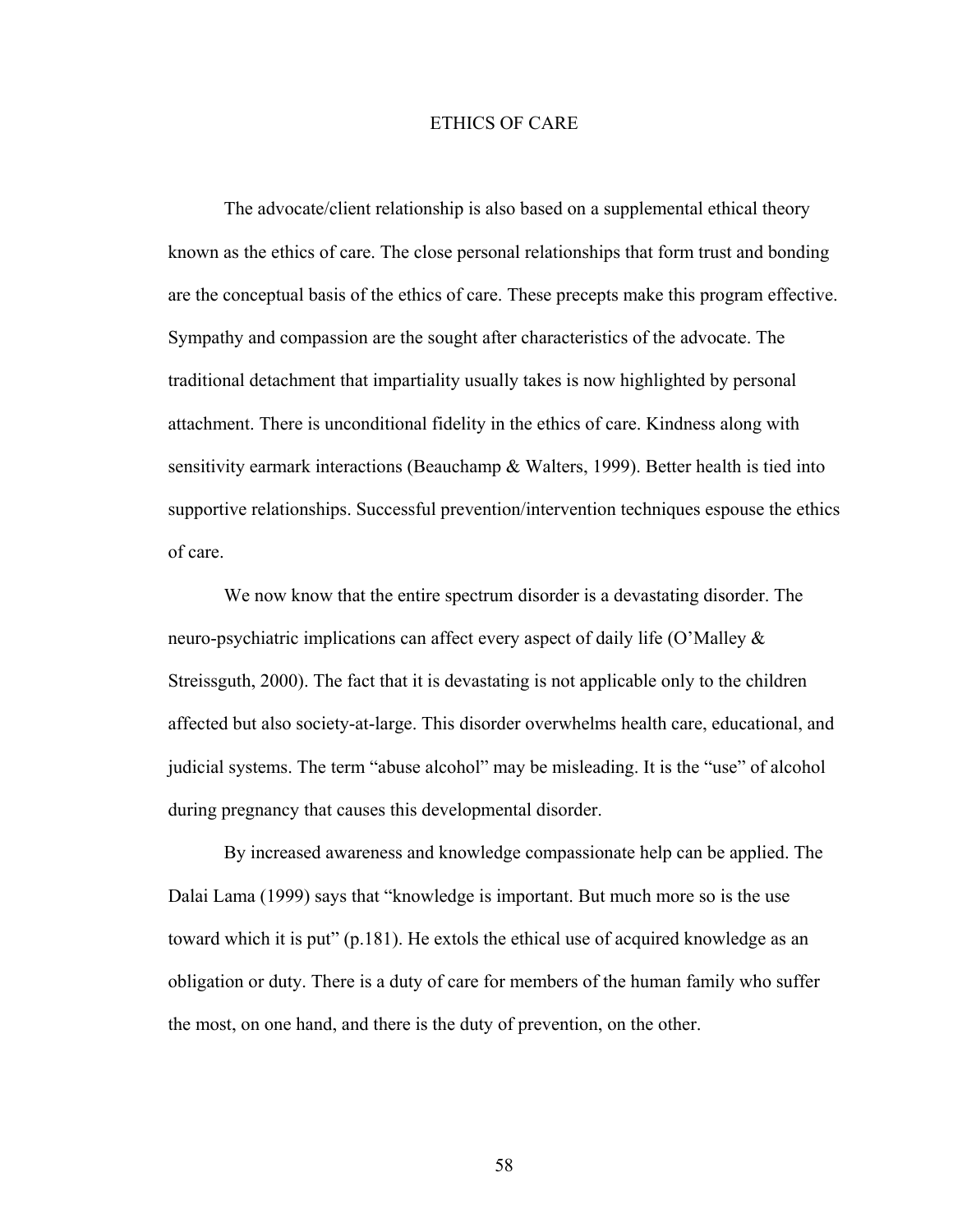# ETHICS OF CARE

The advocate/client relationship is also based on a supplemental ethical theory known as the ethics of care. The close personal relationships that form trust and bonding are the conceptual basis of the ethics of care. These precepts make this program effective. Sympathy and compassion are the sought after characteristics of the advocate. The traditional detachment that impartiality usually takes is now highlighted by personal attachment. There is unconditional fidelity in the ethics of care. Kindness along with sensitivity earmark interactions (Beauchamp & Walters, 1999). Better health is tied into supportive relationships. Successful prevention/intervention techniques espouse the ethics of care.

We now know that the entire spectrum disorder is a devastating disorder. The neuro-psychiatric implications can affect every aspect of daily life (O'Malley & Streissguth, 2000). The fact that it is devastating is not applicable only to the children affected but also society-at-large. This disorder overwhelms health care, educational, and judicial systems. The term "abuse alcohol" may be misleading. It is the "use" of alcohol during pregnancy that causes this developmental disorder.

By increased awareness and knowledge compassionate help can be applied. The Dalai Lama (1999) says that "knowledge is important. But much more so is the use toward which it is put" (p.181). He extols the ethical use of acquired knowledge as an obligation or duty. There is a duty of care for members of the human family who suffer the most, on one hand, and there is the duty of prevention, on the other.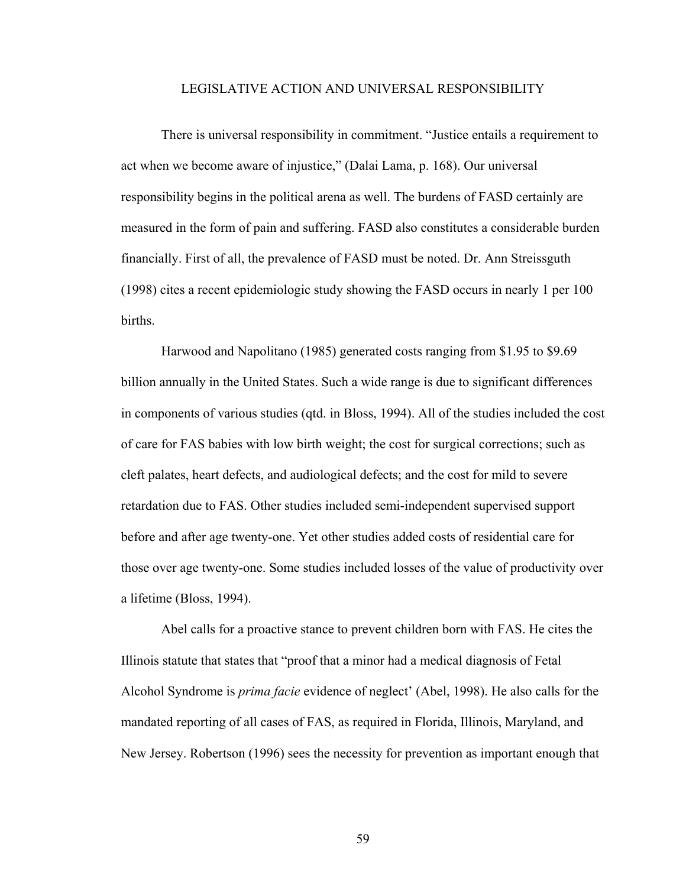## LEGISLATIVE ACTION AND UNIVERSAL RESPONSIBILITY

There is universal responsibility in commitment. "Justice entails a requirement to act when we become aware of injustice," (Dalai Lama, p. 168). Our universal responsibility begins in the political arena as well. The burdens of FASD certainly are measured in the form of pain and suffering. FASD also constitutes a considerable burden financially. First of all, the prevalence of FASD must be noted. Dr. Ann Streissguth (1998) cites a recent epidemiologic study showing the FASD occurs in nearly 1 per 100 births.

Harwood and Napolitano (1985) generated costs ranging from $1.95 to $9.69 billion annually in the United States. Such a wide range is due to significant differences in components of various studies (qtd. in Bloss, 1994). All of the studies included the cost of care for FAS babies with low birth weight; the cost for surgical corrections; such as cleft palates, heart defects, and audiological defects; and the cost for mild to severe retardation due to FAS. Other studies included semi-independent supervised support before and after age twenty-one. Yet other studies added costs of residential care for those over age twenty-one. Some studies included losses of the value of productivity over a lifetime (Bloss, 1994).

Abel calls for a proactive stance to prevent children born with FAS. He cites the Illinois statute that states that "proof that a minor had a medical diagnosis of Fetal Alcohol Syndrome is *prima facie* evidence of neglect' (Abel, 1998). He also calls for the mandated reporting of all cases of FAS, as required in Florida, Illinois, Maryland, and New Jersey. Robertson (1996) sees the necessity for prevention as important enough that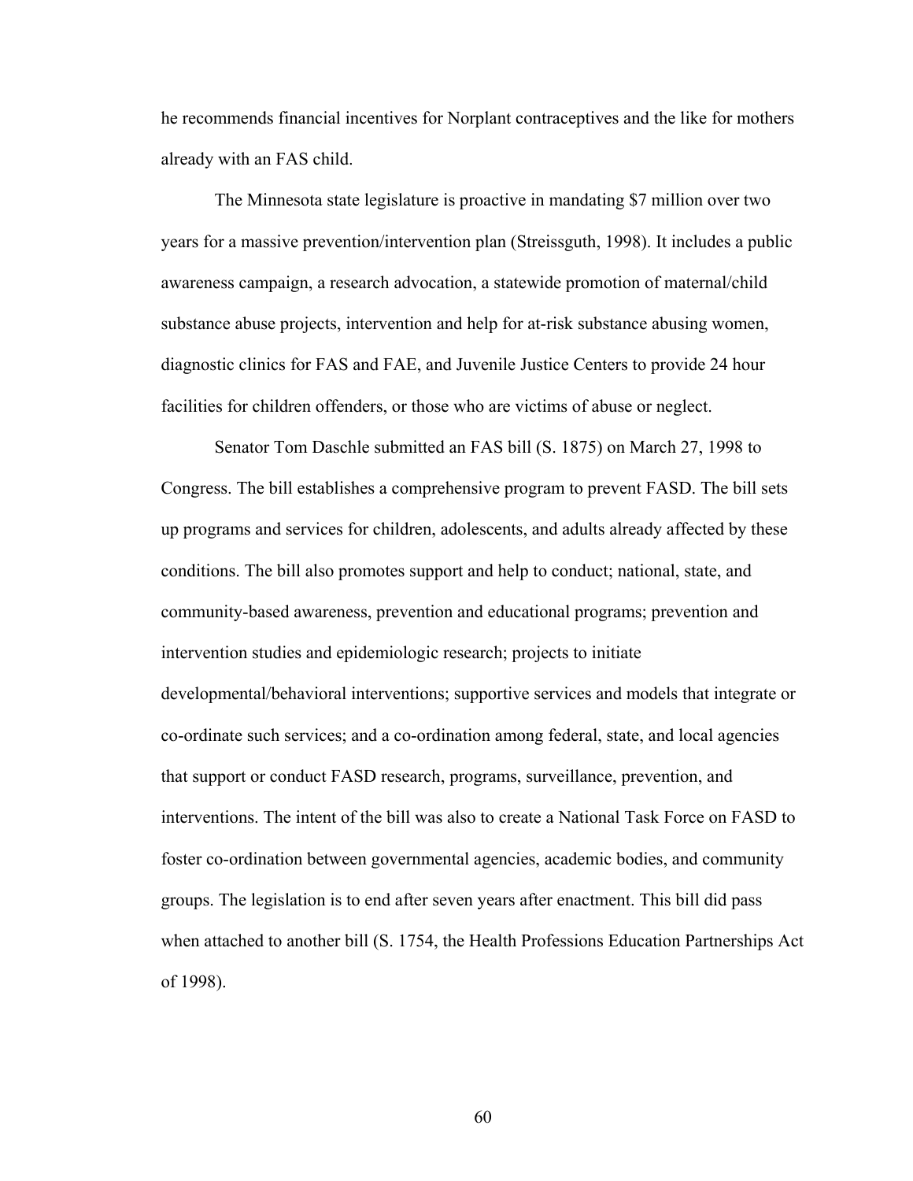he recommends financial incentives for Norplant contraceptives and the like for mothers already with an FAS child.

The Minnesota state legislature is proactive in mandating $7 million over two years for a massive prevention/intervention plan (Streissguth, 1998). It includes a public awareness campaign, a research advocation, a statewide promotion of maternal/child substance abuse projects, intervention and help for at-risk substance abusing women, diagnostic clinics for FAS and FAE, and Juvenile Justice Centers to provide 24 hour facilities for children offenders, or those who are victims of abuse or neglect.

Senator Tom Daschle submitted an FAS bill (S. 1875) on March 27, 1998 to Congress. The bill establishes a comprehensive program to prevent FASD. The bill sets up programs and services for children, adolescents, and adults already affected by these conditions. The bill also promotes support and help to conduct; national, state, and community-based awareness, prevention and educational programs; prevention and intervention studies and epidemiologic research; projects to initiate developmental/behavioral interventions; supportive services and models that integrate or co-ordinate such services; and a co-ordination among federal, state, and local agencies that support or conduct FASD research, programs, surveillance, prevention, and interventions. The intent of the bill was also to create a National Task Force on FASD to foster co-ordination between governmental agencies, academic bodies, and community groups. The legislation is to end after seven years after enactment. This bill did pass when attached to another bill (S. 1754, the Health Professions Education Partnerships Act of 1998).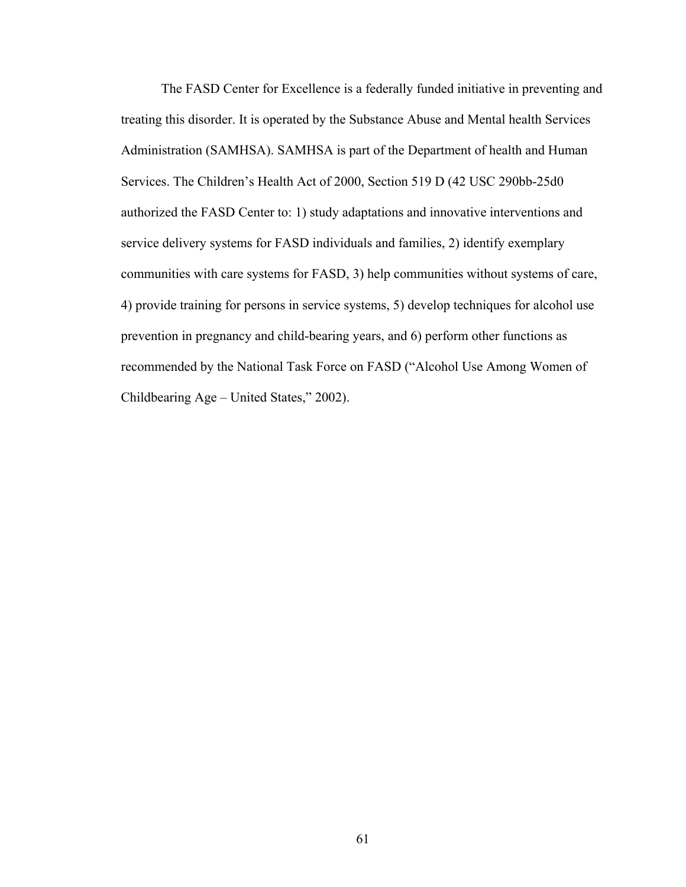The FASD Center for Excellence is a federally funded initiative in preventing and treating this disorder. It is operated by the Substance Abuse and Mental health Services Administration (SAMHSA). SAMHSA is part of the Department of health and Human Services. The Children's Health Act of 2000, Section 519 D (42 USC 290bb-25d0 authorized the FASD Center to: 1) study adaptations and innovative interventions and service delivery systems for FASD individuals and families, 2) identify exemplary communities with care systems for FASD, 3) help communities without systems of care, 4) provide training for persons in service systems, 5) develop techniques for alcohol use prevention in pregnancy and child-bearing years, and 6) perform other functions as recommended by the National Task Force on FASD ("Alcohol Use Among Women of Childbearing Age – United States," 2002).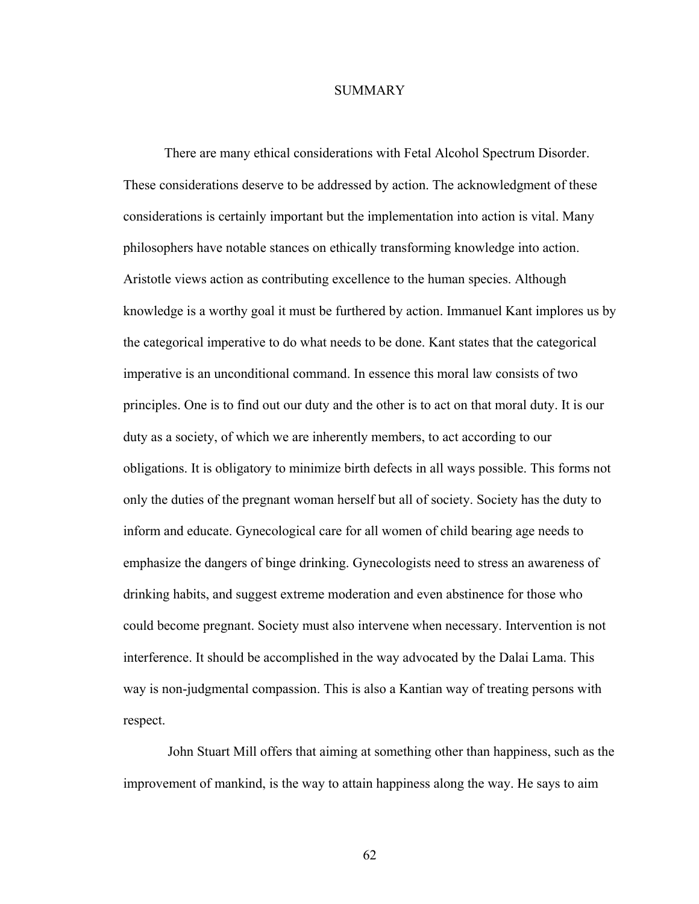# SUMMARY

There are many ethical considerations with Fetal Alcohol Spectrum Disorder. These considerations deserve to be addressed by action. The acknowledgment of these considerations is certainly important but the implementation into action is vital. Many philosophers have notable stances on ethically transforming knowledge into action. Aristotle views action as contributing excellence to the human species. Although knowledge is a worthy goal it must be furthered by action. Immanuel Kant implores us by the categorical imperative to do what needs to be done. Kant states that the categorical imperative is an unconditional command. In essence this moral law consists of two principles. One is to find out our duty and the other is to act on that moral duty. It is our duty as a society, of which we are inherently members, to act according to our obligations. It is obligatory to minimize birth defects in all ways possible. This forms not only the duties of the pregnant woman herself but all of society. Society has the duty to inform and educate. Gynecological care for all women of child bearing age needs to emphasize the dangers of binge drinking. Gynecologists need to stress an awareness of drinking habits, and suggest extreme moderation and even abstinence for those who could become pregnant. Society must also intervene when necessary. Intervention is not interference. It should be accomplished in the way advocated by the Dalai Lama. This way is non-judgmental compassion. This is also a Kantian way of treating persons with respect.

John Stuart Mill offers that aiming at something other than happiness, such as the improvement of mankind, is the way to attain happiness along the way. He says to aim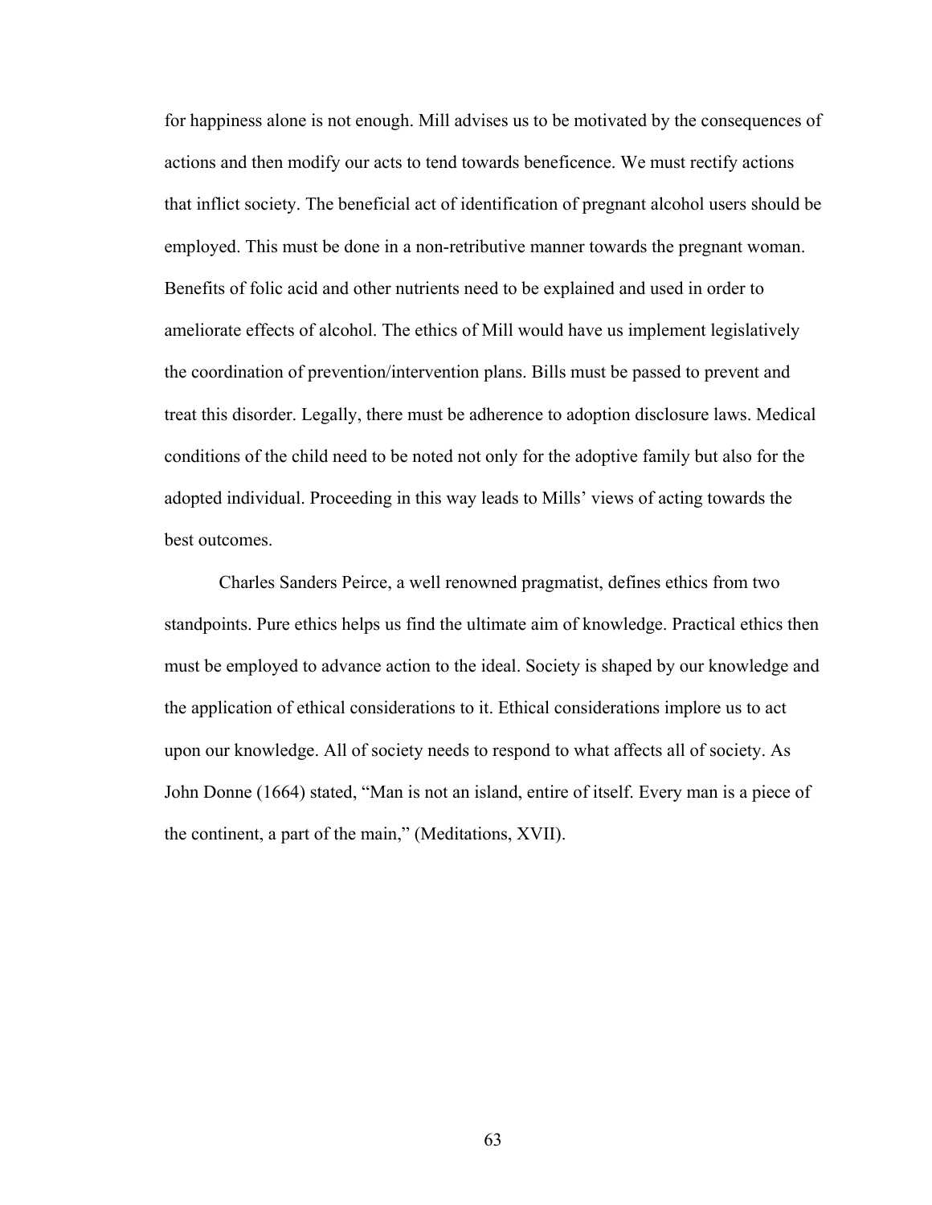for happiness alone is not enough. Mill advises us to be motivated by the consequences of actions and then modify our acts to tend towards beneficence. We must rectify actions that inflict society. The beneficial act of identification of pregnant alcohol users should be employed. This must be done in a non-retributive manner towards the pregnant woman. Benefits of folic acid and other nutrients need to be explained and used in order to ameliorate effects of alcohol. The ethics of Mill would have us implement legislatively the coordination of prevention/intervention plans. Bills must be passed to prevent and treat this disorder. Legally, there must be adherence to adoption disclosure laws. Medical conditions of the child need to be noted not only for the adoptive family but also for the adopted individual. Proceeding in this way leads to Mills' views of acting towards the best outcomes.

Charles Sanders Peirce, a well renowned pragmatist, defines ethics from two standpoints. Pure ethics helps us find the ultimate aim of knowledge. Practical ethics then must be employed to advance action to the ideal. Society is shaped by our knowledge and the application of ethical considerations to it. Ethical considerations implore us to act upon our knowledge. All of society needs to respond to what affects all of society. As John Donne (1664) stated, "Man is not an island, entire of itself. Every man is a piece of the continent, a part of the main," (Meditations, XVII).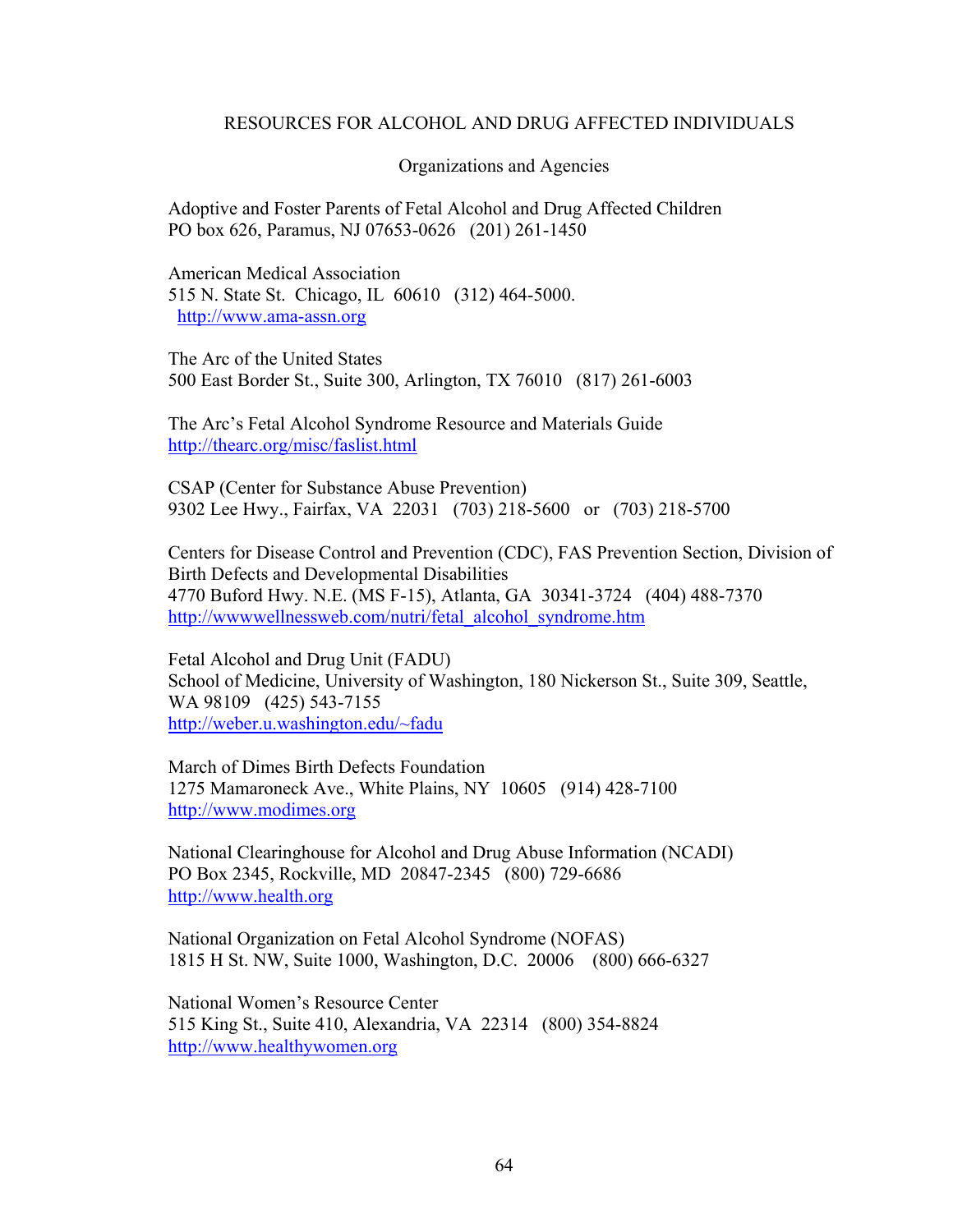## RESOURCES FOR ALCOHOL AND DRUG AFFECTED INDIVIDUALS

### Organizations and Agencies

Adoptive and Foster Parents of Fetal Alcohol and Drug Affected Children
PO box 626, Paramus, NJ 07653-0626 (201) 261-1450

American Medical Association
515 N. State St. Chicago, IL 60610 (312) 464-5000.
http://www.ama-assn.org

The Arc of the United States
500 East Border St., Suite 300, Arlington, TX 76010 (817) 261-6003

The Arc's Fetal Alcohol Syndrome Resource and Materials Guide
http://thearc.org/misc/faslist.html

CSAP (Center for Substance Abuse Prevention)
9302 Lee Hwy., Fairfax, VA 22031 (703) 218-5600 or (703) 218-5700

Centers for Disease Control and Prevention (CDC), FAS Prevention Section, Division of Birth Defects and Developmental Disabilities
4770 Buford Hwy. N.E. (MS F-15), Atlanta, GA 30341-3724 (404) 488-7370
http://wwwwellnessweb.com/nutri/fetal_alcohol_syndrome.htm

Fetal Alcohol and Drug Unit (FADU)
School of Medicine, University of Washington, 180 Nickerson St., Suite 309, Seattle, WA 98109 (425) 543-7155
http://weber.u.washington.edu/~fadu

March of Dimes Birth Defects Foundation
1275 Mamaroneck Ave., White Plains, NY 10605 (914) 428-7100
http://www.modimes.org

National Clearinghouse for Alcohol and Drug Abuse Information (NCADI)
PO Box 2345, Rockville, MD 20847-2345 (800) 729-6686
http://www.health.org

National Organization on Fetal Alcohol Syndrome (NOFAS)
1815 H St. NW, Suite 1000, Washington, D.C. 20006 (800) 666-6327

National Women's Resource Center
515 King St., Suite 410, Alexandria, VA 22314 (800) 354-8824
http://www.healthywomen.org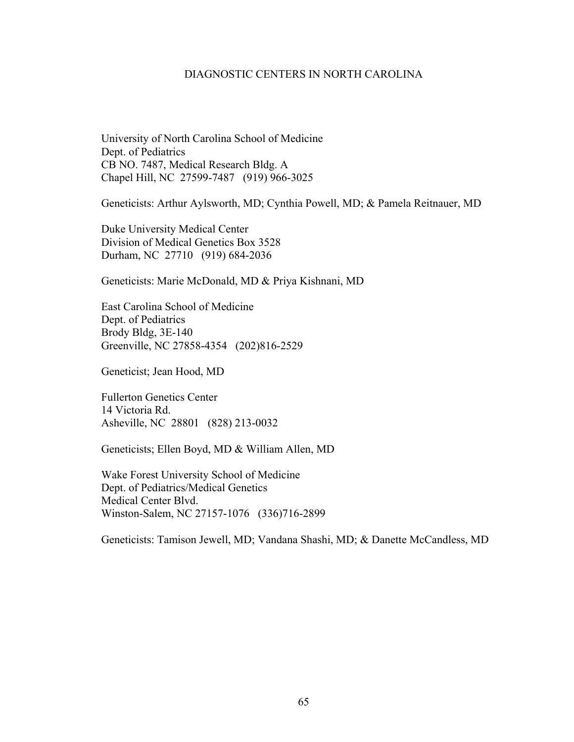# DIAGNOSTIC CENTERS IN NORTH CAROLINA

University of North Carolina School of Medicine
Dept. of Pediatrics
CB NO. 7487, Medical Research Bldg. A
Chapel Hill, NC  27599-7487   (919) 966-3025

Geneticists: Arthur Aylsworth, MD; Cynthia Powell, MD; & Pamela Reitnauer, MD

Duke University Medical Center
Division of Medical Genetics Box 3528
Durham, NC  27710   (919) 684-2036

Geneticists: Marie McDonald, MD & Priya Kishnani, MD

East Carolina School of Medicine
Dept. of Pediatrics
Brody Bldg, 3E-140
Greenville, NC 27858-4354   (202)816-2529

Geneticist; Jean Hood, MD

Fullerton Genetics Center
14 Victoria Rd.
Asheville, NC  28801   (828) 213-0032

Geneticists; Ellen Boyd, MD & William Allen, MD

Wake Forest University School of Medicine
Dept. of Pediatrics/Medical Genetics
Medical Center Blvd.
Winston-Salem, NC 27157-1076   (336)716-2899

Geneticists: Tamison Jewell, MD; Vandana Shashi, MD; & Danette McCandless, MD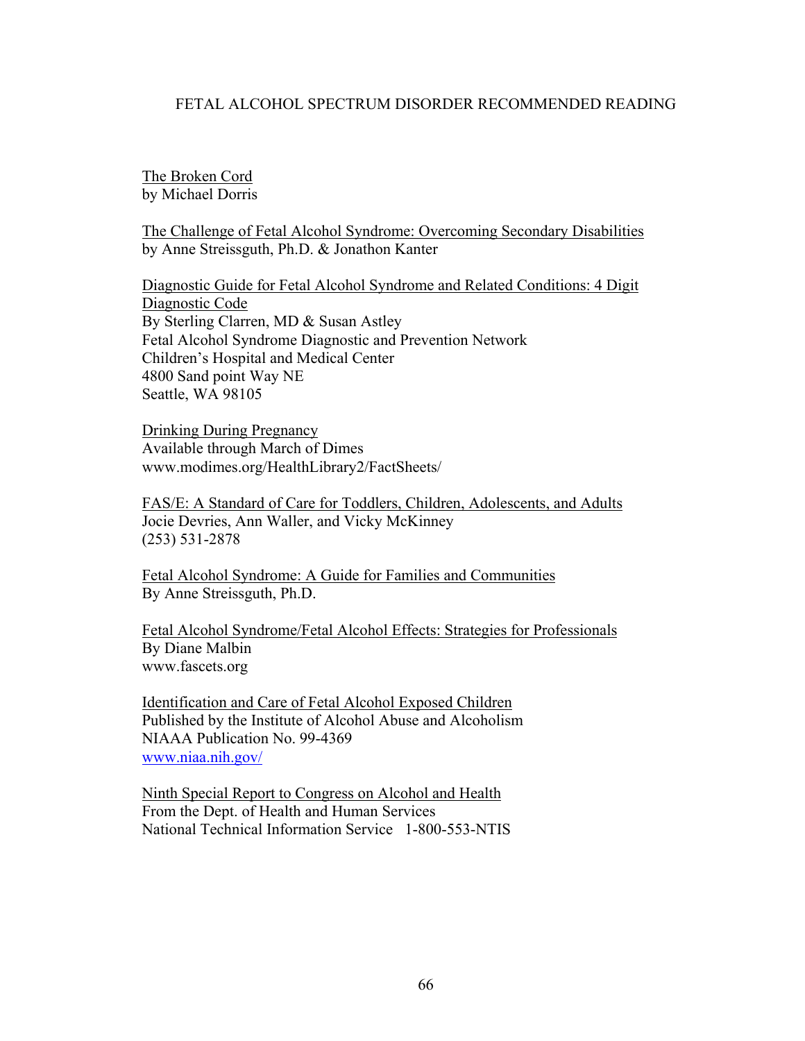# FETAL ALCOHOL SPECTRUM DISORDER RECOMMENDED READING

The Broken Cord
by Michael Dorris

The Challenge of Fetal Alcohol Syndrome: Overcoming Secondary Disabilities
by Anne Streissguth, Ph.D. & Jonathon Kanter

Diagnostic Guide for Fetal Alcohol Syndrome and Related Conditions: 4 Digit Diagnostic Code
By Sterling Clarren, MD & Susan Astley
Fetal Alcohol Syndrome Diagnostic and Prevention Network
Children's Hospital and Medical Center
4800 Sand point Way NE
Seattle, WA 98105

Drinking During Pregnancy
Available through March of Dimes
www.modimes.org/HealthLibrary2/FactSheets/

FAS/E: A Standard of Care for Toddlers, Children, Adolescents, and Adults
Jocie Devries, Ann Waller, and Vicky McKinney
(253) 531-2878

Fetal Alcohol Syndrome: A Guide for Families and Communities
By Anne Streissguth, Ph.D.

Fetal Alcohol Syndrome/Fetal Alcohol Effects: Strategies for Professionals
By Diane Malbin
www.fascets.org

Identification and Care of Fetal Alcohol Exposed Children
Published by the Institute of Alcohol Abuse and Alcoholism
NIAAA Publication No. 99-4369
www.niaa.nih.gov/

Ninth Special Report to Congress on Alcohol and Health
From the Dept. of Health and Human Services
National Technical Information Service 1-800-553-NTIS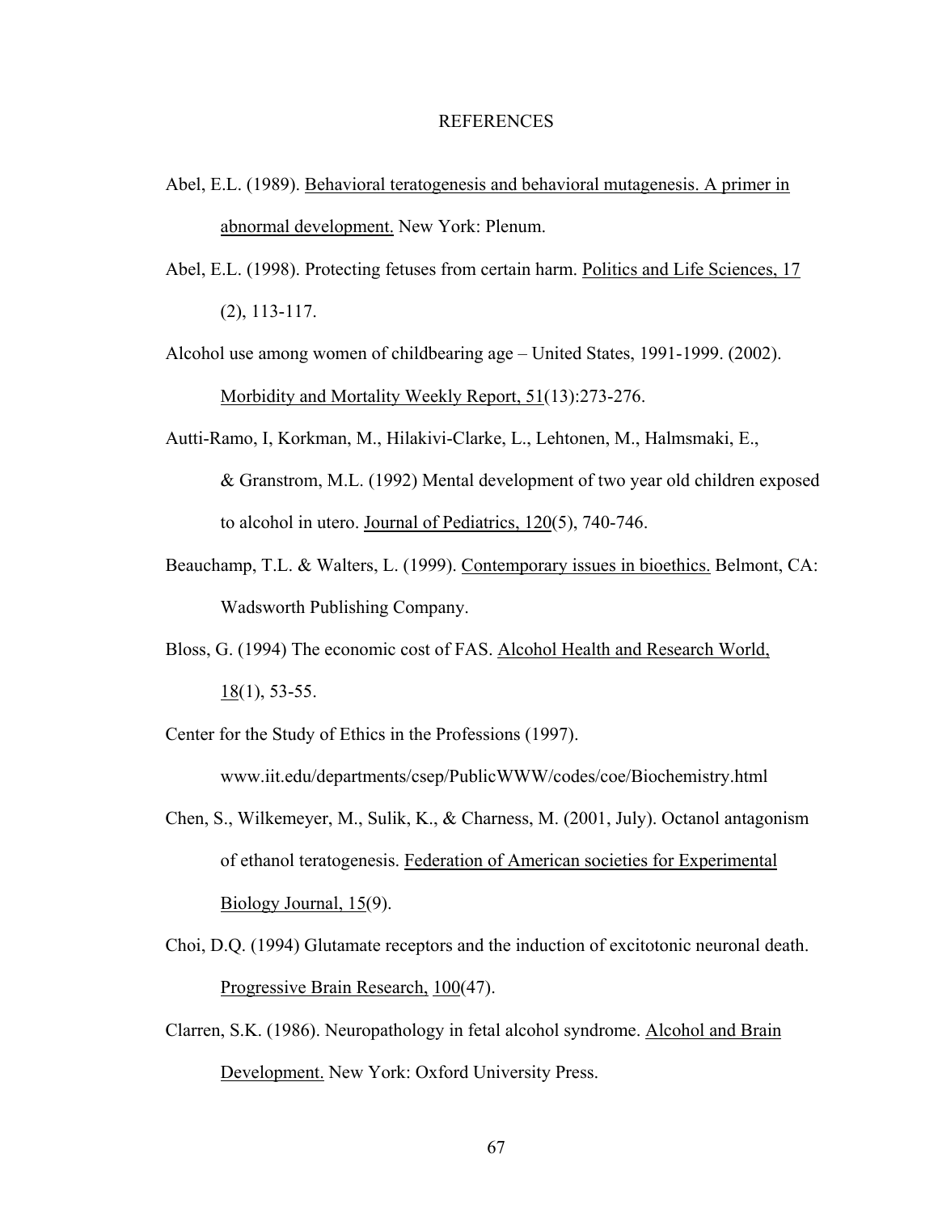# REFERENCES

Abel, E.L. (1989). Behavioral teratogenesis and behavioral mutagenesis. A primer in abnormal development. New York: Plenum.

Abel, E.L. (1998). Protecting fetuses from certain harm. Politics and Life Sciences, 17 (2), 113-117.

Alcohol use among women of childbearing age – United States, 1991-1999. (2002). Morbidity and Mortality Weekly Report, 51(13):273-276.

Autti-Ramo, I, Korkman, M., Hilakivi-Clarke, L., Lehtonen, M., Halmsmaki, E., & Granstrom, M.L. (1992) Mental development of two year old children exposed to alcohol in utero. Journal of Pediatrics, 120(5), 740-746.

Beauchamp, T.L. & Walters, L. (1999). Contemporary issues in bioethics. Belmont, CA: Wadsworth Publishing Company.

Bloss, G. (1994) The economic cost of FAS. Alcohol Health and Research World, 18(1), 53-55.

Center for the Study of Ethics in the Professions (1997). www.iit.edu/departments/csep/PublicWWW/codes/coe/Biochemistry.html

Chen, S., Wilkemeyer, M., Sulik, K., & Charness, M. (2001, July). Octanol antagonism of ethanol teratogenesis. Federation of American societies for Experimental Biology Journal, 15(9).

Choi, D.Q. (1994) Glutamate receptors and the induction of excitotonic neuronal death. Progressive Brain Research, 100(47).

Clarren, S.K. (1986). Neuropathology in fetal alcohol syndrome. Alcohol and Brain Development. New York: Oxford University Press.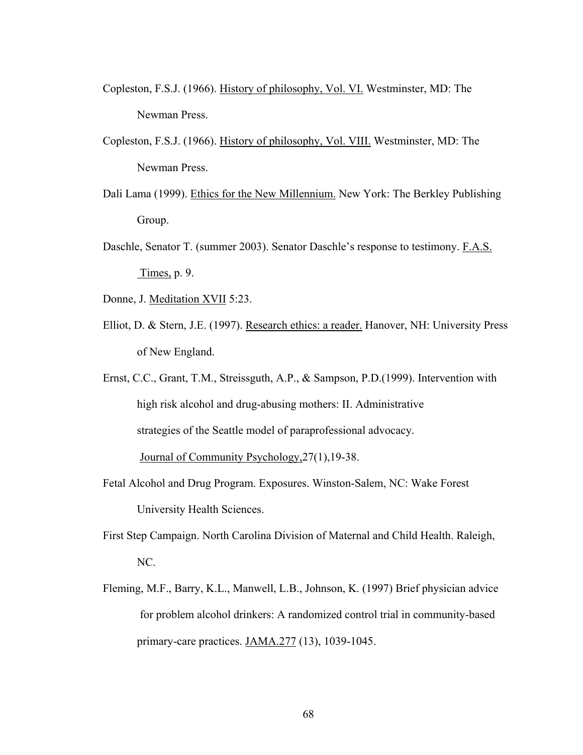Copleston, F.S.J. (1966). History of philosophy, Vol. VI. Westminster, MD: The Newman Press.

Copleston, F.S.J. (1966). History of philosophy, Vol. VIII. Westminster, MD: The Newman Press.

Dali Lama (1999). Ethics for the New Millennium. New York: The Berkley Publishing Group.

Daschle, Senator T. (summer 2003). Senator Daschle's response to testimony. F.A.S. Times, p. 9.

Donne, J. Meditation XVII 5:23.

Elliot, D. & Stern, J.E. (1997). Research ethics: a reader. Hanover, NH: University Press of New England.

Ernst, C.C., Grant, T.M., Streissguth, A.P., & Sampson, P.D.(1999). Intervention with high risk alcohol and drug-abusing mothers: II. Administrative strategies of the Seattle model of paraprofessional advocacy. Journal of Community Psychology,27(1),19-38.

Fetal Alcohol and Drug Program. Exposures. Winston-Salem, NC: Wake Forest University Health Sciences.

First Step Campaign. North Carolina Division of Maternal and Child Health. Raleigh, NC.

Fleming, M.F., Barry, K.L., Manwell, L.B., Johnson, K. (1997) Brief physician advice for problem alcohol drinkers: A randomized control trial in community-based primary-care practices. JAMA.277 (13), 1039-1045.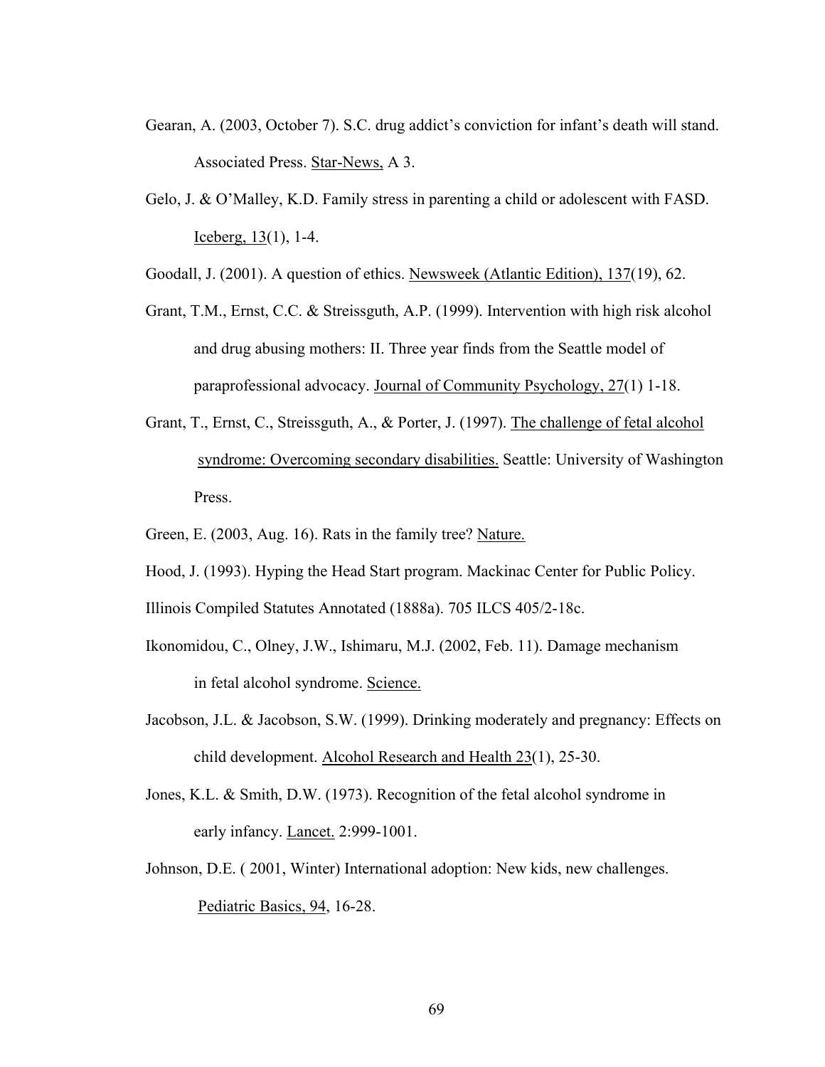Gearan, A. (2003, October 7). S.C. drug addict's conviction for infant's death will stand. Associated Press. Star-News, A 3.

Gelo, J. & O'Malley, K.D. Family stress in parenting a child or adolescent with FASD. Iceberg, 13(1), 1-4.

Goodall, J. (2001). A question of ethics. Newsweek (Atlantic Edition), 137(19), 62.

Grant, T.M., Ernst, C.C. & Streissguth, A.P. (1999). Intervention with high risk alcohol and drug abusing mothers: II. Three year finds from the Seattle model of paraprofessional advocacy. Journal of Community Psychology, 27(1) 1-18.

Grant, T., Ernst, C., Streissguth, A., & Porter, J. (1997). The challenge of fetal alcohol syndrome: Overcoming secondary disabilities. Seattle: University of Washington Press.

Green, E. (2003, Aug. 16). Rats in the family tree? Nature.

Hood, J. (1993). Hyping the Head Start program. Mackinac Center for Public Policy.

Illinois Compiled Statutes Annotated (1888a). 705 ILCS 405/2-18c.

Ikonomidou, C., Olney, J.W., Ishimaru, M.J. (2002, Feb. 11). Damage mechanism in fetal alcohol syndrome. Science.

Jacobson, J.L. & Jacobson, S.W. (1999). Drinking moderately and pregnancy: Effects on child development. Alcohol Research and Health 23(1), 25-30.

Jones, K.L. & Smith, D.W. (1973). Recognition of the fetal alcohol syndrome in early infancy. Lancet. 2:999-1001.

Johnson, D.E. ( 2001, Winter) International adoption: New kids, new challenges. Pediatric Basics, 94, 16-28.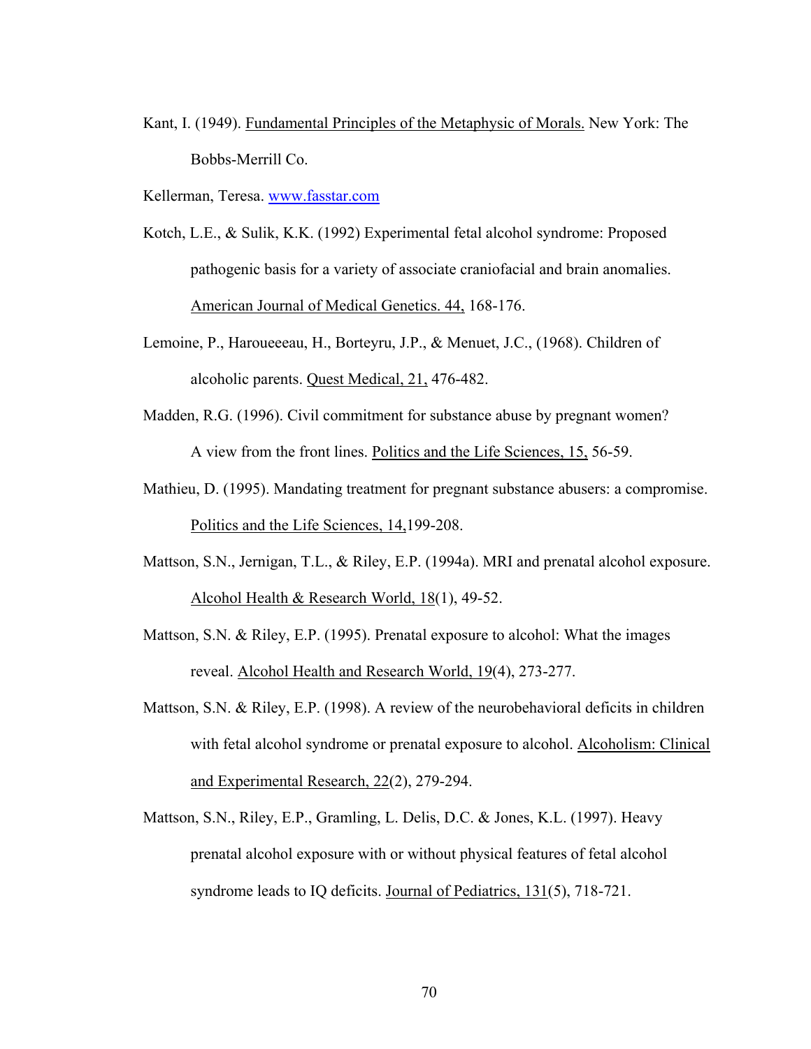Kant, I. (1949). Fundamental Principles of the Metaphysic of Morals. New York: The Bobbs-Merrill Co.

Kellerman, Teresa. www.fasstar.com

Kotch, L.E., & Sulik, K.K. (1992) Experimental fetal alcohol syndrome: Proposed pathogenic basis for a variety of associate craniofacial and brain anomalies. American Journal of Medical Genetics. 44, 168-176.

Lemoine, P., Haroueeeau, H., Borteyru, J.P., & Menuet, J.C., (1968). Children of alcoholic parents. Quest Medical, 21, 476-482.

Madden, R.G. (1996). Civil commitment for substance abuse by pregnant women? A view from the front lines. Politics and the Life Sciences, 15, 56-59.

Mathieu, D. (1995). Mandating treatment for pregnant substance abusers: a compromise. Politics and the Life Sciences, 14,199-208.

Mattson, S.N., Jernigan, T.L., & Riley, E.P. (1994a). MRI and prenatal alcohol exposure. Alcohol Health & Research World, 18(1), 49-52.

Mattson, S.N. & Riley, E.P. (1995). Prenatal exposure to alcohol: What the images reveal. Alcohol Health and Research World, 19(4), 273-277.

Mattson, S.N. & Riley, E.P. (1998). A review of the neurobehavioral deficits in children with fetal alcohol syndrome or prenatal exposure to alcohol. Alcoholism: Clinical and Experimental Research, 22(2), 279-294.

Mattson, S.N., Riley, E.P., Gramling, L. Delis, D.C. & Jones, K.L. (1997). Heavy prenatal alcohol exposure with or without physical features of fetal alcohol syndrome leads to IQ deficits. Journal of Pediatrics, 131(5), 718-721.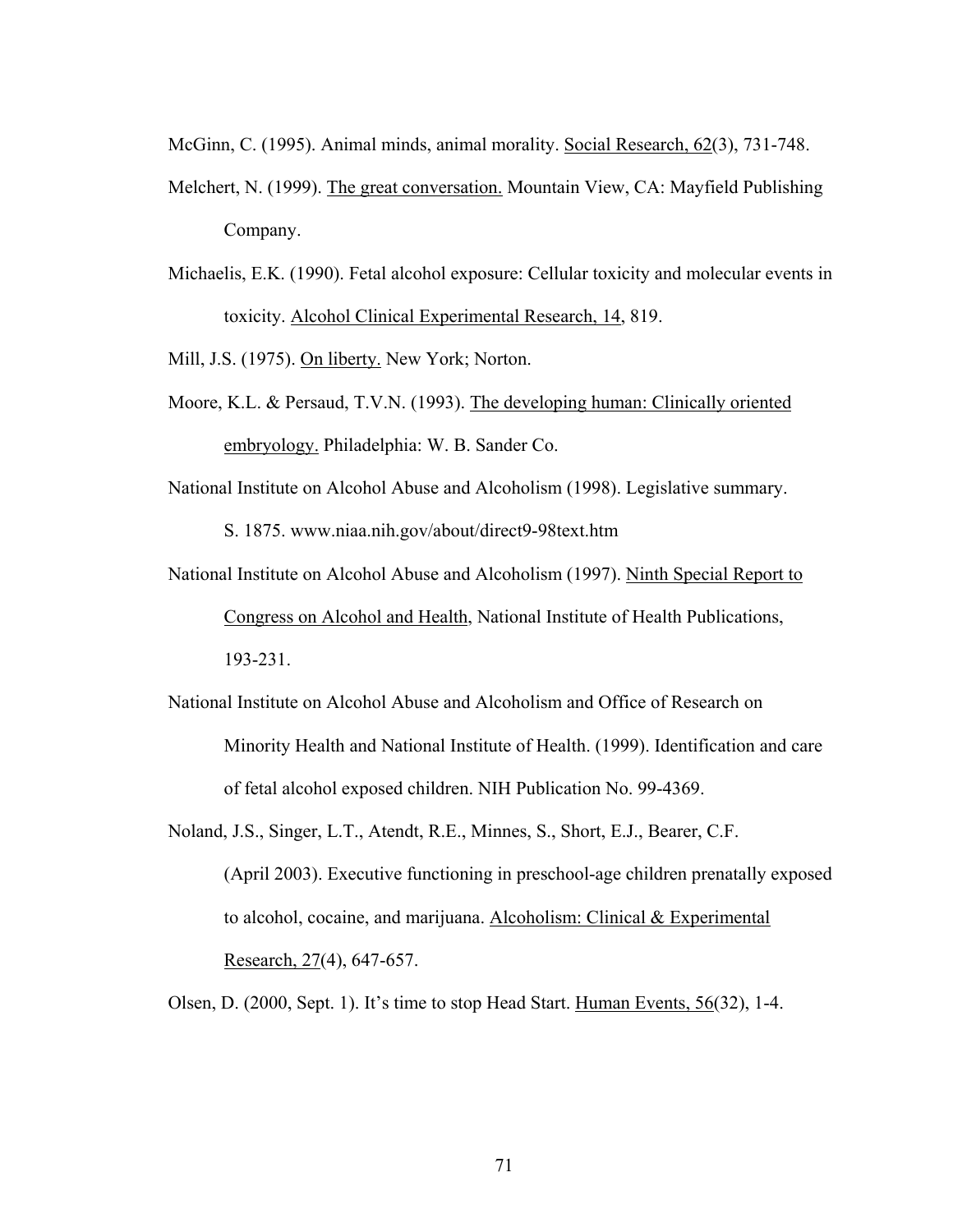McGinn, C. (1995). Animal minds, animal morality. <u>Social Research, 62</u>(3), 731-748.

Melchert, N. (1999). <u>The great conversation.</u> Mountain View, CA: Mayfield Publishing Company.

Michaelis, E.K. (1990). Fetal alcohol exposure: Cellular toxicity and molecular events in toxicity. <u>Alcohol Clinical Experimental Research, 14</u>, 819.

Mill, J.S. (1975). <u>On liberty.</u> New York; Norton.

Moore, K.L. & Persaud, T.V.N. (1993). <u>The developing human: Clinically oriented embryology.</u> Philadelphia: W. B. Sander Co.

National Institute on Alcohol Abuse and Alcoholism (1998). Legislative summary. S. 1875. www.niaa.nih.gov/about/direct9-98text.htm

National Institute on Alcohol Abuse and Alcoholism (1997). <u>Ninth Special Report to Congress on Alcohol and Health</u>, National Institute of Health Publications, 193-231.

National Institute on Alcohol Abuse and Alcoholism and Office of Research on Minority Health and National Institute of Health. (1999). Identification and care of fetal alcohol exposed children. NIH Publication No. 99-4369.

Noland, J.S., Singer, L.T., Atendt, R.E., Minnes, S., Short, E.J., Bearer, C.F. (April 2003). Executive functioning in preschool-age children prenatally exposed to alcohol, cocaine, and marijuana. <u>Alcoholism: Clinical & Experimental Research, 27</u>(4), 647-657.

Olsen, D. (2000, Sept. 1). It's time to stop Head Start. <u>Human Events, 56</u>(32), 1-4.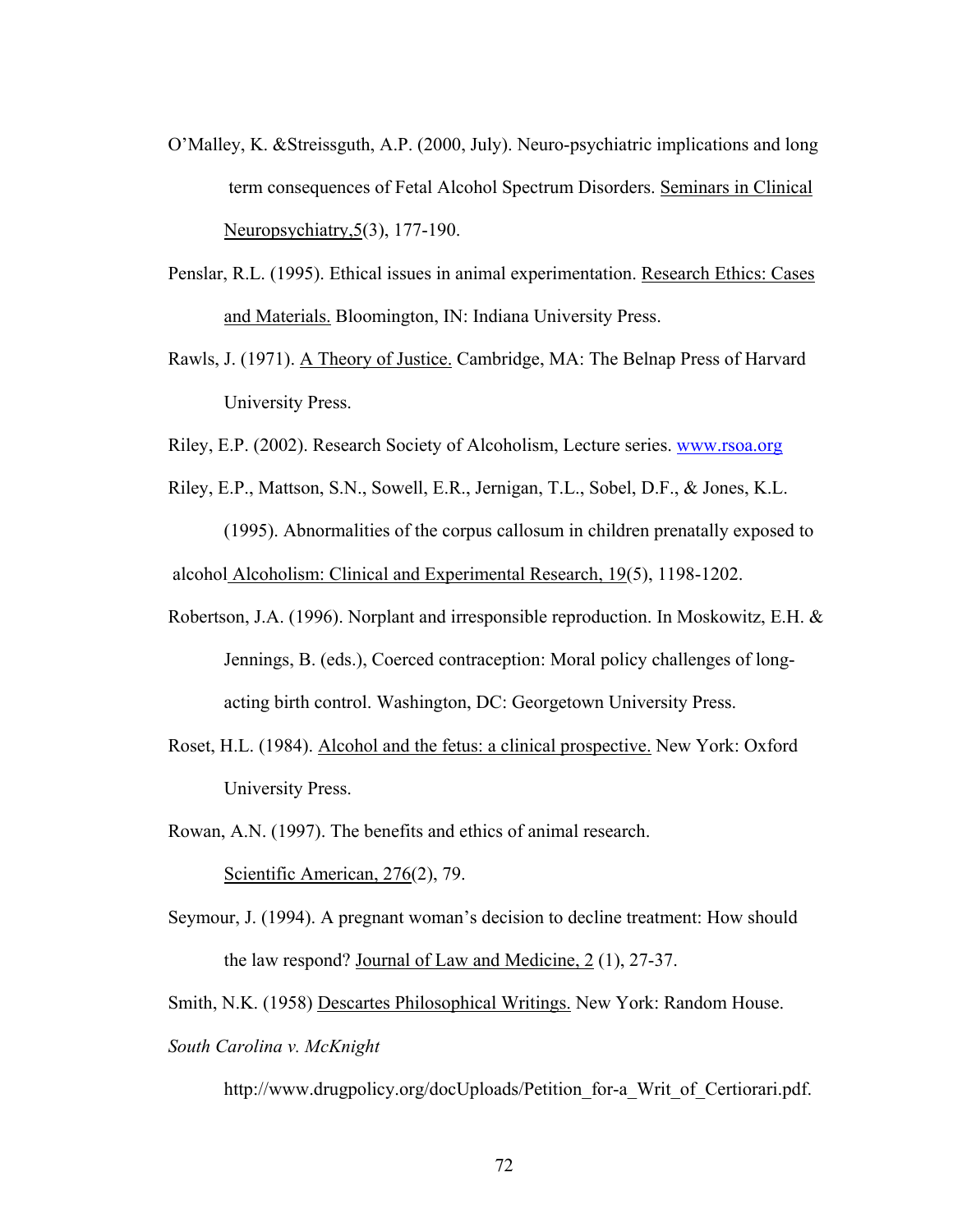O'Malley, K. &Streissguth, A.P. (2000, July). Neuro-psychiatric implications and long term consequences of Fetal Alcohol Spectrum Disorders. Seminars in Clinical Neuropsychiatry,5(3), 177-190.

Penslar, R.L. (1995). Ethical issues in animal experimentation. Research Ethics: Cases and Materials. Bloomington, IN: Indiana University Press.

Rawls, J. (1971). A Theory of Justice. Cambridge, MA: The Belnap Press of Harvard University Press.

Riley, E.P. (2002). Research Society of Alcoholism, Lecture series. www.rsoa.org

Riley, E.P., Mattson, S.N., Sowell, E.R., Jernigan, T.L., Sobel, D.F., & Jones, K.L. (1995). Abnormalities of the corpus callosum in children prenatally exposed to alcohol Alcoholism: Clinical and Experimental Research, 19(5), 1198-1202.

Robertson, J.A. (1996). Norplant and irresponsible reproduction. In Moskowitz, E.H. & Jennings, B. (eds.), Coerced contraception: Moral policy challenges of long-acting birth control. Washington, DC: Georgetown University Press.

Roset, H.L. (1984). Alcohol and the fetus: a clinical prospective. New York: Oxford University Press.

Rowan, A.N. (1997). The benefits and ethics of animal research. Scientific American, 276(2), 79.

Seymour, J. (1994). A pregnant woman's decision to decline treatment: How should the law respond? Journal of Law and Medicine, 2 (1), 27-37.

Smith, N.K. (1958) Descartes Philosophical Writings. New York: Random House.

*South Carolina v. McKnight*

http://www.drugpolicy.org/docUploads/Petition_for-a_Writ_of_Certiorari.pdf.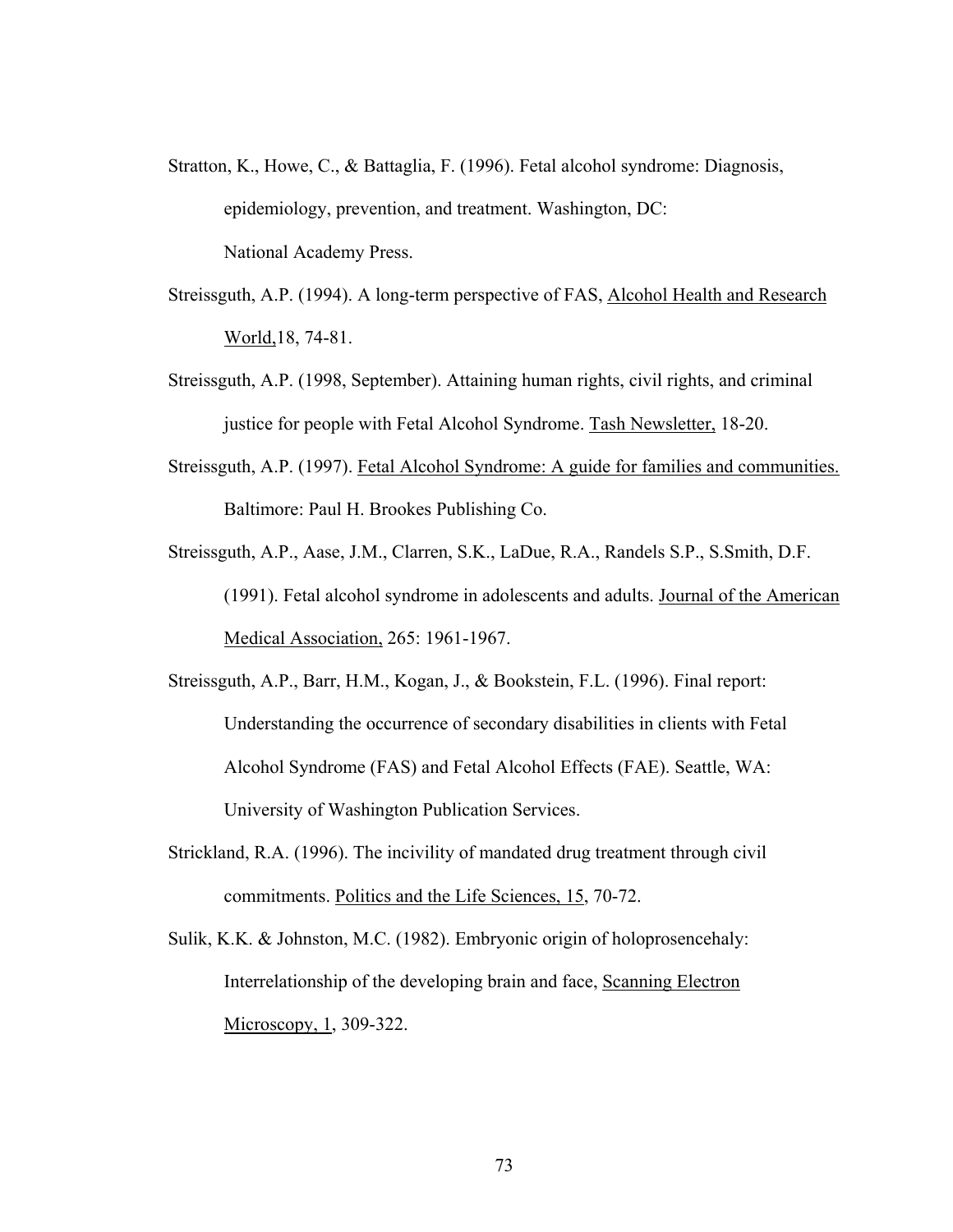Stratton, K., Howe, C., & Battaglia, F. (1996). Fetal alcohol syndrome: Diagnosis, epidemiology, prevention, and treatment. Washington, DC: National Academy Press.

Streissguth, A.P. (1994). A long-term perspective of FAS, Alcohol Health and Research World,18, 74-81.

Streissguth, A.P. (1998, September). Attaining human rights, civil rights, and criminal justice for people with Fetal Alcohol Syndrome. Tash Newsletter, 18-20.

Streissguth, A.P. (1997). Fetal Alcohol Syndrome: A guide for families and communities. Baltimore: Paul H. Brookes Publishing Co.

Streissguth, A.P., Aase, J.M., Clarren, S.K., LaDue, R.A., Randels S.P., S.Smith, D.F. (1991). Fetal alcohol syndrome in adolescents and adults. Journal of the American Medical Association, 265: 1961-1967.

Streissguth, A.P., Barr, H.M., Kogan, J., & Bookstein, F.L. (1996). Final report: Understanding the occurrence of secondary disabilities in clients with Fetal Alcohol Syndrome (FAS) and Fetal Alcohol Effects (FAE). Seattle, WA: University of Washington Publication Services.

Strickland, R.A. (1996). The incivility of mandated drug treatment through civil commitments. Politics and the Life Sciences, 15, 70-72.

Sulik, K.K. & Johnston, M.C. (1982). Embryonic origin of holoprosencehaly: Interrelationship of the developing brain and face, Scanning Electron Microscopy, 1, 309-322.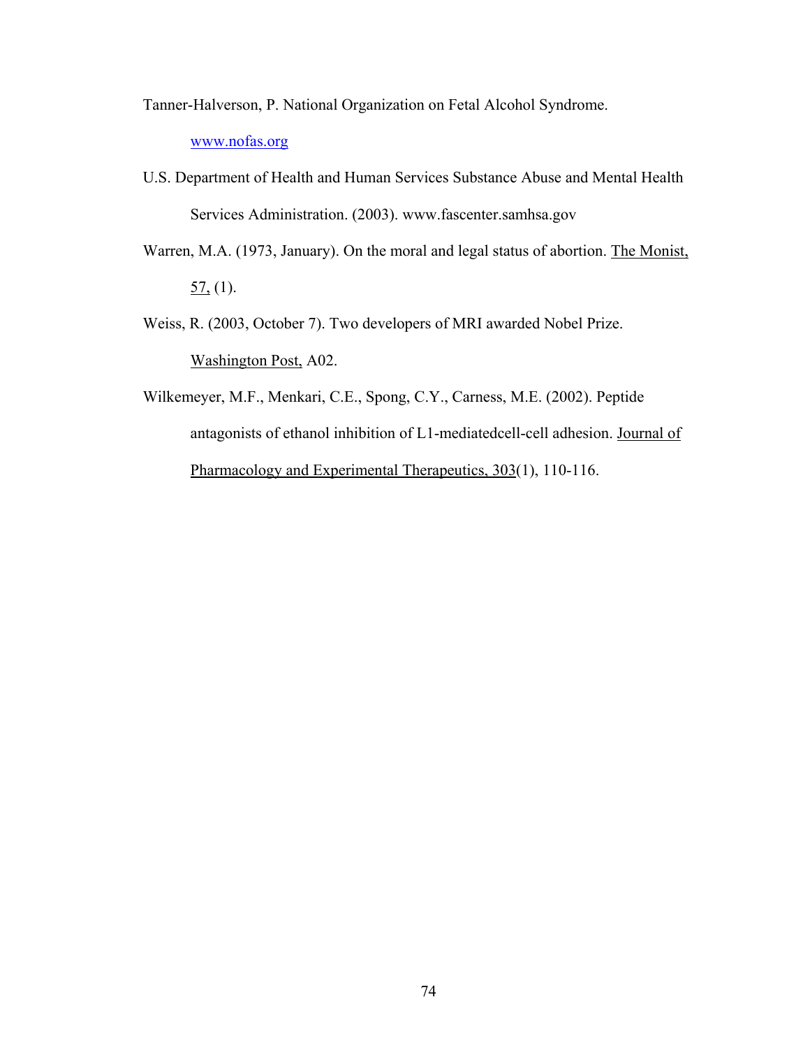Tanner-Halverson, P. National Organization on Fetal Alcohol Syndrome. www.nofas.org

U.S. Department of Health and Human Services Substance Abuse and Mental Health Services Administration. (2003). www.fascenter.samhsa.gov

Warren, M.A. (1973, January). On the moral and legal status of abortion. The Monist, 57, (1).

Weiss, R. (2003, October 7). Two developers of MRI awarded Nobel Prize. Washington Post, A02.

Wilkemeyer, M.F., Menkari, C.E., Spong, C.Y., Carness, M.E. (2002). Peptide antagonists of ethanol inhibition of L1-mediatedcell-cell adhesion. Journal of Pharmacology and Experimental Therapeutics, 303(1), 110-116.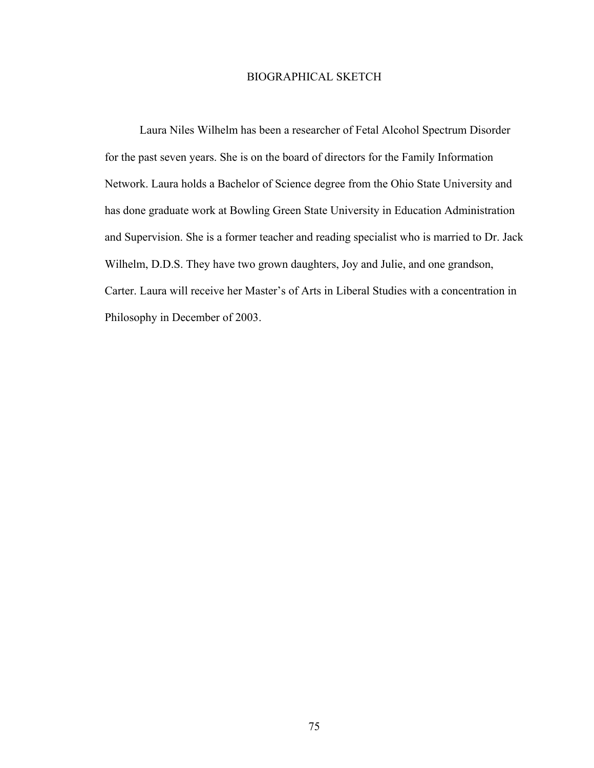# BIOGRAPHICAL SKETCH

Laura Niles Wilhelm has been a researcher of Fetal Alcohol Spectrum Disorder for the past seven years. She is on the board of directors for the Family Information Network. Laura holds a Bachelor of Science degree from the Ohio State University and has done graduate work at Bowling Green State University in Education Administration and Supervision. She is a former teacher and reading specialist who is married to Dr. Jack Wilhelm, D.D.S. They have two grown daughters, Joy and Julie, and one grandson, Carter. Laura will receive her Master's of Arts in Liberal Studies with a concentration in Philosophy in December of 2003.